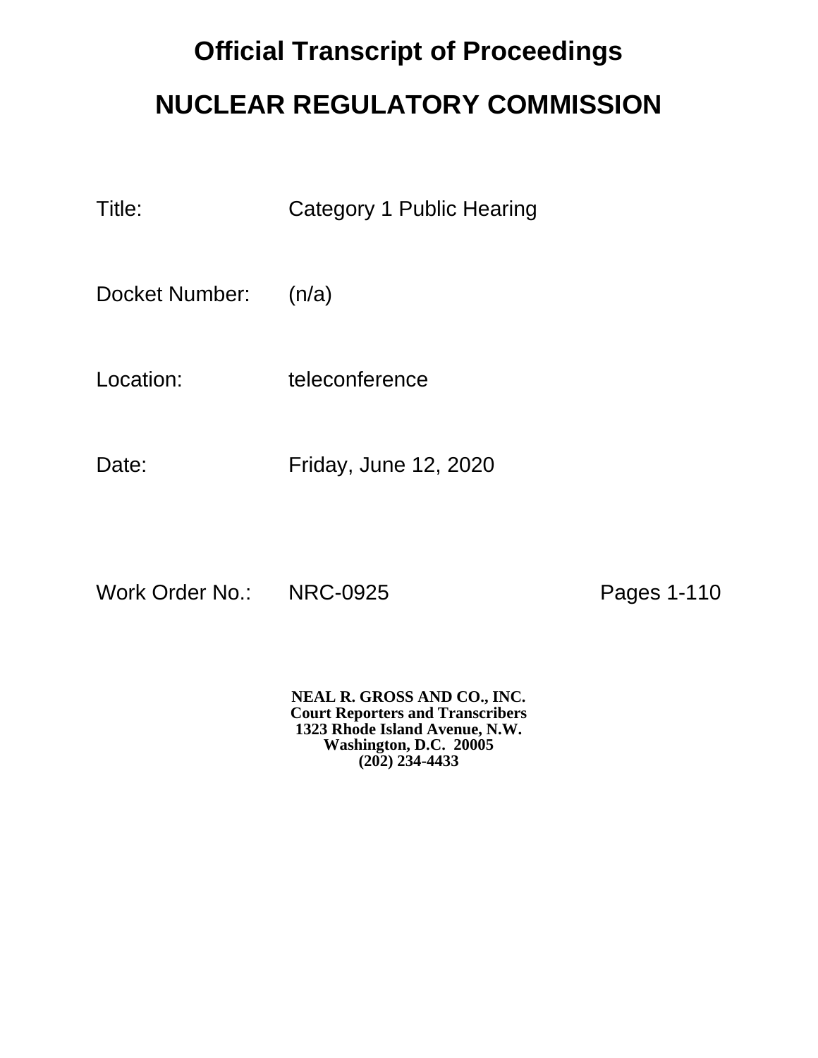# Official Transcript of Proceedings

# NUCLEAR REGULATORY COMMISSION

| | |
|---|---|
| Title: | Category 1 Public Hearing |
| Docket Number: | (n/a) |
| Location: | teleconference |
| Date: | Friday, June 12, 2020 |

Work Order No.: NRC-0925 Pages 1-110

**NEAL R. GROSS AND CO., INC.**
**Court Reporters and Transcribers**
**1323 Rhode Island Avenue, N.W.**
**Washington, D.C. 20005**
**(202) 234-4433**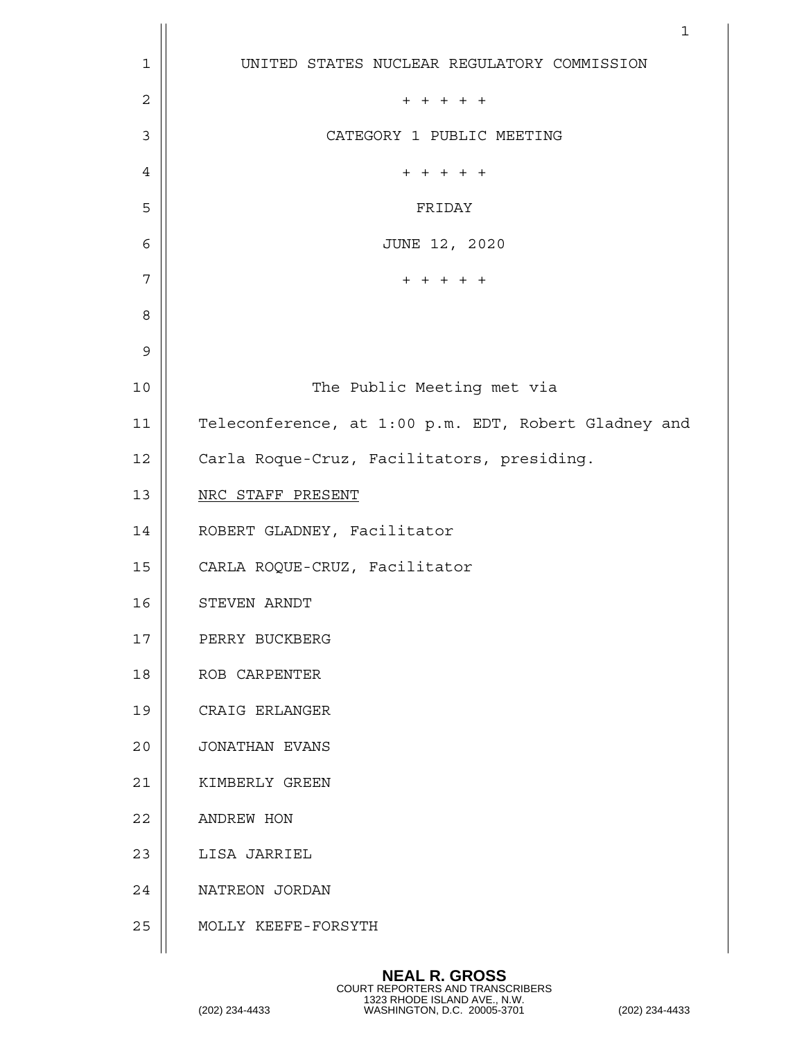UNITED STATES NUCLEAR REGULATORY COMMISSION

+ + + + +

CATEGORY 1 PUBLIC MEETING

+ + + + +

FRIDAY

JUNE 12, 2020

+ + + + +

The Public Meeting met via Teleconference, at 1:00 p.m. EDT, Robert Gladney and Carla Roque-Cruz, Facilitators, presiding.

NRC STAFF PRESENT

ROBERT GLADNEY, Facilitator

CARLA ROQUE-CRUZ, Facilitator

STEVEN ARNDT

PERRY BUCKBERG

ROB CARPENTER

CRAIG ERLANGER

JONATHAN EVANS

KIMBERLY GREEN

ANDREW HON

LISA JARRIEL

NATREON JORDAN

MOLLY KEEFE-FORSYTH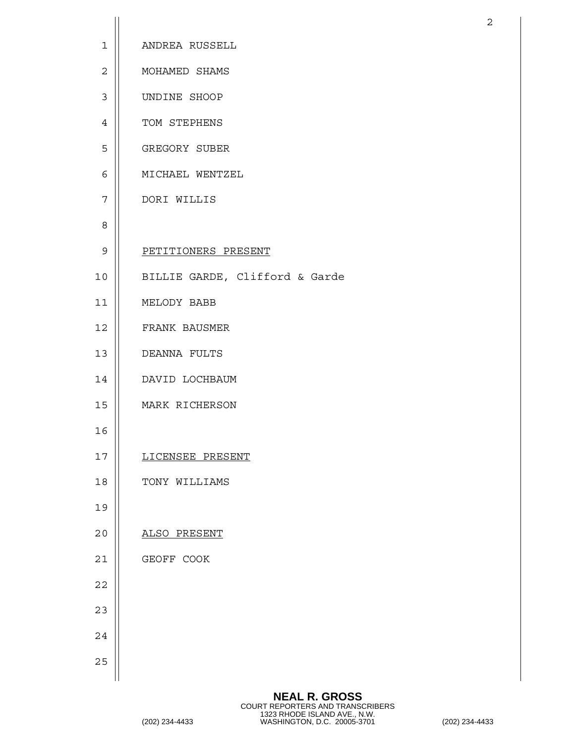ANDREA RUSSELL

MOHAMED SHAMS

UNDINE SHOOP

TOM STEPHENS

GREGORY SUBER

MICHAEL WENTZEL

DORI WILLIS

PETITIONERS PRESENT

BILLIE GARDE, Clifford & Garde

MELODY BABB

FRANK BAUSMER

DEANNA FULTS

DAVID LOCHBAUM

MARK RICHERSON

LICENSEE PRESENT

TONY WILLIAMS

ALSO PRESENT

GEOFF COOK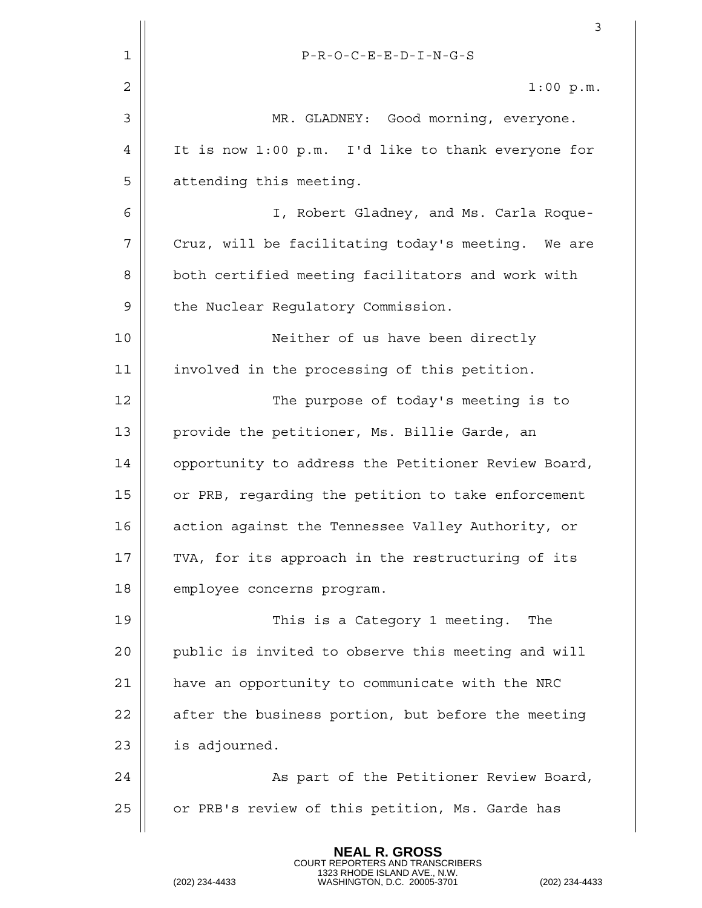P-R-O-C-E-E-D-I-N-G-S

1:00 p.m.

MR. GLADNEY: Good morning, everyone. It is now 1:00 p.m. I'd like to thank everyone for attending this meeting.

I, Robert Gladney, and Ms. Carla Roque-Cruz, will be facilitating today's meeting. We are both certified meeting facilitators and work with the Nuclear Regulatory Commission.

Neither of us have been directly involved in the processing of this petition.

The purpose of today's meeting is to provide the petitioner, Ms. Billie Garde, an opportunity to address the Petitioner Review Board, or PRB, regarding the petition to take enforcement action against the Tennessee Valley Authority, or TVA, for its approach in the restructuring of its employee concerns program.

This is a Category 1 meeting. The public is invited to observe this meeting and will have an opportunity to communicate with the NRC after the business portion, but before the meeting is adjourned.

As part of the Petitioner Review Board, or PRB's review of this petition, Ms. Garde has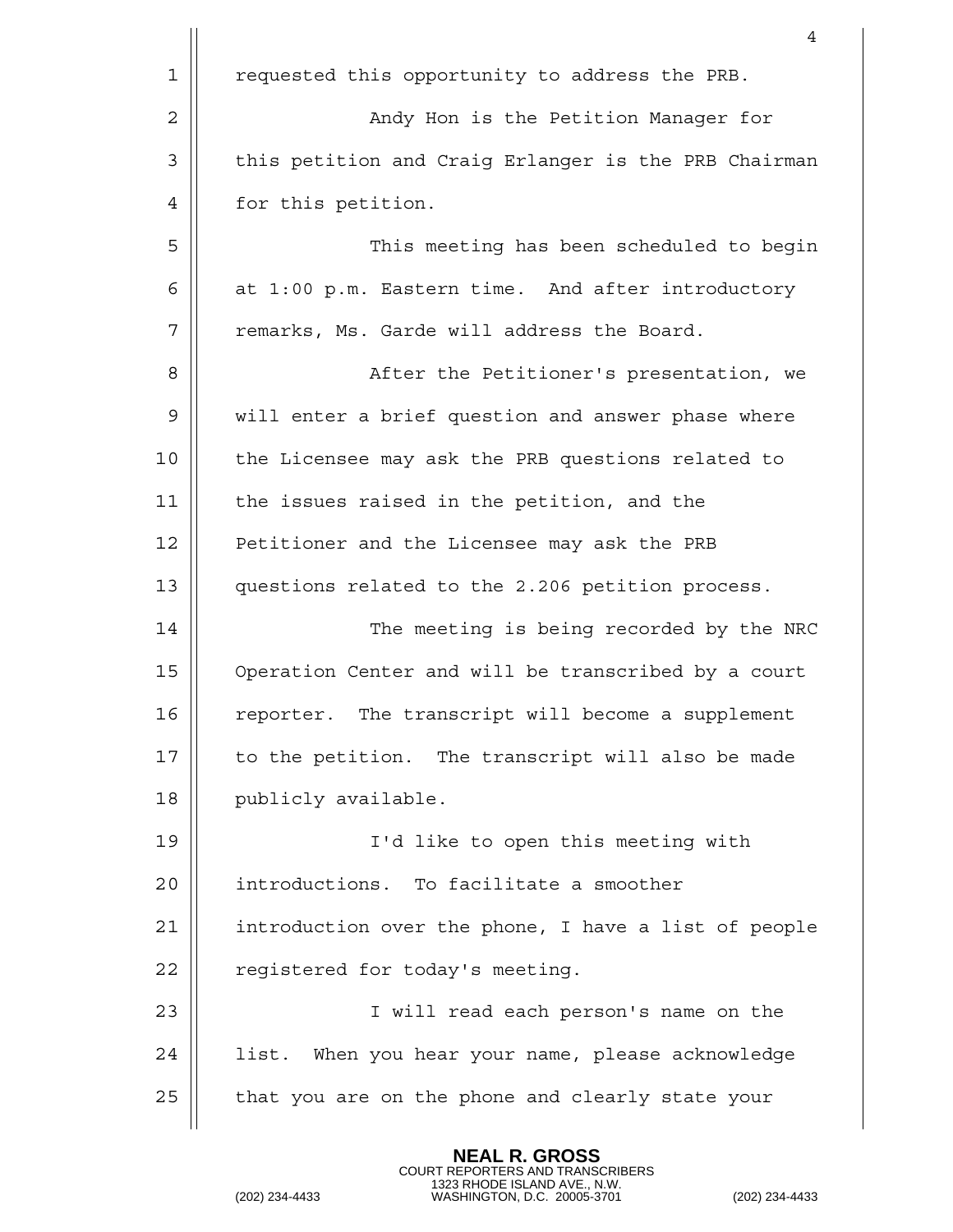requested this opportunity to address the PRB.

Andy Hon is the Petition Manager for this petition and Craig Erlanger is the PRB Chairman for this petition.

This meeting has been scheduled to begin at 1:00 p.m. Eastern time. And after introductory remarks, Ms. Garde will address the Board.

After the Petitioner's presentation, we will enter a brief question and answer phase where the Licensee may ask the PRB questions related to the issues raised in the petition, and the Petitioner and the Licensee may ask the PRB questions related to the 2.206 petition process.

The meeting is being recorded by the NRC Operation Center and will be transcribed by a court reporter. The transcript will become a supplement to the petition. The transcript will also be made publicly available.

I'd like to open this meeting with introductions. To facilitate a smoother introduction over the phone, I have a list of people registered for today's meeting.

I will read each person's name on the list. When you hear your name, please acknowledge that you are on the phone and clearly state your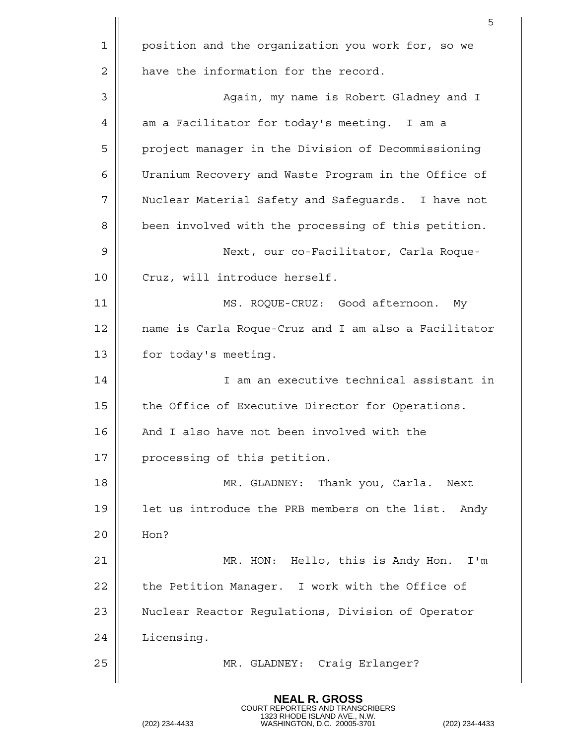position and the organization you work for, so we have the information for the record.

Again, my name is Robert Gladney and I am a Facilitator for today's meeting. I am a project manager in the Division of Decommissioning Uranium Recovery and Waste Program in the Office of Nuclear Material Safety and Safeguards. I have not been involved with the processing of this petition.

Next, our co-Facilitator, Carla Roque-Cruz, will introduce herself.

MS. ROQUE-CRUZ: Good afternoon. My name is Carla Roque-Cruz and I am also a Facilitator for today's meeting.

I am an executive technical assistant in the Office of Executive Director for Operations. And I also have not been involved with the processing of this petition.

MR. GLADNEY: Thank you, Carla. Next let us introduce the PRB members on the list. Andy Hon?

MR. HON: Hello, this is Andy Hon. I'm the Petition Manager. I work with the Office of Nuclear Reactor Regulations, Division of Operator Licensing.

MR. GLADNEY: Craig Erlanger?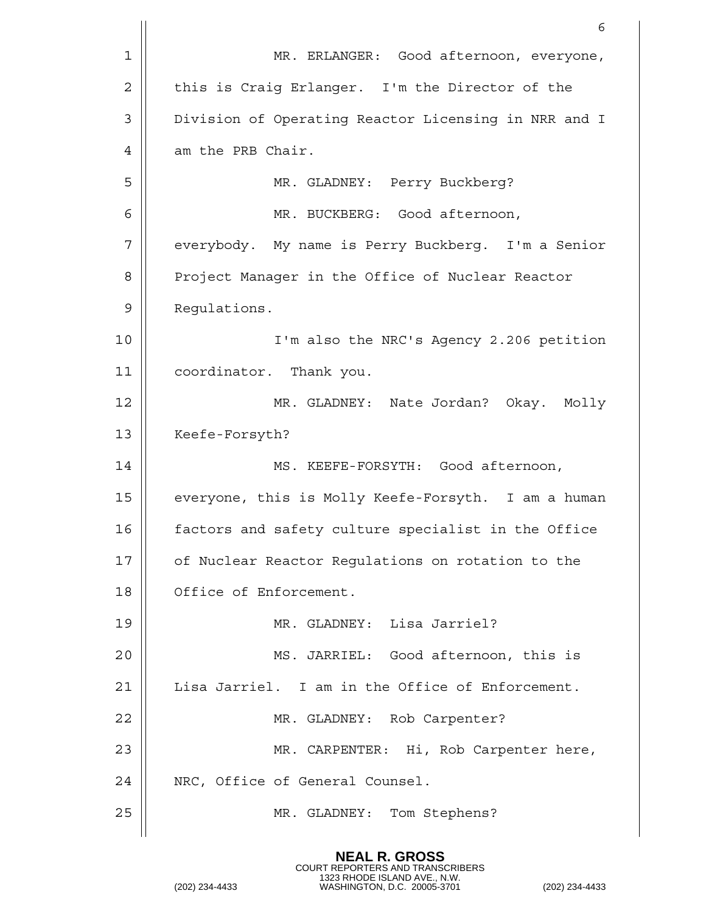MR. ERLANGER: Good afternoon, everyone, this is Craig Erlanger. I'm the Director of the Division of Operating Reactor Licensing in NRR and I am the PRB Chair.

MR. GLADNEY: Perry Buckberg?

MR. BUCKBERG: Good afternoon, everybody. My name is Perry Buckberg. I'm a Senior Project Manager in the Office of Nuclear Reactor Regulations.

I'm also the NRC's Agency 2.206 petition coordinator. Thank you.

MR. GLADNEY: Nate Jordan? Okay. Molly Keefe-Forsyth?

MS. KEEFE-FORSYTH: Good afternoon, everyone, this is Molly Keefe-Forsyth. I am a human factors and safety culture specialist in the Office of Nuclear Reactor Regulations on rotation to the Office of Enforcement.

MR. GLADNEY: Lisa Jarriel?

MS. JARRIEL: Good afternoon, this is Lisa Jarriel. I am in the Office of Enforcement.

MR. GLADNEY: Rob Carpenter?

MR. CARPENTER: Hi, Rob Carpenter here, NRC, Office of General Counsel.

MR. GLADNEY: Tom Stephens?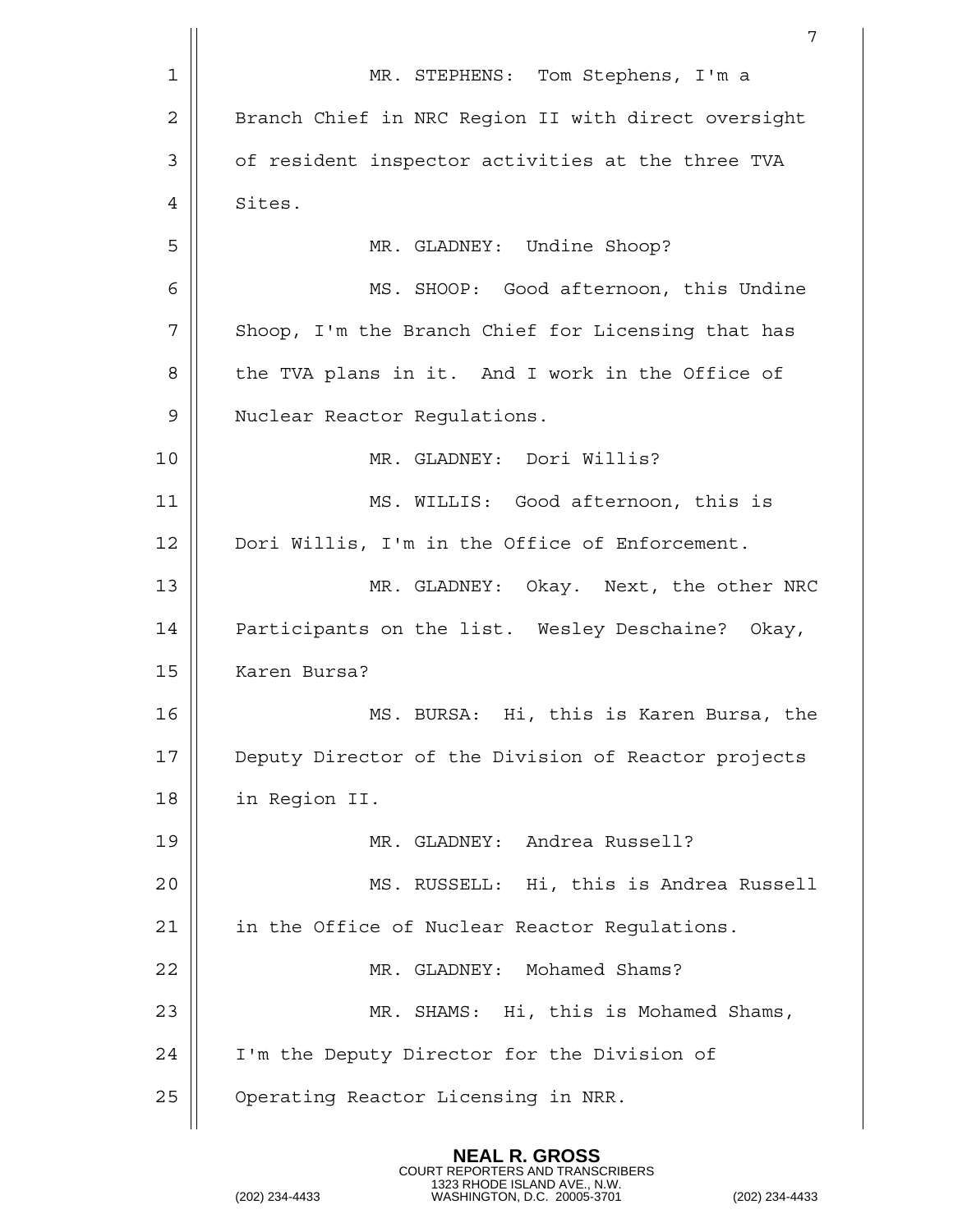MR. STEPHENS: Tom Stephens, I'm a Branch Chief in NRC Region II with direct oversight of resident inspector activities at the three TVA Sites.

MR. GLADNEY: Undine Shoop?

MS. SHOOP: Good afternoon, this Undine Shoop, I'm the Branch Chief for Licensing that has the TVA plans in it. And I work in the Office of Nuclear Reactor Regulations.

MR. GLADNEY: Dori Willis?

MS. WILLIS: Good afternoon, this is Dori Willis, I'm in the Office of Enforcement.

MR. GLADNEY: Okay. Next, the other NRC Participants on the list. Wesley Deschaine? Okay, Karen Bursa?

MS. BURSA: Hi, this is Karen Bursa, the Deputy Director of the Division of Reactor projects in Region II.

MR. GLADNEY: Andrea Russell?

MS. RUSSELL: Hi, this is Andrea Russell in the Office of Nuclear Reactor Regulations.

MR. GLADNEY: Mohamed Shams?

MR. SHAMS: Hi, this is Mohamed Shams, I'm the Deputy Director for the Division of Operating Reactor Licensing in NRR.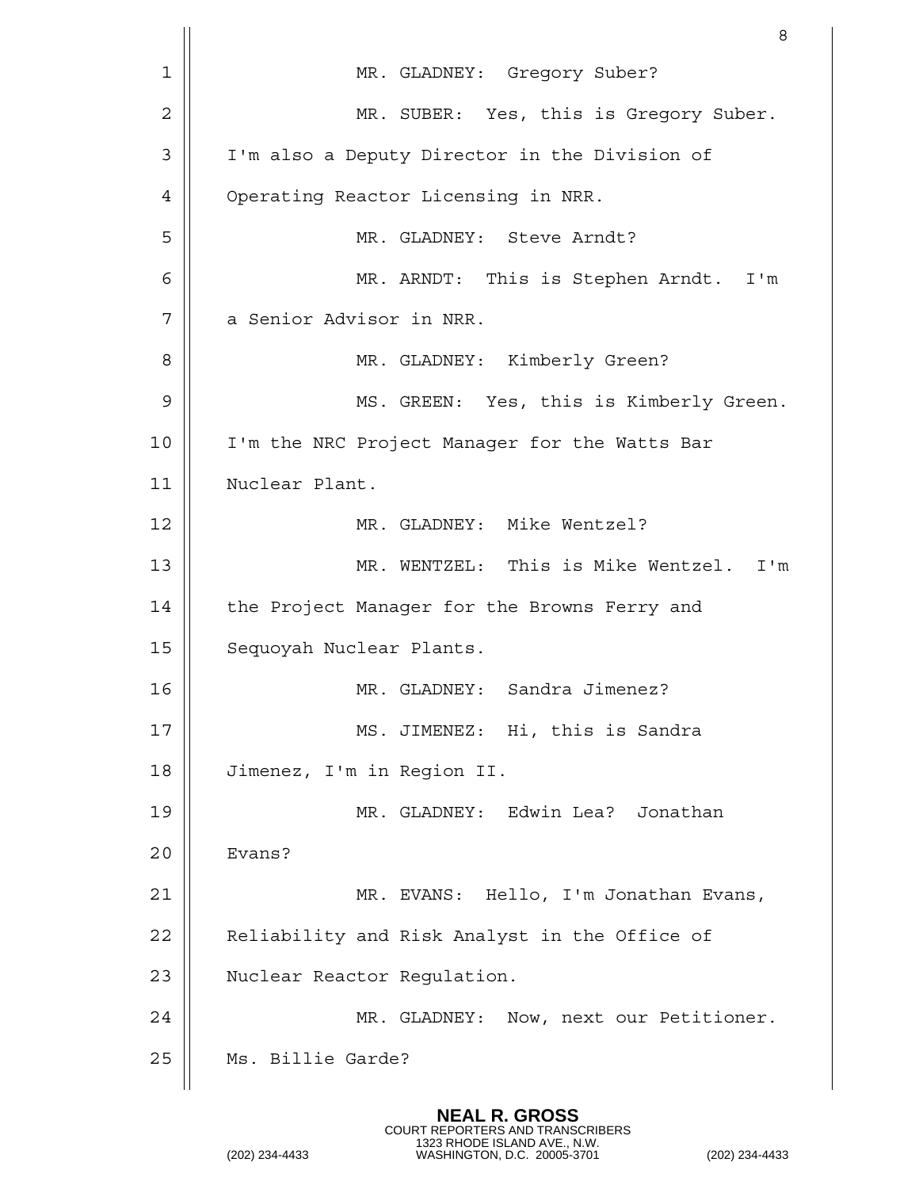MR. GLADNEY: Gregory Suber?

MR. SUBER: Yes, this is Gregory Suber. I'm also a Deputy Director in the Division of Operating Reactor Licensing in NRR.

MR. GLADNEY: Steve Arndt?

MR. ARNDT: This is Stephen Arndt. I'm a Senior Advisor in NRR.

MR. GLADNEY: Kimberly Green?

MS. GREEN: Yes, this is Kimberly Green. I'm the NRC Project Manager for the Watts Bar Nuclear Plant.

MR. GLADNEY: Mike Wentzel?

MR. WENTZEL: This is Mike Wentzel. I'm the Project Manager for the Browns Ferry and Sequoyah Nuclear Plants.

MR. GLADNEY: Sandra Jimenez?

MS. JIMENEZ: Hi, this is Sandra Jimenez, I'm in Region II.

MR. GLADNEY: Edwin Lea? Jonathan Evans?

MR. EVANS: Hello, I'm Jonathan Evans, Reliability and Risk Analyst in the Office of Nuclear Reactor Regulation.

MR. GLADNEY: Now, next our Petitioner. Ms. Billie Garde?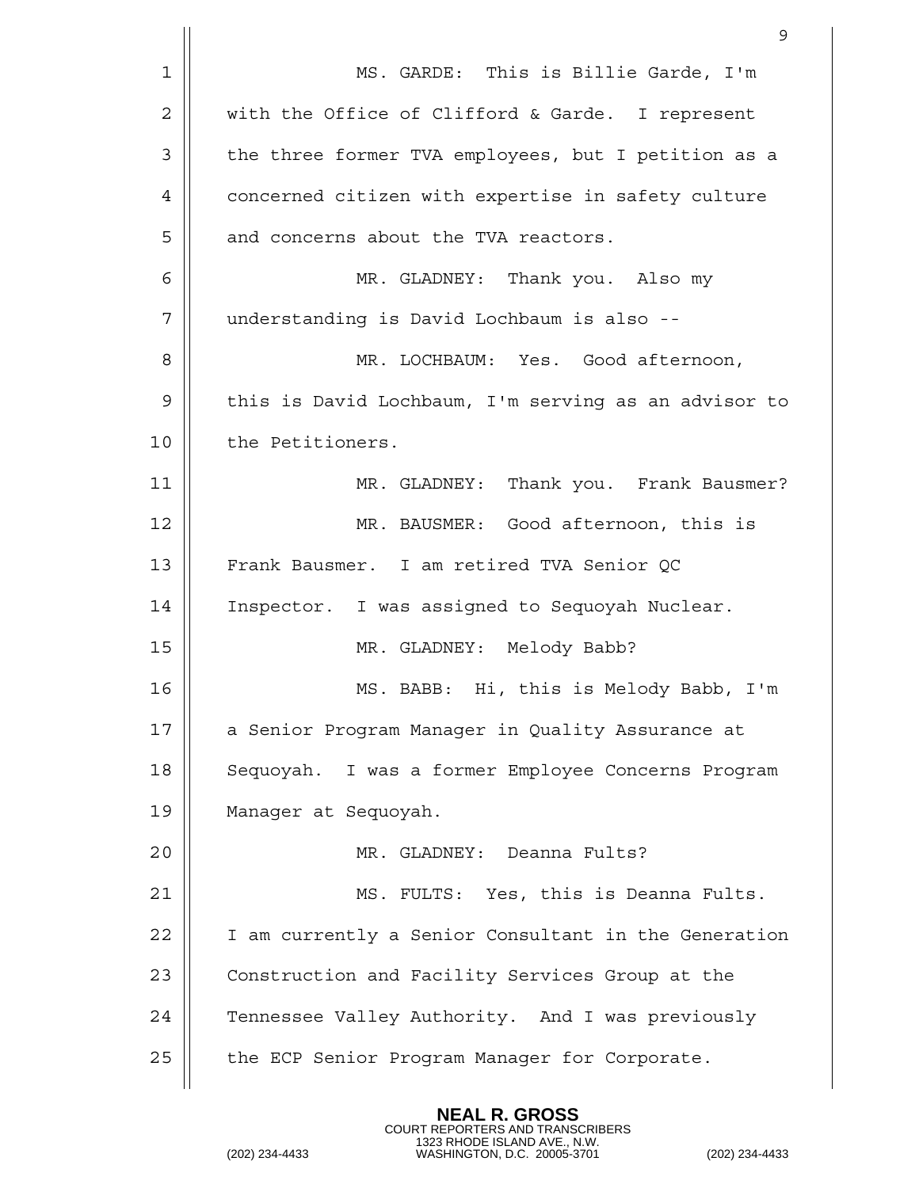MS. GARDE: This is Billie Garde, I'm with the Office of Clifford & Garde. I represent the three former TVA employees, but I petition as a concerned citizen with expertise in safety culture and concerns about the TVA reactors.

MR. GLADNEY: Thank you. Also my understanding is David Lochbaum is also --

MR. LOCHBAUM: Yes. Good afternoon, this is David Lochbaum, I'm serving as an advisor to the Petitioners.

MR. GLADNEY: Thank you. Frank Bausmer?

MR. BAUSMER: Good afternoon, this is Frank Bausmer. I am retired TVA Senior QC Inspector. I was assigned to Sequoyah Nuclear.

MR. GLADNEY: Melody Babb?

MS. BABB: Hi, this is Melody Babb, I'm a Senior Program Manager in Quality Assurance at Sequoyah. I was a former Employee Concerns Program Manager at Sequoyah.

MR. GLADNEY: Deanna Fults?

MS. FULTS: Yes, this is Deanna Fults. I am currently a Senior Consultant in the Generation Construction and Facility Services Group at the Tennessee Valley Authority. And I was previously the ECP Senior Program Manager for Corporate.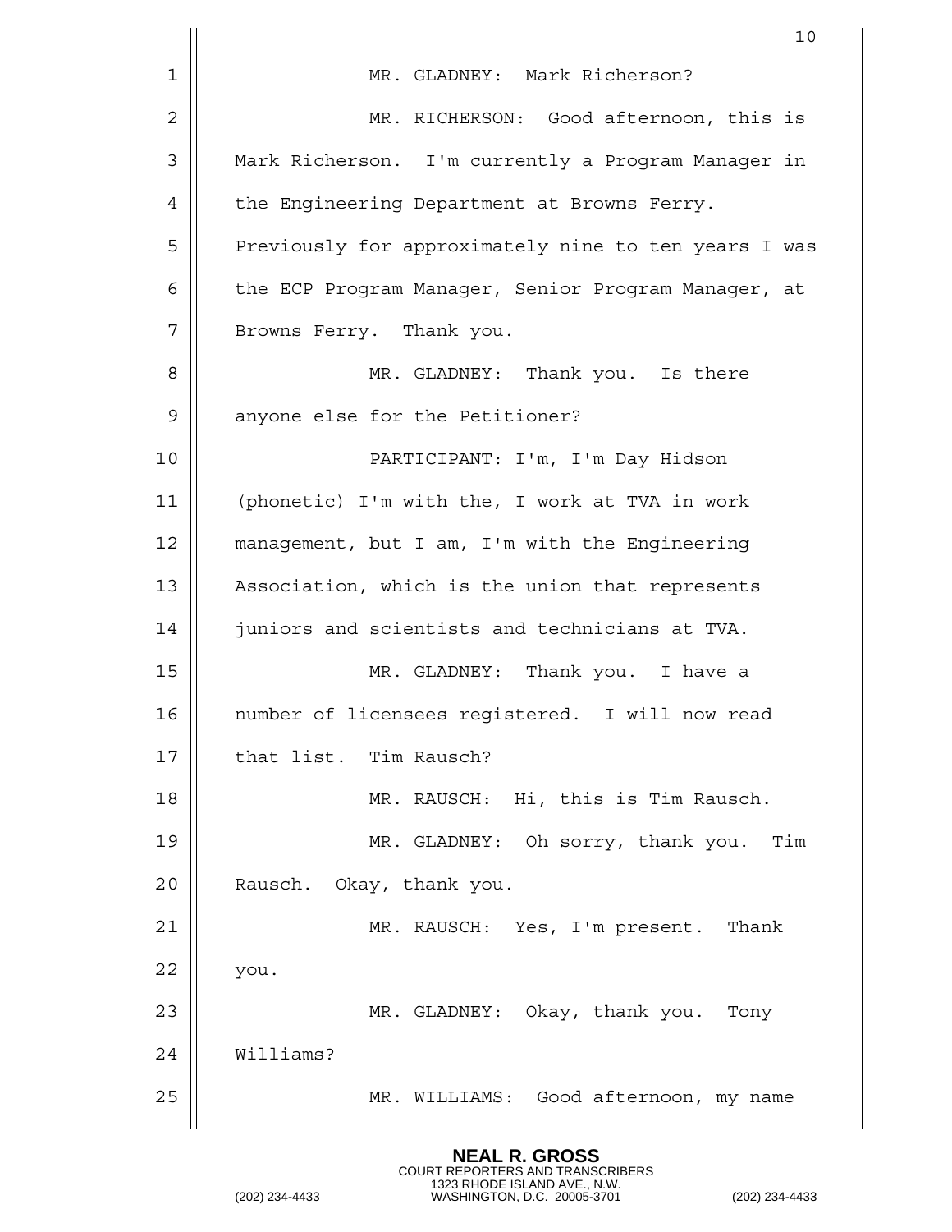MR. GLADNEY: Mark Richerson?

MR. RICHERSON: Good afternoon, this is Mark Richerson. I'm currently a Program Manager in the Engineering Department at Browns Ferry. Previously for approximately nine to ten years I was the ECP Program Manager, Senior Program Manager, at Browns Ferry. Thank you.

MR. GLADNEY: Thank you. Is there anyone else for the Petitioner?

PARTICIPANT: I'm, I'm Day Hidson (phonetic) I'm with the, I work at TVA in work management, but I am, I'm with the Engineering Association, which is the union that represents juniors and scientists and technicians at TVA.

MR. GLADNEY: Thank you. I have a number of licensees registered. I will now read that list. Tim Rausch?

MR. RAUSCH: Hi, this is Tim Rausch.

MR. GLADNEY: Oh sorry, thank you. Tim Rausch. Okay, thank you.

MR. RAUSCH: Yes, I'm present. Thank you.

MR. GLADNEY: Okay, thank you. Tony Williams?

MR. WILLIAMS: Good afternoon, my name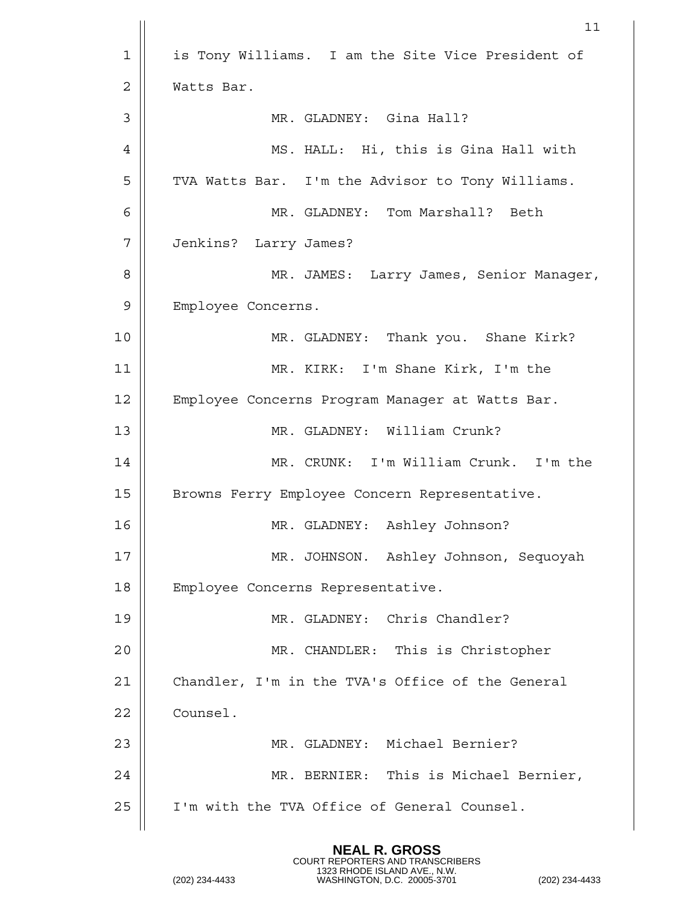is Tony Williams. I am the Site Vice President of Watts Bar.

MR. GLADNEY: Gina Hall?

MS. HALL: Hi, this is Gina Hall with TVA Watts Bar. I'm the Advisor to Tony Williams.

MR. GLADNEY: Tom Marshall? Beth Jenkins? Larry James?

MR. JAMES: Larry James, Senior Manager, Employee Concerns.

MR. GLADNEY: Thank you. Shane Kirk?

MR. KIRK: I'm Shane Kirk, I'm the Employee Concerns Program Manager at Watts Bar.

MR. GLADNEY: William Crunk?

MR. CRUNK: I'm William Crunk. I'm the Browns Ferry Employee Concern Representative.

MR. GLADNEY: Ashley Johnson?

MR. JOHNSON. Ashley Johnson, Sequoyah Employee Concerns Representative.

MR. GLADNEY: Chris Chandler?

MR. CHANDLER: This is Christopher Chandler, I'm in the TVA's Office of the General Counsel.

MR. GLADNEY: Michael Bernier?

MR. BERNIER: This is Michael Bernier, I'm with the TVA Office of General Counsel.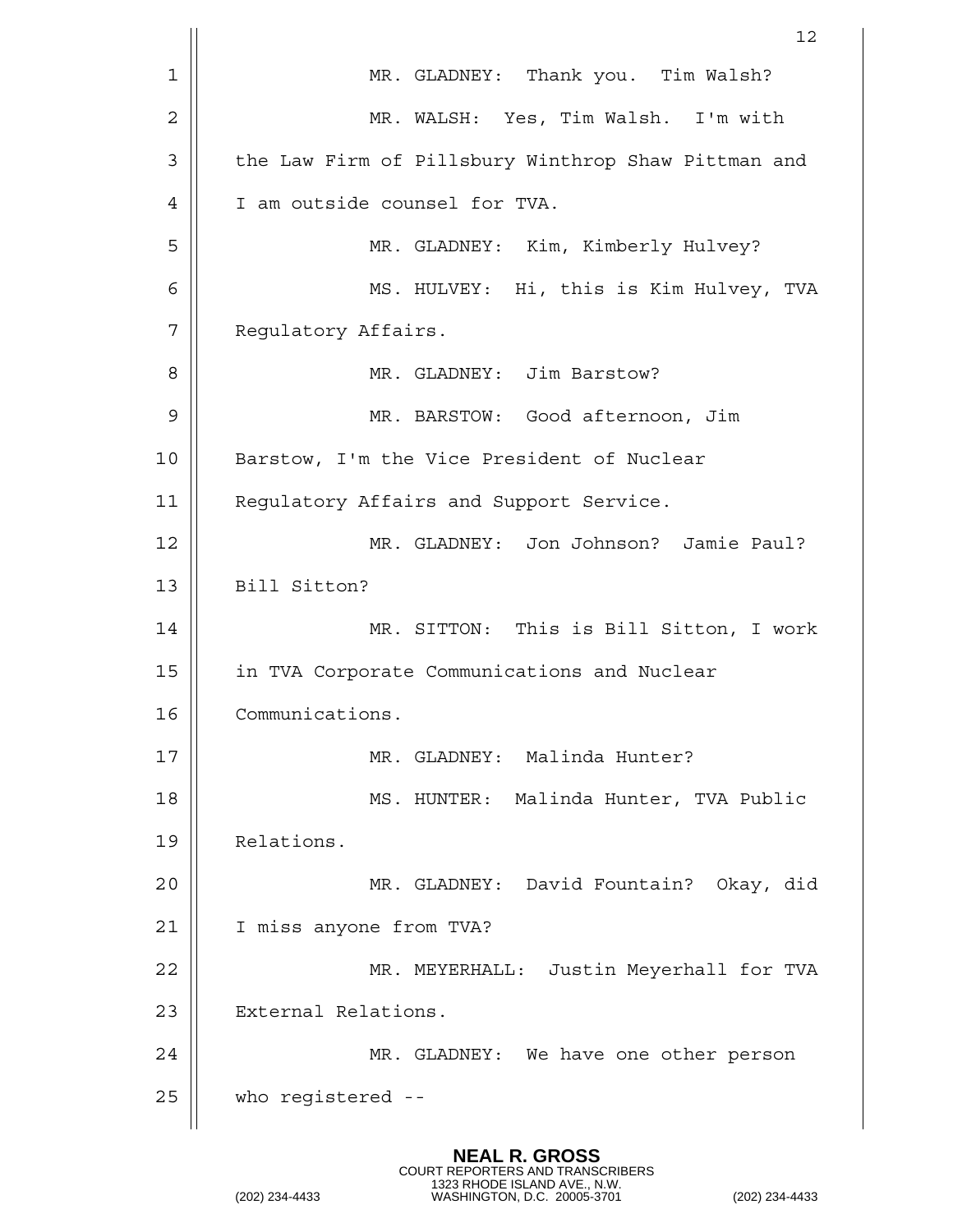MR. GLADNEY: Thank you. Tim Walsh?

MR. WALSH: Yes, Tim Walsh. I'm with the Law Firm of Pillsbury Winthrop Shaw Pittman and I am outside counsel for TVA.

MR. GLADNEY: Kim, Kimberly Hulvey?

MS. HULVEY: Hi, this is Kim Hulvey, TVA Regulatory Affairs.

MR. GLADNEY: Jim Barstow?

MR. BARSTOW: Good afternoon, Jim Barstow, I'm the Vice President of Nuclear Regulatory Affairs and Support Service.

MR. GLADNEY: Jon Johnson? Jamie Paul? Bill Sitton?

MR. SITTON: This is Bill Sitton, I work in TVA Corporate Communications and Nuclear Communications.

MR. GLADNEY: Malinda Hunter?

MS. HUNTER: Malinda Hunter, TVA Public Relations.

MR. GLADNEY: David Fountain? Okay, did I miss anyone from TVA?

MR. MEYERHALL: Justin Meyerhall for TVA External Relations.

MR. GLADNEY: We have one other person who registered --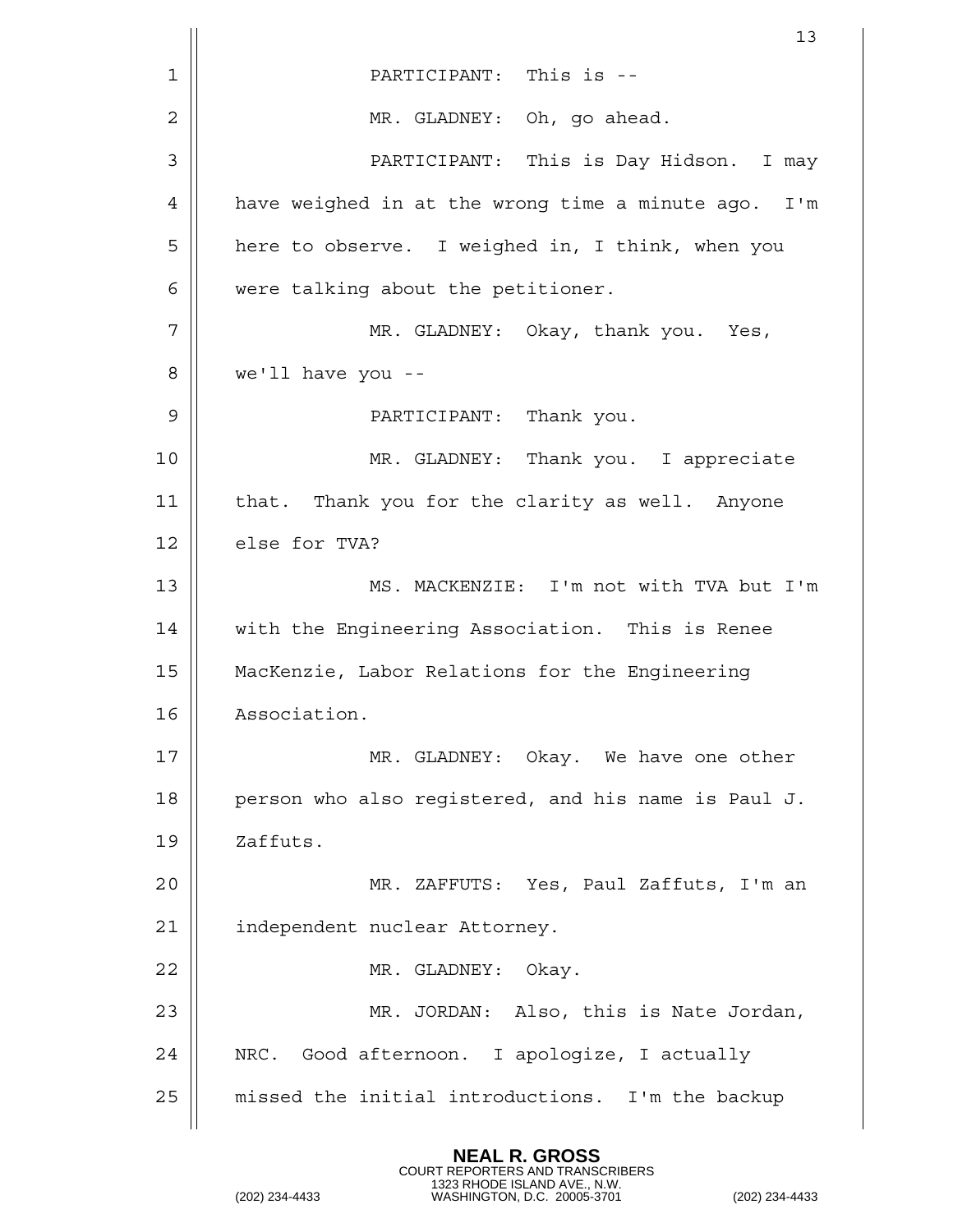PARTICIPANT: This is --

MR. GLADNEY: Oh, go ahead.

PARTICIPANT: This is Day Hidson. I may have weighed in at the wrong time a minute ago. I'm here to observe. I weighed in, I think, when you were talking about the petitioner.

MR. GLADNEY: Okay, thank you. Yes, we'll have you --

PARTICIPANT: Thank you.

MR. GLADNEY: Thank you. I appreciate that. Thank you for the clarity as well. Anyone else for TVA?

MS. MACKENZIE: I'm not with TVA but I'm with the Engineering Association. This is Renee MacKenzie, Labor Relations for the Engineering Association.

MR. GLADNEY: Okay. We have one other person who also registered, and his name is Paul J. Zaffuts.

MR. ZAFFUTS: Yes, Paul Zaffuts, I'm an independent nuclear Attorney.

MR. GLADNEY: Okay.

MR. JORDAN: Also, this is Nate Jordan, NRC. Good afternoon. I apologize, I actually missed the initial introductions. I'm the backup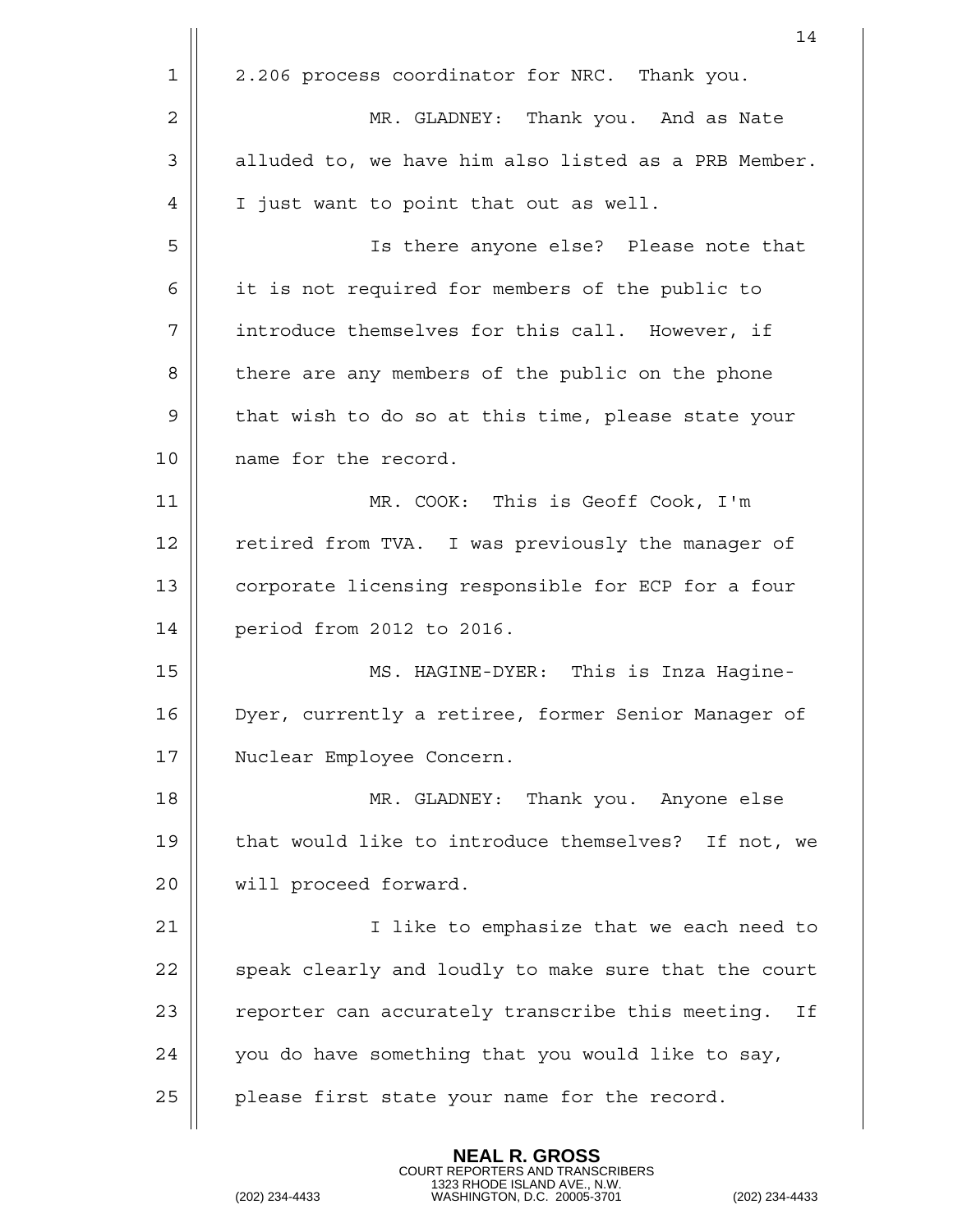2.206 process coordinator for NRC. Thank you.

MR. GLADNEY: Thank you. And as Nate alluded to, we have him also listed as a PRB Member. I just want to point that out as well.

Is there anyone else? Please note that it is not required for members of the public to introduce themselves for this call. However, if there are any members of the public on the phone that wish to do so at this time, please state your name for the record.

MR. COOK: This is Geoff Cook, I'm retired from TVA. I was previously the manager of corporate licensing responsible for ECP for a four period from 2012 to 2016.

MS. HAGINE-DYER: This is Inza Hagine-Dyer, currently a retiree, former Senior Manager of Nuclear Employee Concern.

MR. GLADNEY: Thank you. Anyone else that would like to introduce themselves? If not, we will proceed forward.

I like to emphasize that we each need to speak clearly and loudly to make sure that the court reporter can accurately transcribe this meeting. If you do have something that you would like to say, please first state your name for the record.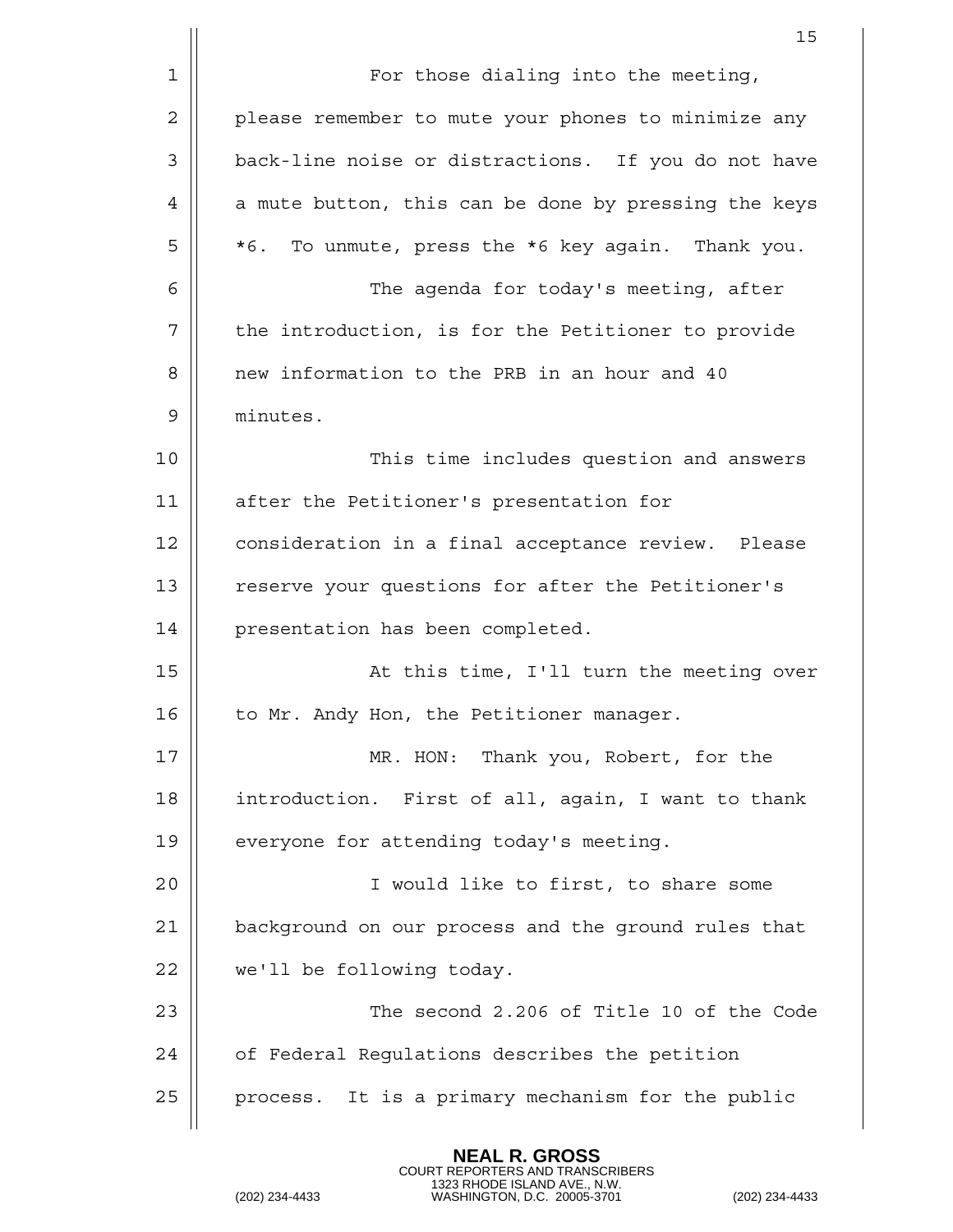For those dialing into the meeting, please remember to mute your phones to minimize any back-line noise or distractions. If you do not have a mute button, this can be done by pressing the keys *6. To unmute, press the *6 key again. Thank you.

The agenda for today's meeting, after the introduction, is for the Petitioner to provide new information to the PRB in an hour and 40 minutes.

This time includes question and answers after the Petitioner's presentation for consideration in a final acceptance review. Please reserve your questions for after the Petitioner's presentation has been completed.

At this time, I'll turn the meeting over to Mr. Andy Hon, the Petitioner manager.

MR. HON: Thank you, Robert, for the introduction. First of all, again, I want to thank everyone for attending today's meeting.

I would like to first, to share some background on our process and the ground rules that we'll be following today.

The second 2.206 of Title 10 of the Code of Federal Regulations describes the petition process. It is a primary mechanism for the public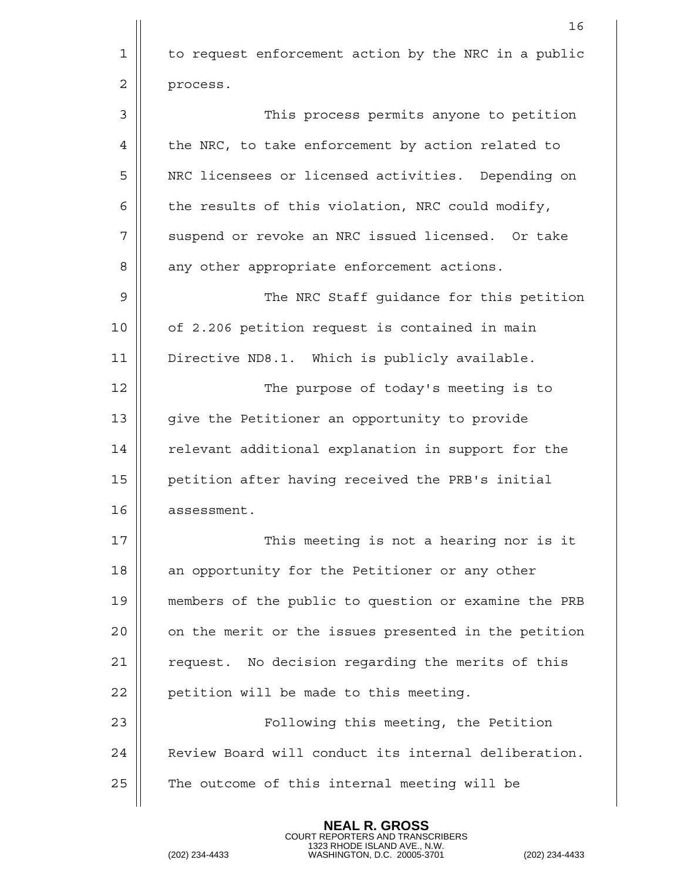to request enforcement action by the NRC in a public process.

This process permits anyone to petition the NRC, to take enforcement by action related to NRC licensees or licensed activities. Depending on the results of this violation, NRC could modify, suspend or revoke an NRC issued licensed. Or take any other appropriate enforcement actions.

The NRC Staff guidance for this petition of 2.206 petition request is contained in main Directive ND8.1. Which is publicly available.

The purpose of today's meeting is to give the Petitioner an opportunity to provide relevant additional explanation in support for the petition after having received the PRB's initial assessment.

This meeting is not a hearing nor is it an opportunity for the Petitioner or any other members of the public to question or examine the PRB on the merit or the issues presented in the petition request. No decision regarding the merits of this petition will be made to this meeting.

Following this meeting, the Petition Review Board will conduct its internal deliberation. The outcome of this internal meeting will be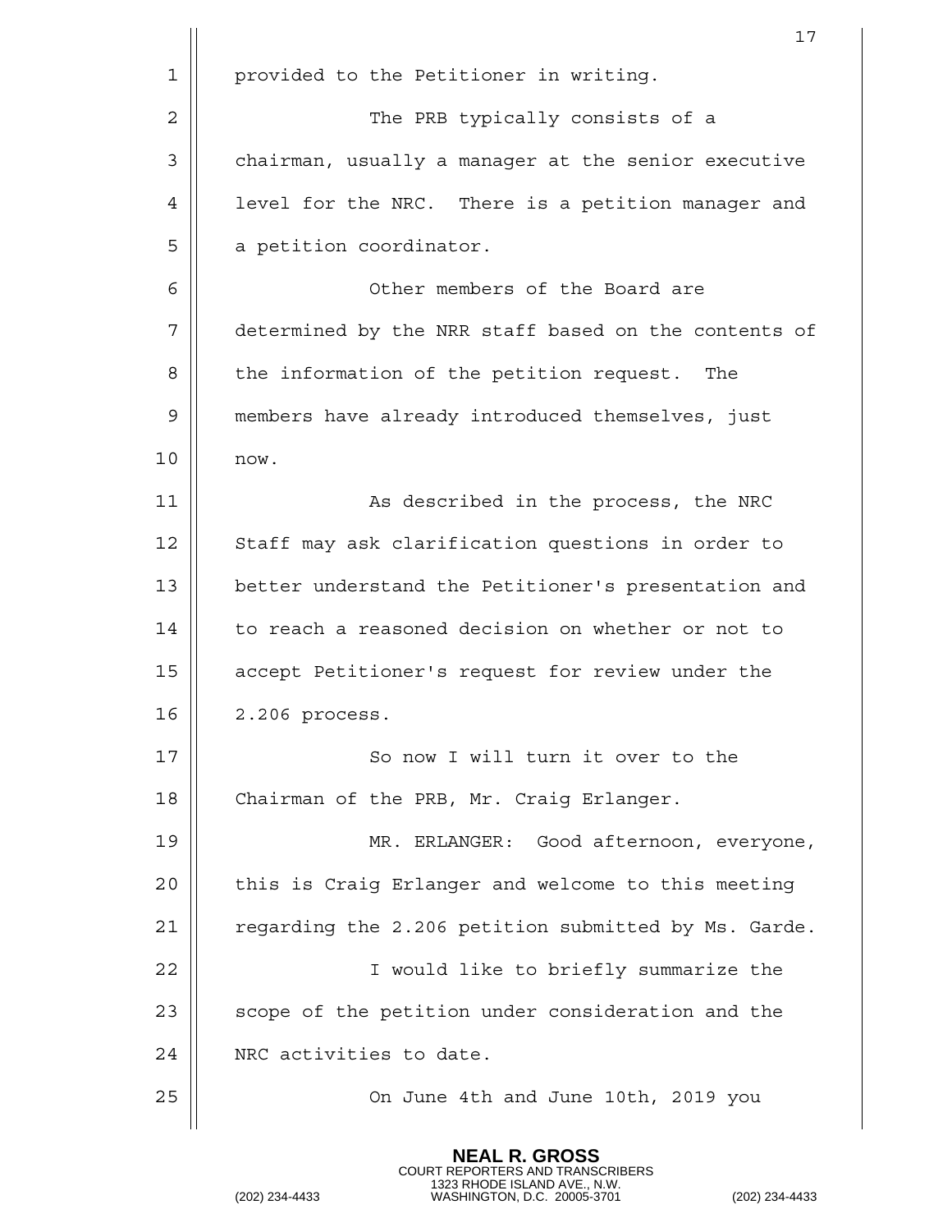provided to the Petitioner in writing.

The PRB typically consists of a chairman, usually a manager at the senior executive level for the NRC. There is a petition manager and a petition coordinator.

Other members of the Board are determined by the NRR staff based on the contents of the information of the petition request. The members have already introduced themselves, just now.

As described in the process, the NRC Staff may ask clarification questions in order to better understand the Petitioner's presentation and to reach a reasoned decision on whether or not to accept Petitioner's request for review under the 2.206 process.

So now I will turn it over to the Chairman of the PRB, Mr. Craig Erlanger.

MR. ERLANGER: Good afternoon, everyone, this is Craig Erlanger and welcome to this meeting regarding the 2.206 petition submitted by Ms. Garde.

I would like to briefly summarize the scope of the petition under consideration and the NRC activities to date.

On June 4th and June 10th, 2019 you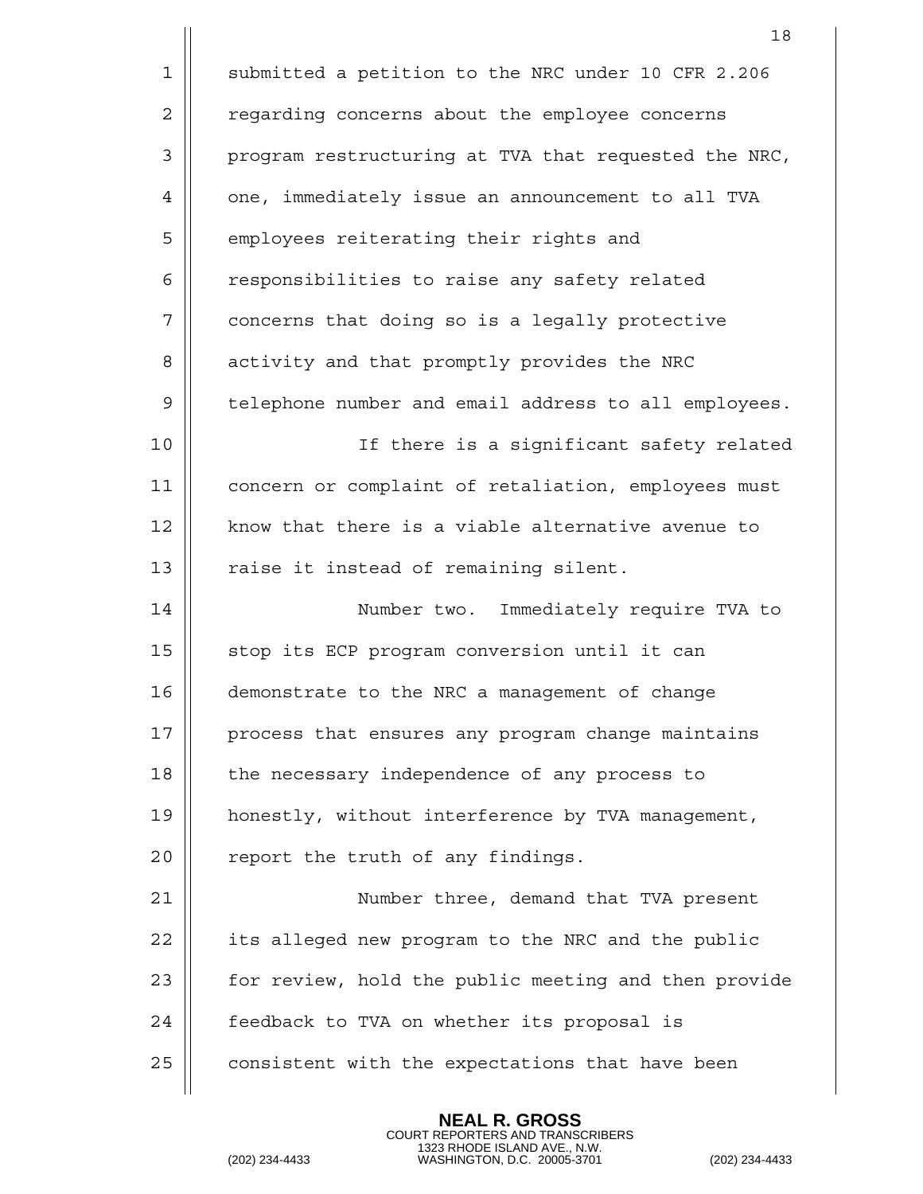submitted a petition to the NRC under 10 CFR 2.206 regarding concerns about the employee concerns program restructuring at TVA that requested the NRC, one, immediately issue an announcement to all TVA employees reiterating their rights and responsibilities to raise any safety related concerns that doing so is a legally protective activity and that promptly provides the NRC telephone number and email address to all employees.

If there is a significant safety related concern or complaint of retaliation, employees must know that there is a viable alternative avenue to raise it instead of remaining silent.

Number two. Immediately require TVA to stop its ECP program conversion until it can demonstrate to the NRC a management of change process that ensures any program change maintains the necessary independence of any process to honestly, without interference by TVA management, report the truth of any findings.

Number three, demand that TVA present its alleged new program to the NRC and the public for review, hold the public meeting and then provide feedback to TVA on whether its proposal is consistent with the expectations that have been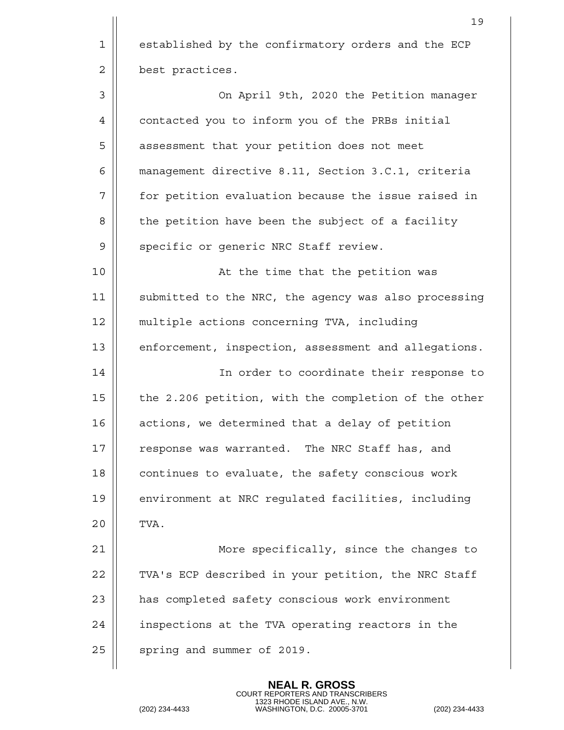established by the confirmatory orders and the ECP best practices.

On April 9th, 2020 the Petition manager contacted you to inform you of the PRBs initial assessment that your petition does not meet management directive 8.11, Section 3.C.1, criteria for petition evaluation because the issue raised in the petition have been the subject of a facility specific or generic NRC Staff review.

At the time that the petition was submitted to the NRC, the agency was also processing multiple actions concerning TVA, including enforcement, inspection, assessment and allegations.

In order to coordinate their response to the 2.206 petition, with the completion of the other actions, we determined that a delay of petition response was warranted. The NRC Staff has, and continues to evaluate, the safety conscious work environment at NRC regulated facilities, including TVA.

More specifically, since the changes to TVA's ECP described in your petition, the NRC Staff has completed safety conscious work environment inspections at the TVA operating reactors in the spring and summer of 2019.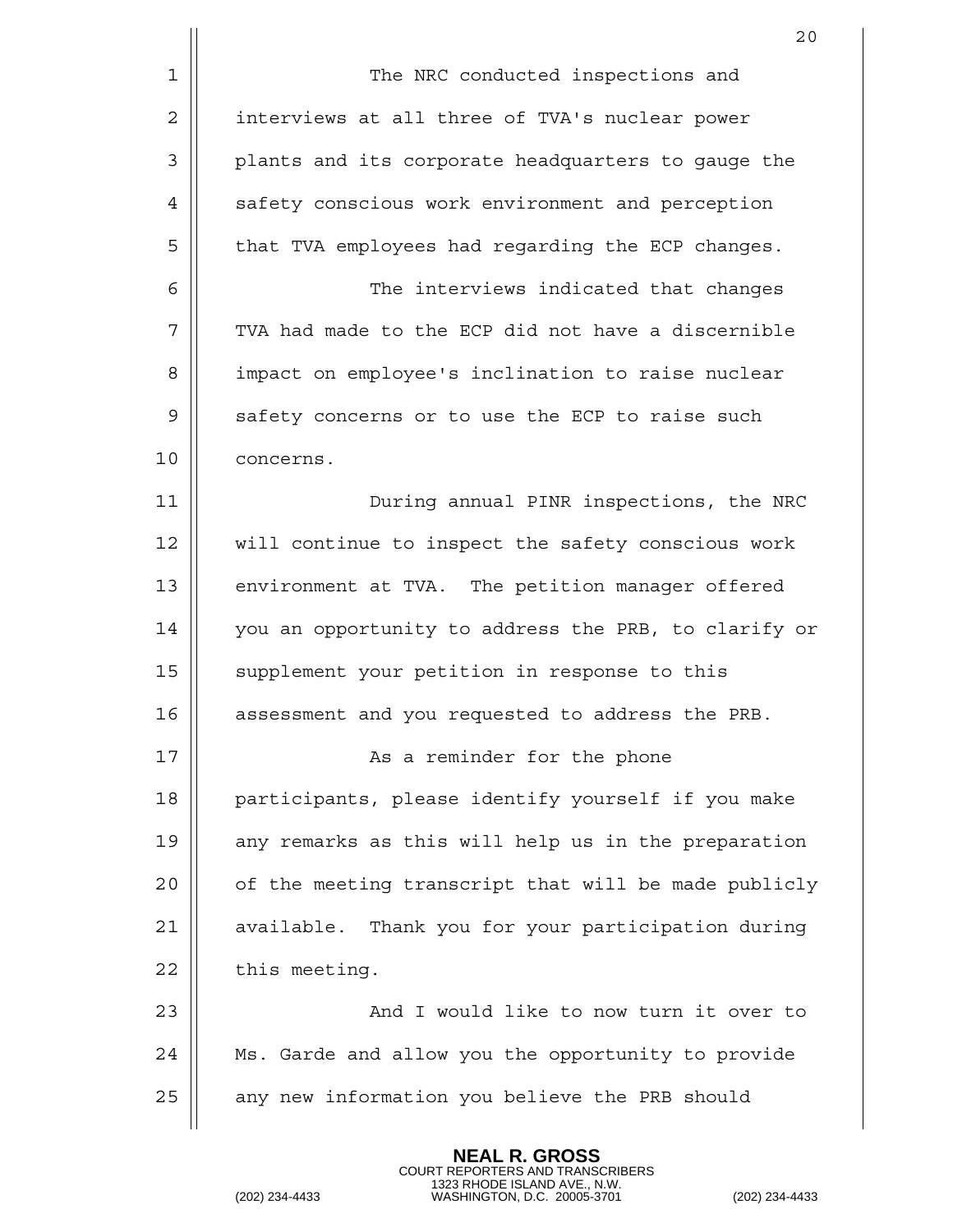The NRC conducted inspections and interviews at all three of TVA's nuclear power plants and its corporate headquarters to gauge the safety conscious work environment and perception that TVA employees had regarding the ECP changes.

The interviews indicated that changes TVA had made to the ECP did not have a discernible impact on employee's inclination to raise nuclear safety concerns or to use the ECP to raise such concerns.

During annual PINR inspections, the NRC will continue to inspect the safety conscious work environment at TVA. The petition manager offered you an opportunity to address the PRB, to clarify or supplement your petition in response to this assessment and you requested to address the PRB.

As a reminder for the phone participants, please identify yourself if you make any remarks as this will help us in the preparation of the meeting transcript that will be made publicly available. Thank you for your participation during this meeting.

And I would like to now turn it over to Ms. Garde and allow you the opportunity to provide any new information you believe the PRB should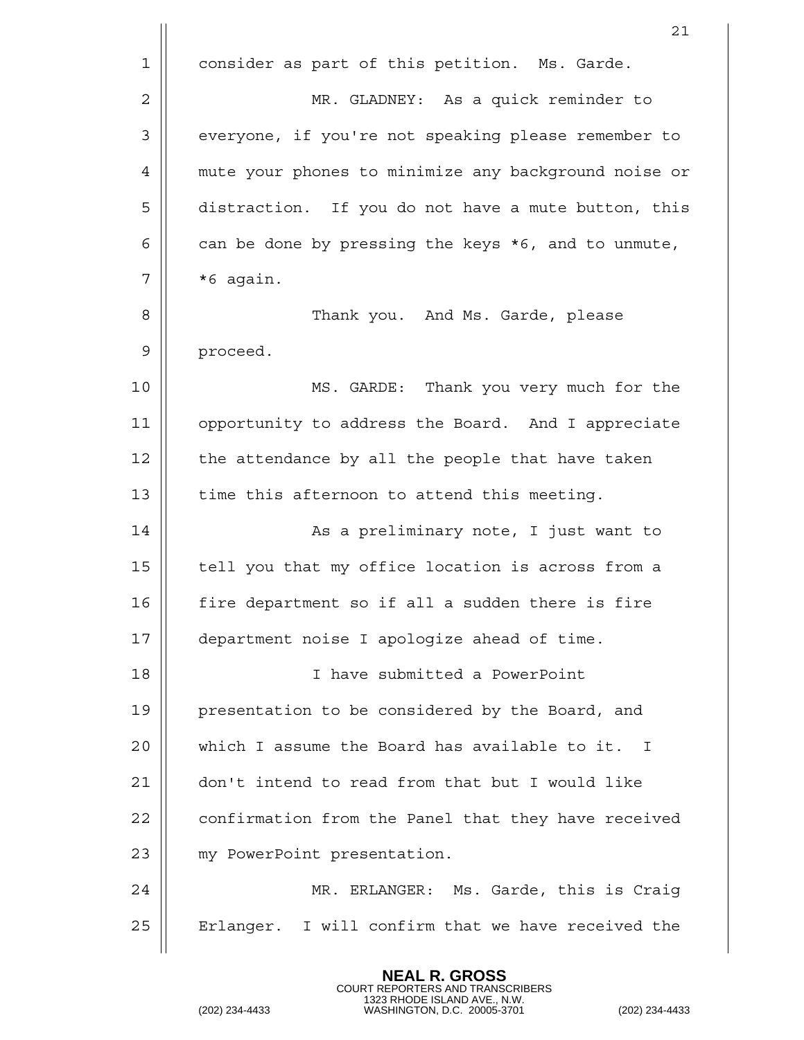consider as part of this petition. Ms. Garde.

MR. GLADNEY: As a quick reminder to everyone, if you're not speaking please remember to mute your phones to minimize any background noise or distraction. If you do not have a mute button, this can be done by pressing the keys *6, and to unmute, *6 again.

Thank you. And Ms. Garde, please proceed.

MS. GARDE: Thank you very much for the opportunity to address the Board. And I appreciate the attendance by all the people that have taken time this afternoon to attend this meeting.

As a preliminary note, I just want to tell you that my office location is across from a fire department so if all a sudden there is fire department noise I apologize ahead of time.

I have submitted a PowerPoint presentation to be considered by the Board, and which I assume the Board has available to it. I don't intend to read from that but I would like confirmation from the Panel that they have received my PowerPoint presentation.

MR. ERLANGER: Ms. Garde, this is Craig Erlanger. I will confirm that we have received the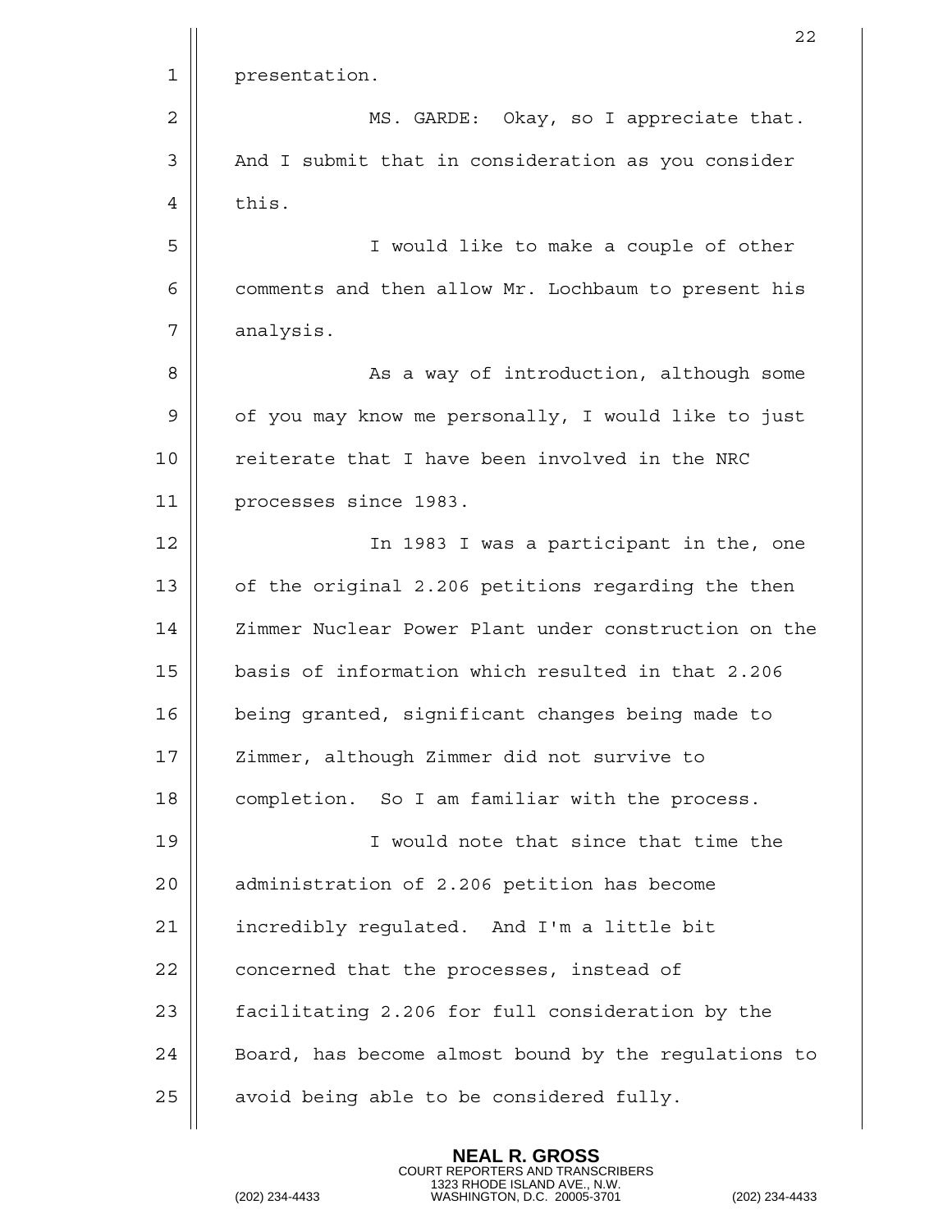presentation.

MS. GARDE: Okay, so I appreciate that. And I submit that in consideration as you consider this.

I would like to make a couple of other comments and then allow Mr. Lochbaum to present his analysis.

As a way of introduction, although some of you may know me personally, I would like to just reiterate that I have been involved in the NRC processes since 1983.

In 1983 I was a participant in the, one of the original 2.206 petitions regarding the then Zimmer Nuclear Power Plant under construction on the basis of information which resulted in that 2.206 being granted, significant changes being made to Zimmer, although Zimmer did not survive to completion. So I am familiar with the process.

I would note that since that time the administration of 2.206 petition has become incredibly regulated. And I'm a little bit concerned that the processes, instead of facilitating 2.206 for full consideration by the Board, has become almost bound by the regulations to avoid being able to be considered fully.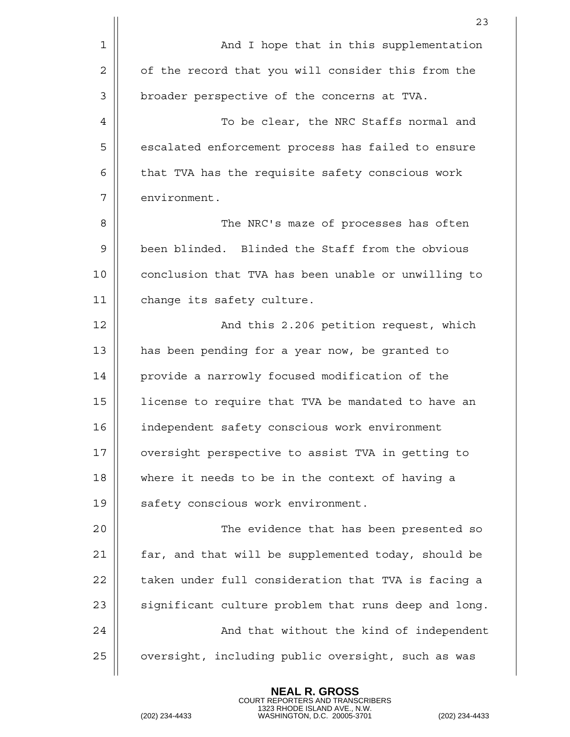And I hope that in this supplementation of the record that you will consider this from the broader perspective of the concerns at TVA.

To be clear, the NRC Staffs normal and escalated enforcement process has failed to ensure that TVA has the requisite safety conscious work environment.

The NRC's maze of processes has often been blinded. Blinded the Staff from the obvious conclusion that TVA has been unable or unwilling to change its safety culture.

And this 2.206 petition request, which has been pending for a year now, be granted to provide a narrowly focused modification of the license to require that TVA be mandated to have an independent safety conscious work environment oversight perspective to assist TVA in getting to where it needs to be in the context of having a safety conscious work environment.

The evidence that has been presented so far, and that will be supplemented today, should be taken under full consideration that TVA is facing a significant culture problem that runs deep and long.

And that without the kind of independent oversight, including public oversight, such as was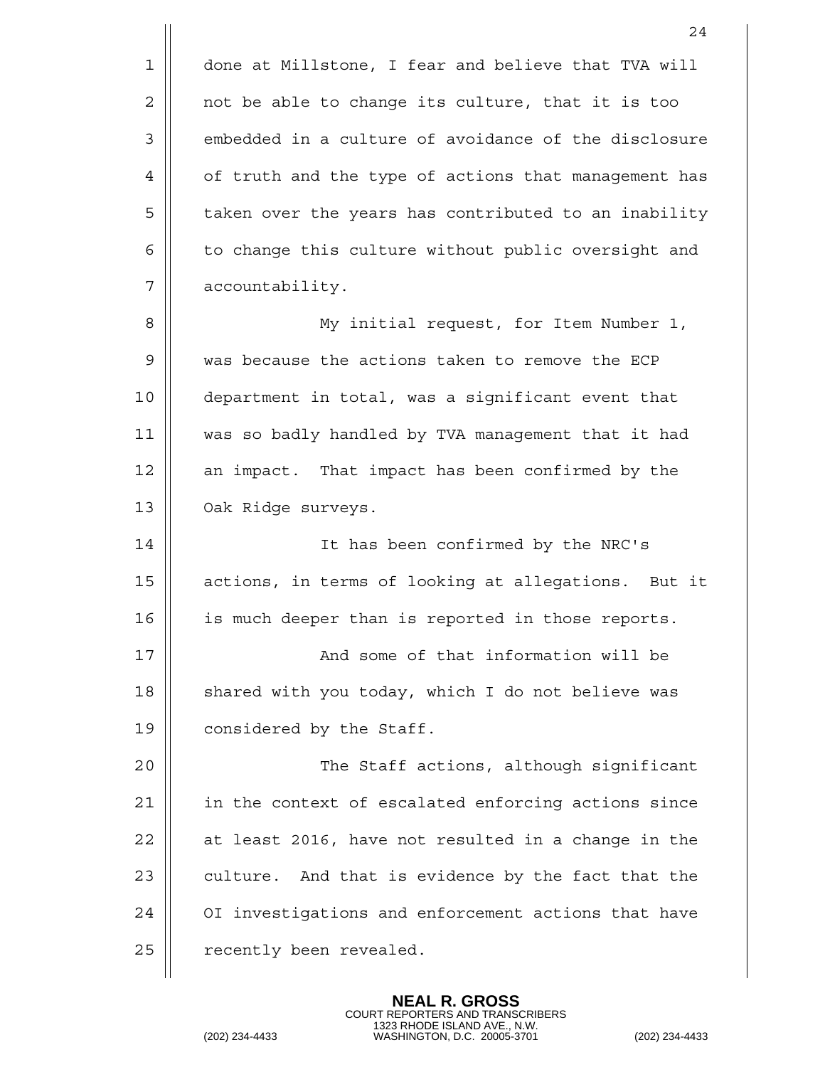done at Millstone, I fear and believe that TVA will not be able to change its culture, that it is too embedded in a culture of avoidance of the disclosure of truth and the type of actions that management has taken over the years has contributed to an inability to change this culture without public oversight and accountability.

My initial request, for Item Number 1, was because the actions taken to remove the ECP department in total, was a significant event that was so badly handled by TVA management that it had an impact. That impact has been confirmed by the Oak Ridge surveys.

It has been confirmed by the NRC's actions, in terms of looking at allegations. But it is much deeper than is reported in those reports.

And some of that information will be shared with you today, which I do not believe was considered by the Staff.

The Staff actions, although significant in the context of escalated enforcing actions since at least 2016, have not resulted in a change in the culture. And that is evidence by the fact that the OI investigations and enforcement actions that have recently been revealed.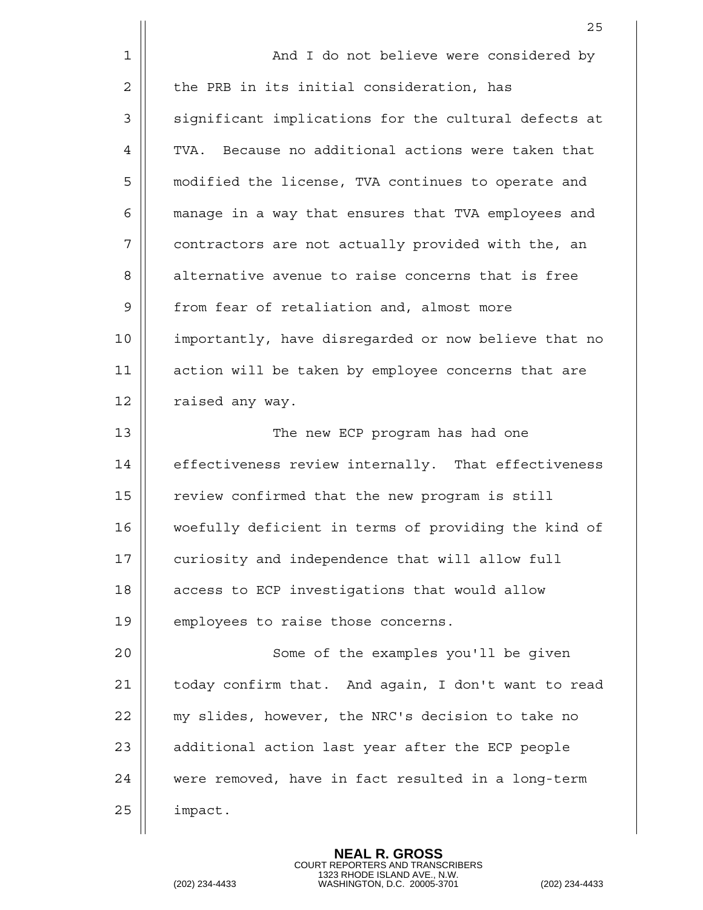And I do not believe were considered by the PRB in its initial consideration, has significant implications for the cultural defects at TVA. Because no additional actions were taken that modified the license, TVA continues to operate and manage in a way that ensures that TVA employees and contractors are not actually provided with the, an alternative avenue to raise concerns that is free from fear of retaliation and, almost more importantly, have disregarded or now believe that no action will be taken by employee concerns that are raised any way.

The new ECP program has had one effectiveness review internally. That effectiveness review confirmed that the new program is still woefully deficient in terms of providing the kind of curiosity and independence that will allow full access to ECP investigations that would allow employees to raise those concerns.

Some of the examples you'll be given today confirm that. And again, I don't want to read my slides, however, the NRC's decision to take no additional action last year after the ECP people were removed, have in fact resulted in a long-term impact.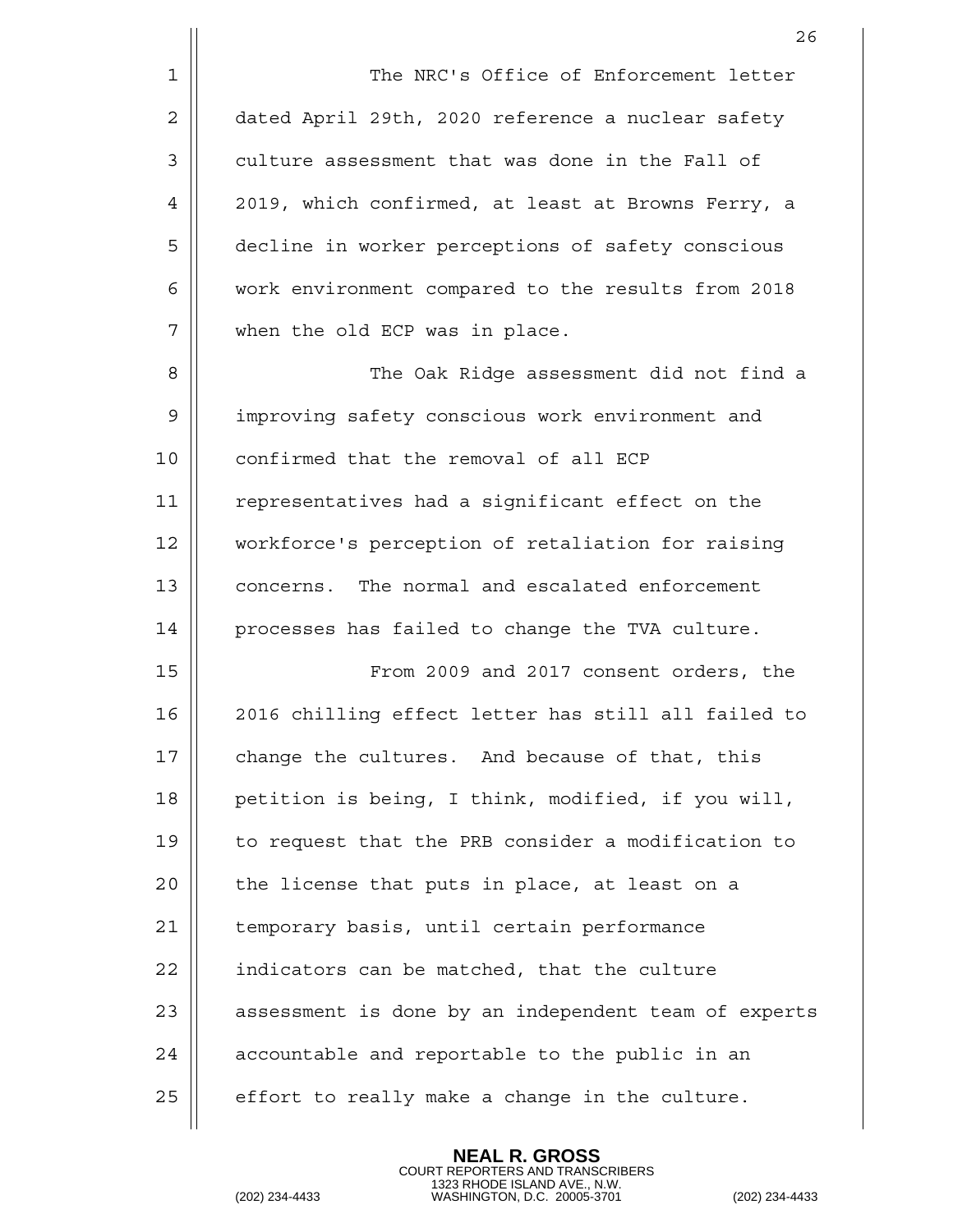The NRC's Office of Enforcement letter dated April 29th, 2020 reference a nuclear safety culture assessment that was done in the Fall of 2019, which confirmed, at least at Browns Ferry, a decline in worker perceptions of safety conscious work environment compared to the results from 2018 when the old ECP was in place.

The Oak Ridge assessment did not find a improving safety conscious work environment and confirmed that the removal of all ECP representatives had a significant effect on the workforce's perception of retaliation for raising concerns. The normal and escalated enforcement processes has failed to change the TVA culture.

From 2009 and 2017 consent orders, the 2016 chilling effect letter has still all failed to change the cultures. And because of that, this petition is being, I think, modified, if you will, to request that the PRB consider a modification to the license that puts in place, at least on a temporary basis, until certain performance indicators can be matched, that the culture assessment is done by an independent team of experts accountable and reportable to the public in an effort to really make a change in the culture.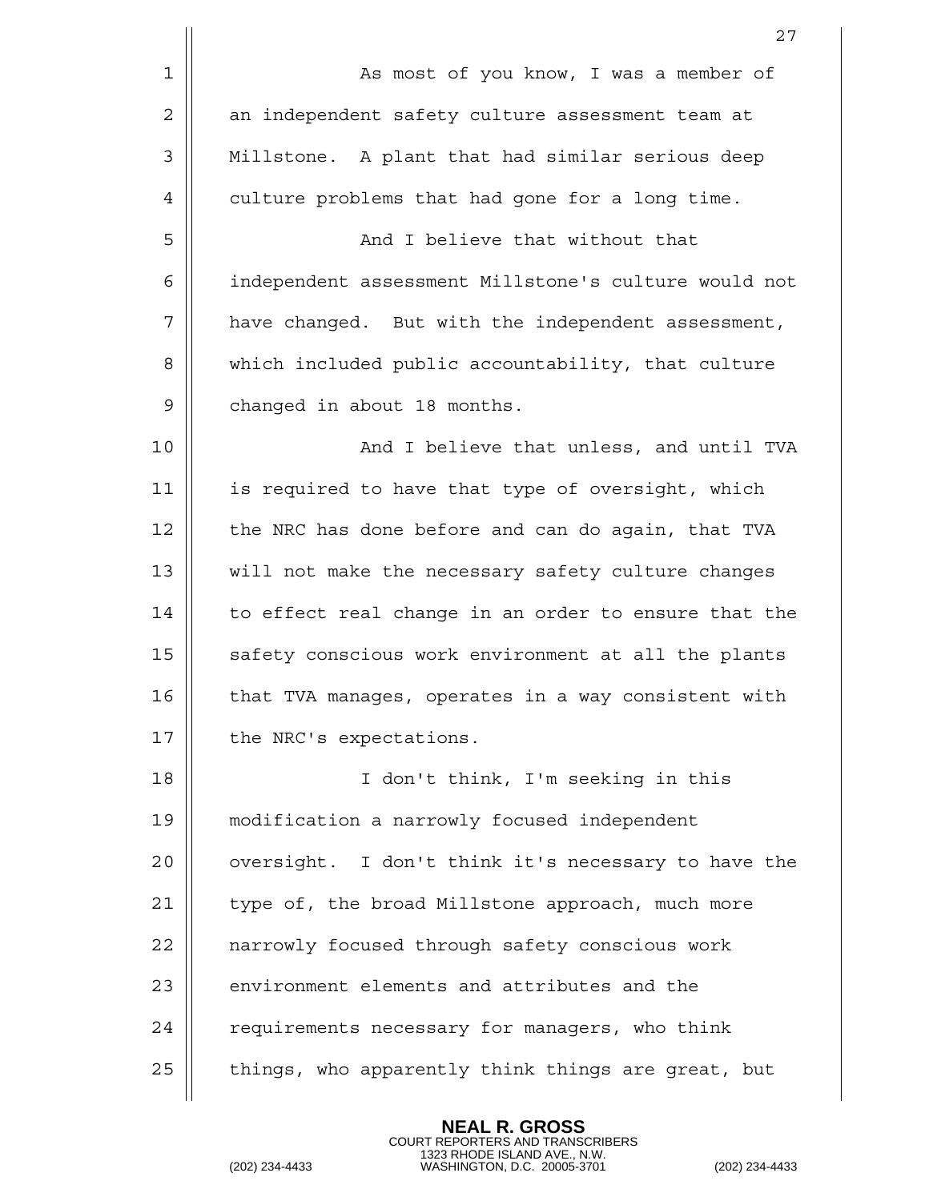As most of you know, I was a member of an independent safety culture assessment team at Millstone. A plant that had similar serious deep culture problems that had gone for a long time.

And I believe that without that independent assessment Millstone's culture would not have changed. But with the independent assessment, which included public accountability, that culture changed in about 18 months.

And I believe that unless, and until TVA is required to have that type of oversight, which the NRC has done before and can do again, that TVA will not make the necessary safety culture changes to effect real change in an order to ensure that the safety conscious work environment at all the plants that TVA manages, operates in a way consistent with the NRC's expectations.

I don't think, I'm seeking in this modification a narrowly focused independent oversight. I don't think it's necessary to have the type of, the broad Millstone approach, much more narrowly focused through safety conscious work environment elements and attributes and the requirements necessary for managers, who think things, who apparently think things are great, but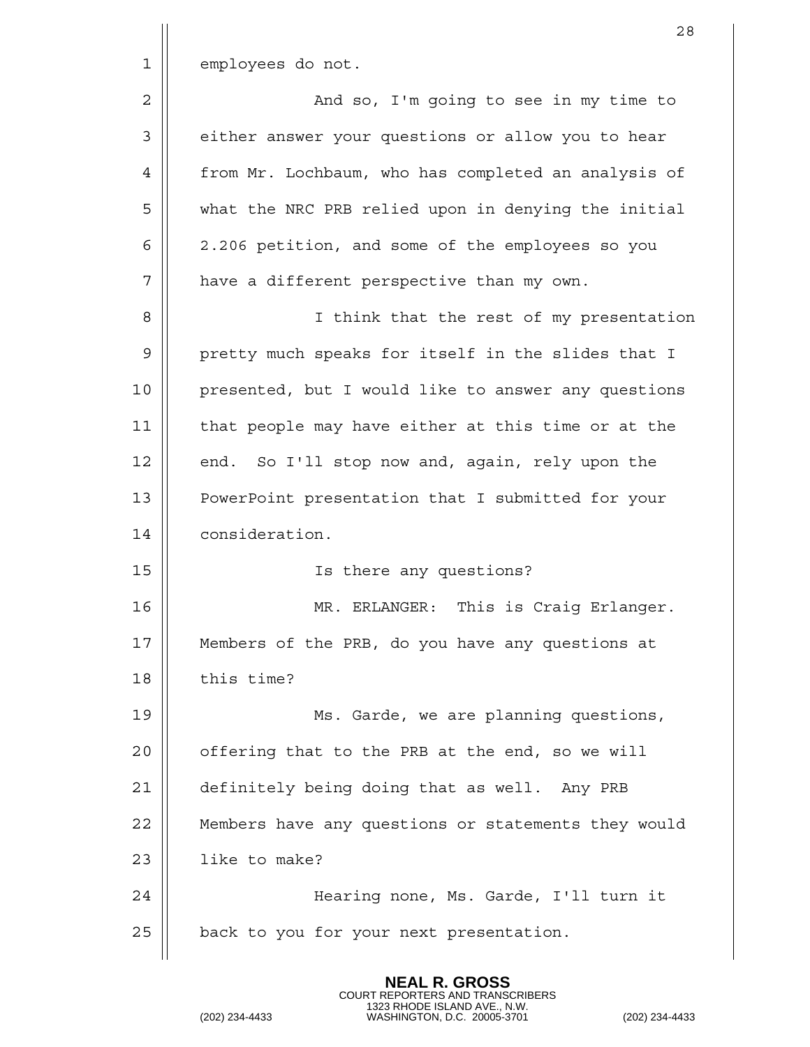employees do not.

And so, I'm going to see in my time to either answer your questions or allow you to hear from Mr. Lochbaum, who has completed an analysis of what the NRC PRB relied upon in denying the initial 2.206 petition, and some of the employees so you have a different perspective than my own.

I think that the rest of my presentation pretty much speaks for itself in the slides that I presented, but I would like to answer any questions that people may have either at this time or at the end. So I'll stop now and, again, rely upon the PowerPoint presentation that I submitted for your consideration.

Is there any questions?

MR. ERLANGER: This is Craig Erlanger. Members of the PRB, do you have any questions at this time?

Ms. Garde, we are planning questions, offering that to the PRB at the end, so we will definitely being doing that as well. Any PRB Members have any questions or statements they would like to make?

Hearing none, Ms. Garde, I'll turn it back to you for your next presentation.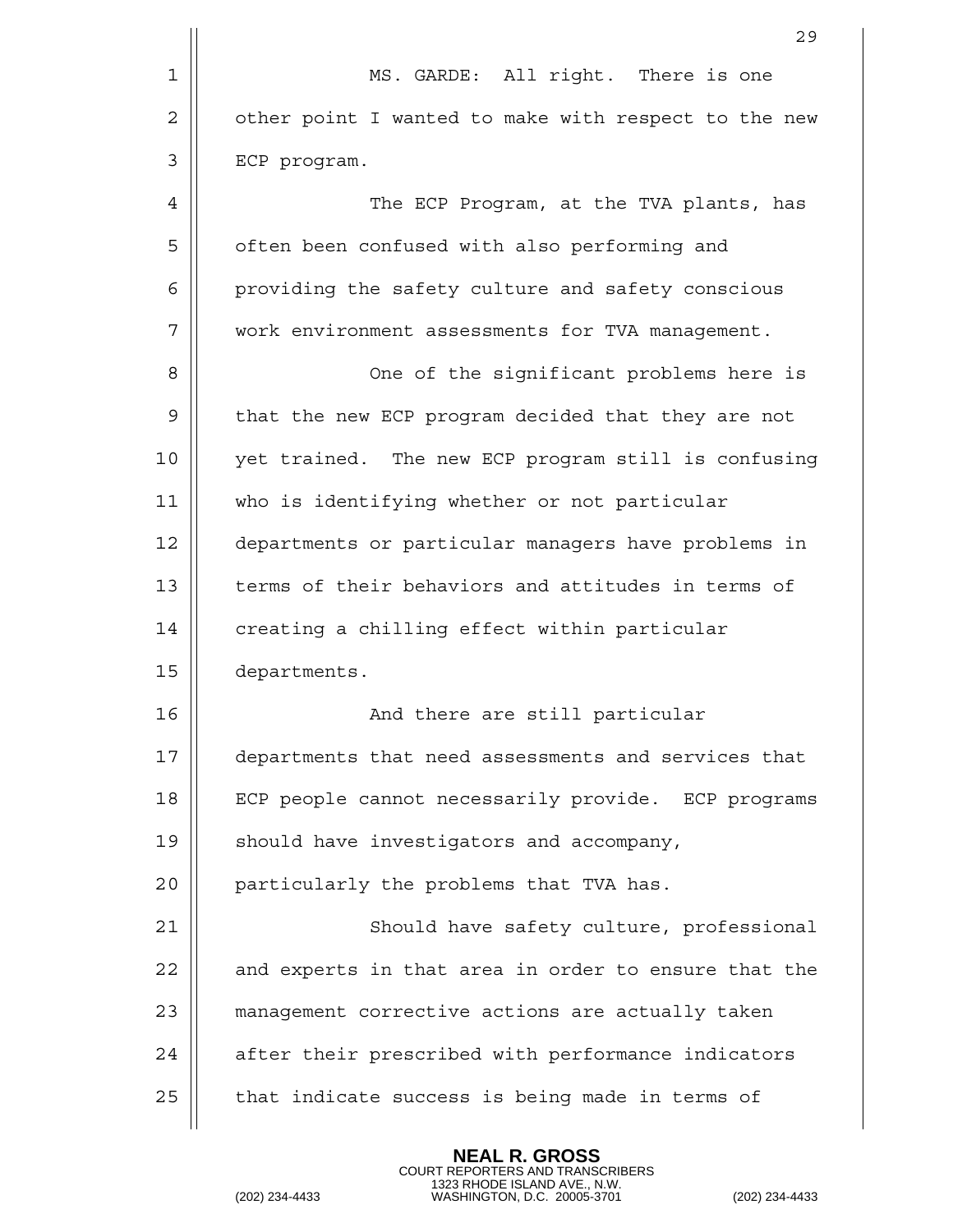MS. GARDE: All right. There is one other point I wanted to make with respect to the new ECP program.

The ECP Program, at the TVA plants, has often been confused with also performing and providing the safety culture and safety conscious work environment assessments for TVA management.

One of the significant problems here is that the new ECP program decided that they are not yet trained. The new ECP program still is confusing who is identifying whether or not particular departments or particular managers have problems in terms of their behaviors and attitudes in terms of creating a chilling effect within particular departments.

And there are still particular departments that need assessments and services that ECP people cannot necessarily provide. ECP programs should have investigators and accompany, particularly the problems that TVA has.

Should have safety culture, professional and experts in that area in order to ensure that the management corrective actions are actually taken after their prescribed with performance indicators that indicate success is being made in terms of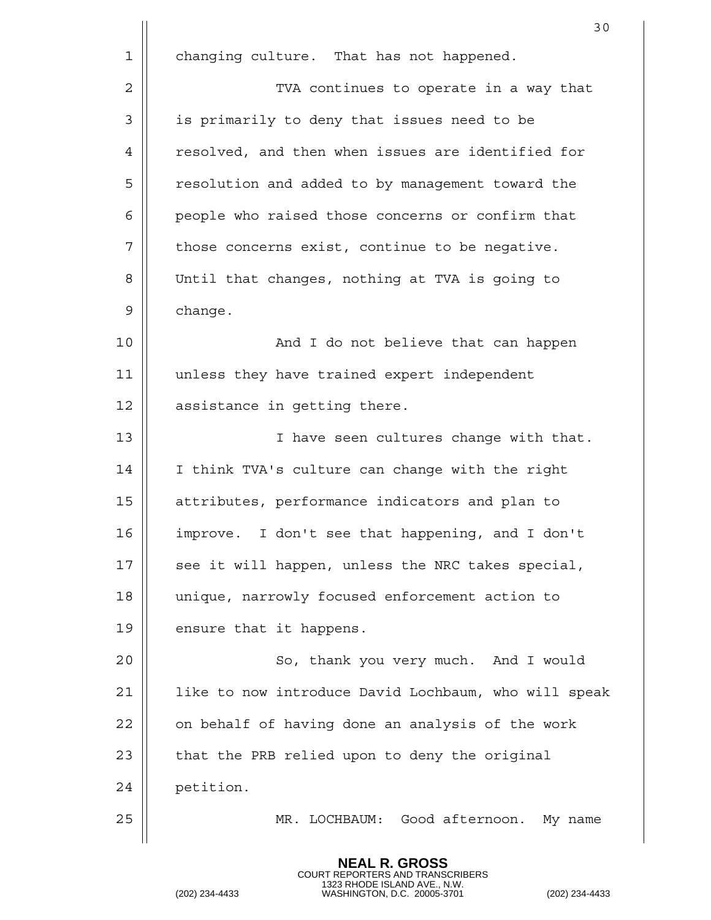changing culture. That has not happened.

TVA continues to operate in a way that is primarily to deny that issues need to be resolved, and then when issues are identified for resolution and added to by management toward the people who raised those concerns or confirm that those concerns exist, continue to be negative. Until that changes, nothing at TVA is going to change.

And I do not believe that can happen unless they have trained expert independent assistance in getting there.

I have seen cultures change with that. I think TVA's culture can change with the right attributes, performance indicators and plan to improve. I don't see that happening, and I don't see it will happen, unless the NRC takes special, unique, narrowly focused enforcement action to ensure that it happens.

So, thank you very much. And I would like to now introduce David Lochbaum, who will speak on behalf of having done an analysis of the work that the PRB relied upon to deny the original petition.

MR. LOCHBAUM: Good afternoon. My name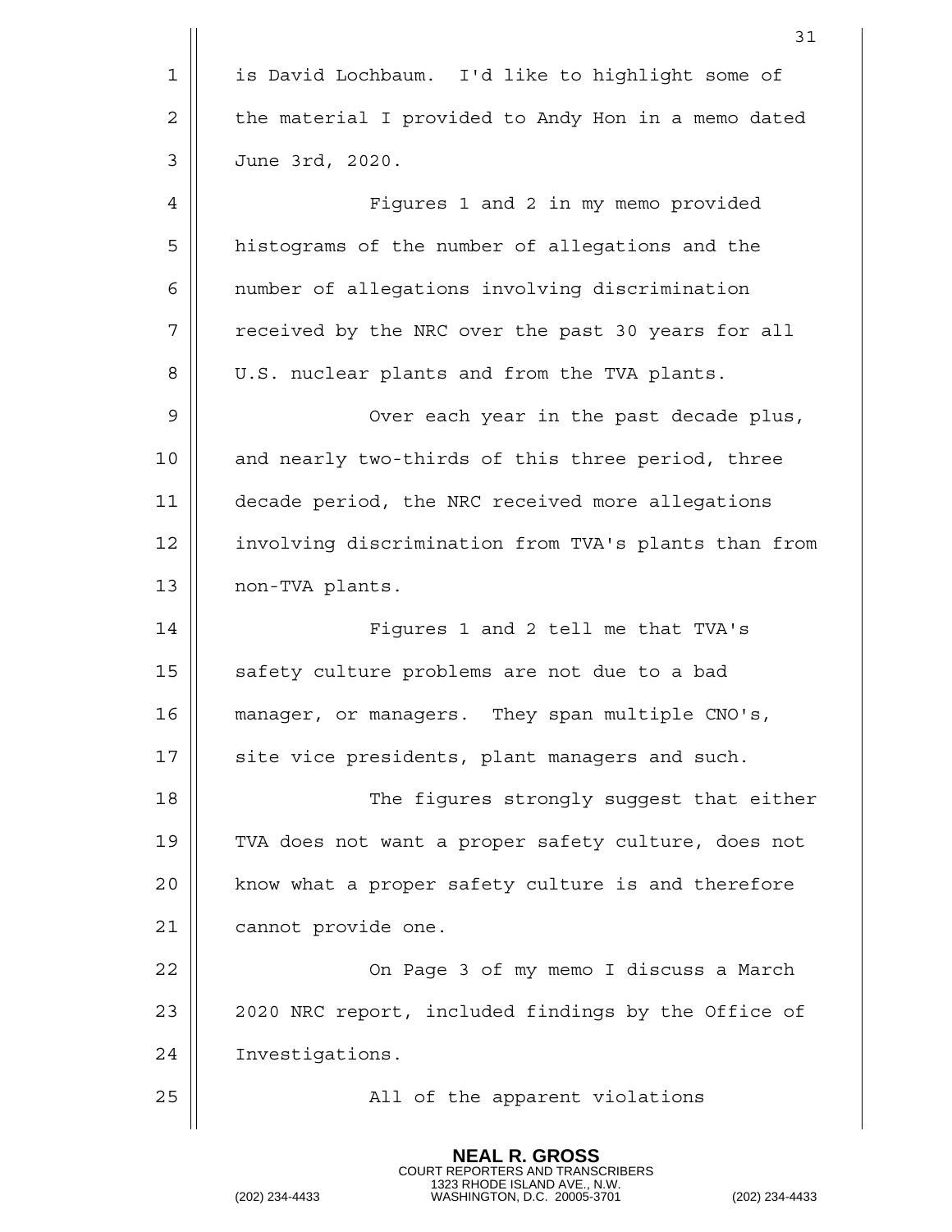is David Lochbaum. I'd like to highlight some of the material I provided to Andy Hon in a memo dated June 3rd, 2020.

Figures 1 and 2 in my memo provided histograms of the number of allegations and the number of allegations involving discrimination received by the NRC over the past 30 years for all U.S. nuclear plants and from the TVA plants.

Over each year in the past decade plus, and nearly two-thirds of this three period, three decade period, the NRC received more allegations involving discrimination from TVA's plants than from non-TVA plants.

Figures 1 and 2 tell me that TVA's safety culture problems are not due to a bad manager, or managers. They span multiple CNO's, site vice presidents, plant managers and such.

The figures strongly suggest that either TVA does not want a proper safety culture, does not know what a proper safety culture is and therefore cannot provide one.

On Page 3 of my memo I discuss a March 2020 NRC report, included findings by the Office of Investigations.

All of the apparent violations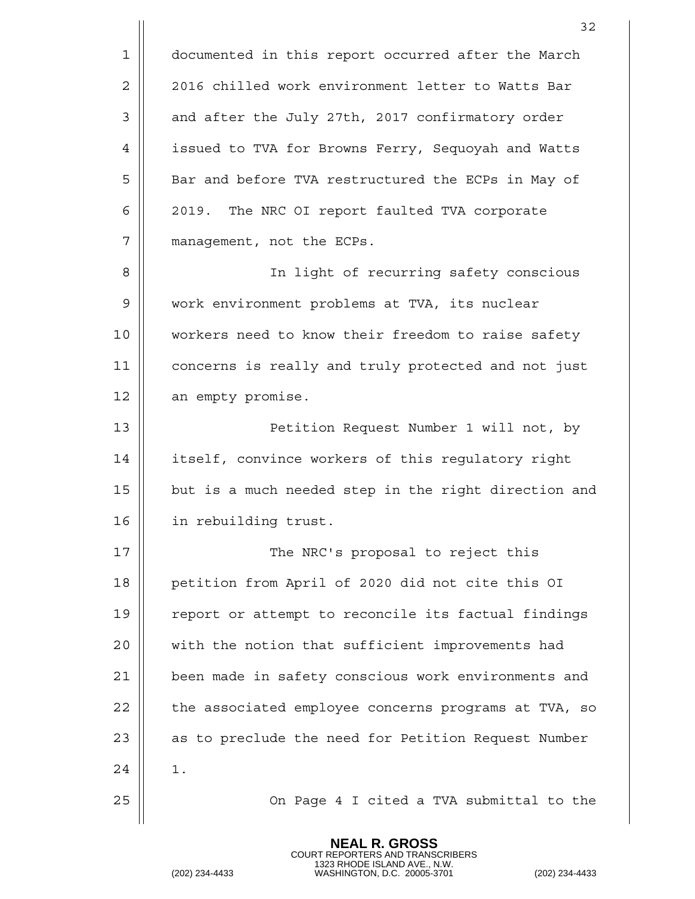documented in this report occurred after the March 2016 chilled work environment letter to Watts Bar and after the July 27th, 2017 confirmatory order issued to TVA for Browns Ferry, Sequoyah and Watts Bar and before TVA restructured the ECPs in May of 2019. The NRC OI report faulted TVA corporate management, not the ECPs.

In light of recurring safety conscious work environment problems at TVA, its nuclear workers need to know their freedom to raise safety concerns is really and truly protected and not just an empty promise.

Petition Request Number 1 will not, by itself, convince workers of this regulatory right but is a much needed step in the right direction and in rebuilding trust.

The NRC's proposal to reject this petition from April of 2020 did not cite this OI report or attempt to reconcile its factual findings with the notion that sufficient improvements had been made in safety conscious work environments and the associated employee concerns programs at TVA, so as to preclude the need for Petition Request Number 1.

On Page 4 I cited a TVA submittal to the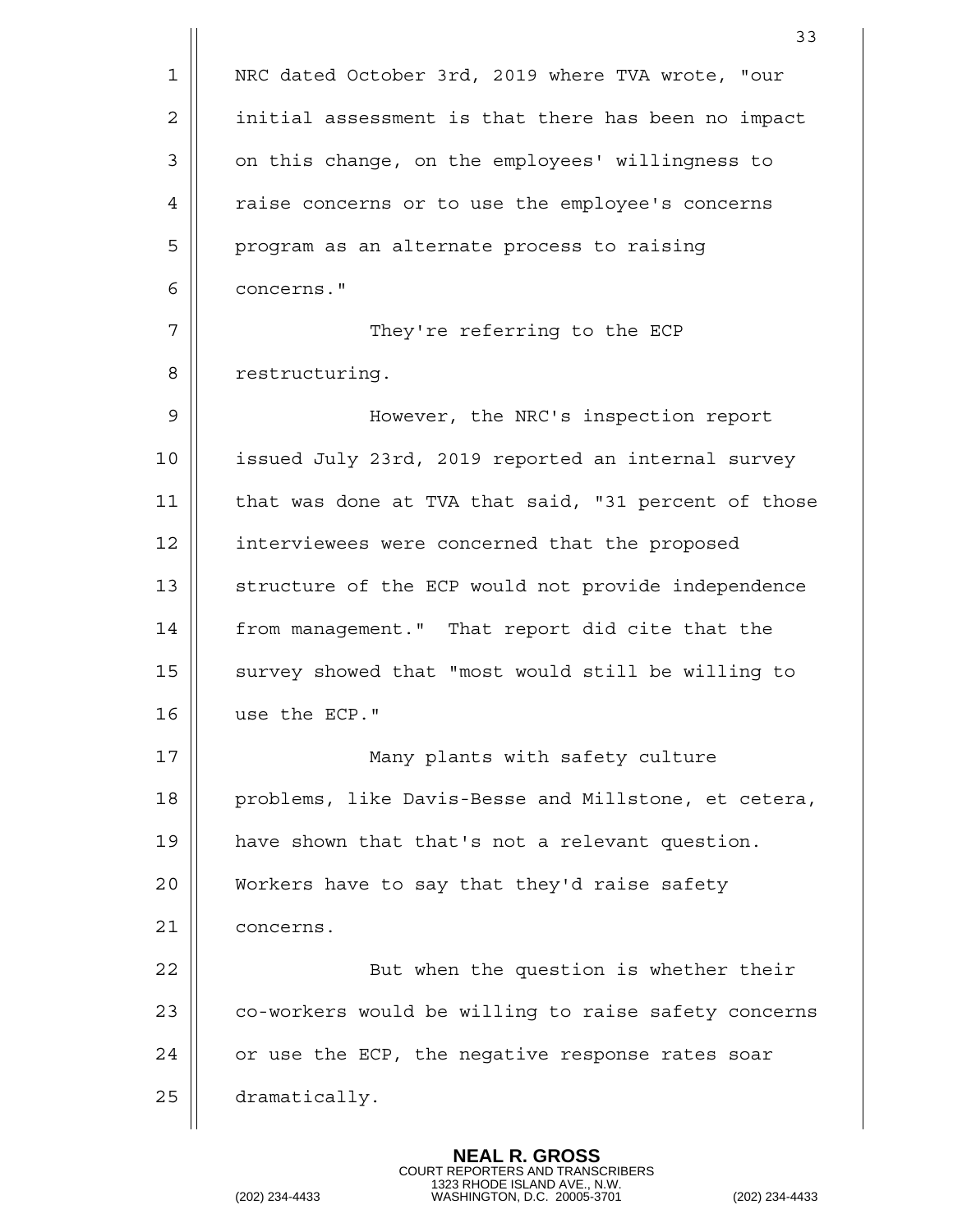NRC dated October 3rd, 2019 where TVA wrote, "our initial assessment is that there has been no impact on this change, on the employees' willingness to raise concerns or to use the employee's concerns program as an alternate process to raising concerns."

They're referring to the ECP restructuring.

However, the NRC's inspection report issued July 23rd, 2019 reported an internal survey that was done at TVA that said, "31 percent of those interviewees were concerned that the proposed structure of the ECP would not provide independence from management." That report did cite that the survey showed that "most would still be willing to use the ECP."

Many plants with safety culture problems, like Davis-Besse and Millstone, et cetera, have shown that that's not a relevant question. Workers have to say that they'd raise safety concerns.

But when the question is whether their co-workers would be willing to raise safety concerns or use the ECP, the negative response rates soar dramatically.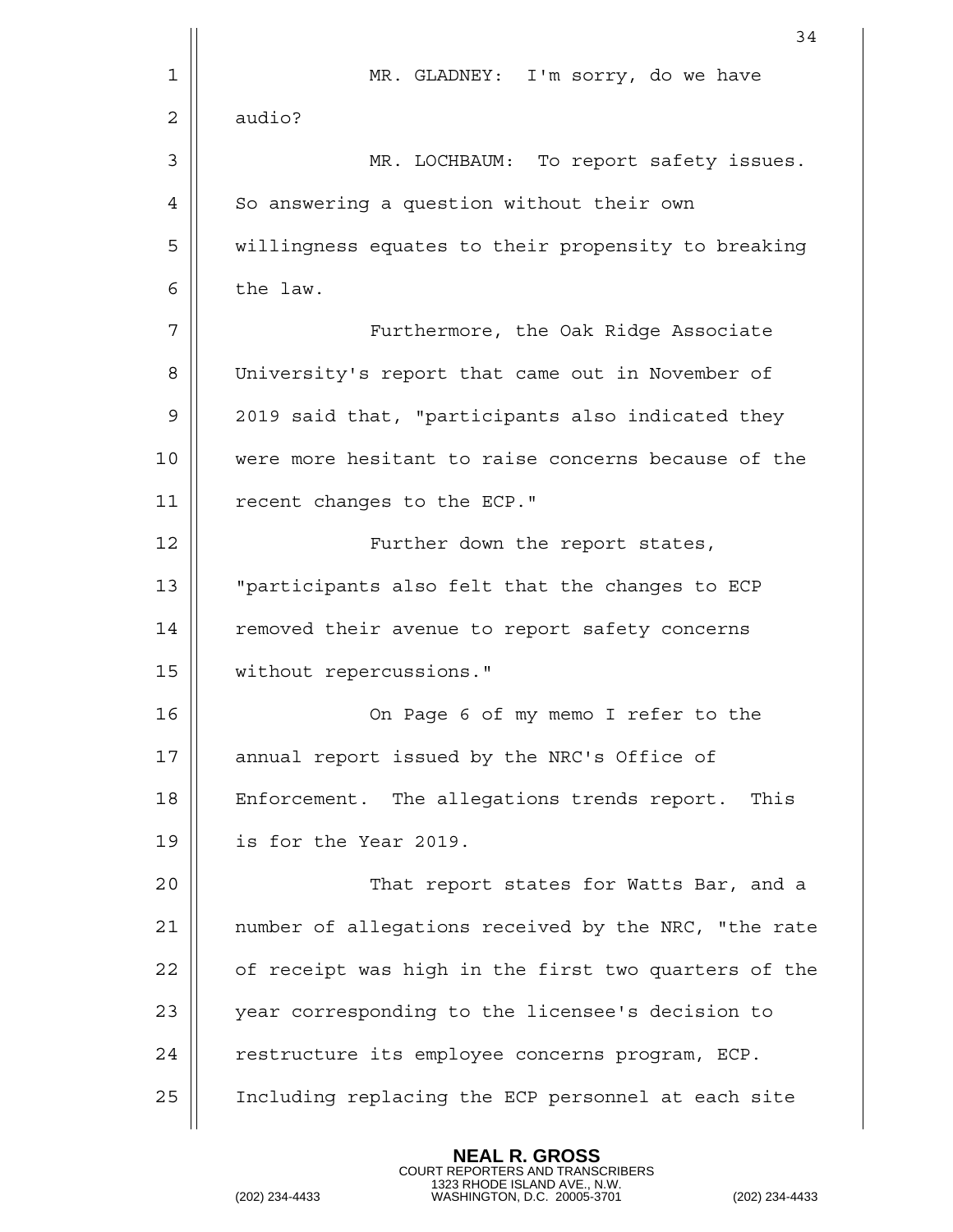MR. GLADNEY: I'm sorry, do we have audio?

MR. LOCHBAUM: To report safety issues. So answering a question without their own willingness equates to their propensity to breaking the law.

Furthermore, the Oak Ridge Associate University's report that came out in November of 2019 said that, "participants also indicated they were more hesitant to raise concerns because of the recent changes to the ECP."

Further down the report states, "participants also felt that the changes to ECP removed their avenue to report safety concerns without repercussions."

On Page 6 of my memo I refer to the annual report issued by the NRC's Office of Enforcement. The allegations trends report. This is for the Year 2019.

That report states for Watts Bar, and a number of allegations received by the NRC, "the rate of receipt was high in the first two quarters of the year corresponding to the licensee's decision to restructure its employee concerns program, ECP. Including replacing the ECP personnel at each site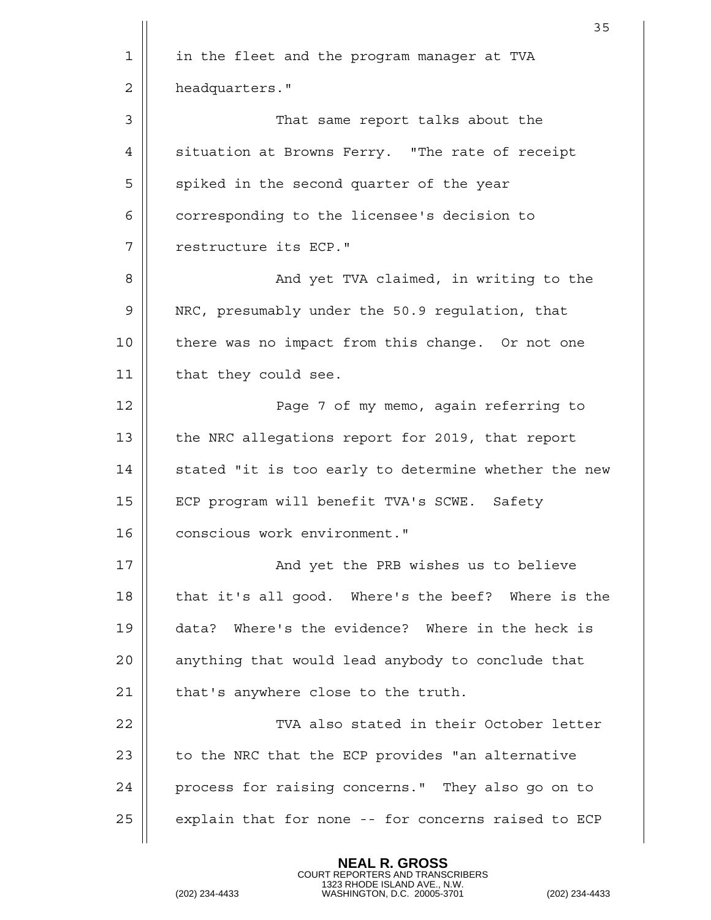in the fleet and the program manager at TVA headquarters."

That same report talks about the situation at Browns Ferry. "The rate of receipt spiked in the second quarter of the year corresponding to the licensee's decision to restructure its ECP."

And yet TVA claimed, in writing to the NRC, presumably under the 50.9 regulation, that there was no impact from this change. Or not one that they could see.

Page 7 of my memo, again referring to the NRC allegations report for 2019, that report stated "it is too early to determine whether the new ECP program will benefit TVA's SCWE. Safety conscious work environment."

And yet the PRB wishes us to believe that it's all good. Where's the beef? Where is the data? Where's the evidence? Where in the heck is anything that would lead anybody to conclude that that's anywhere close to the truth.

TVA also stated in their October letter to the NRC that the ECP provides "an alternative process for raising concerns." They also go on to explain that for none -- for concerns raised to ECP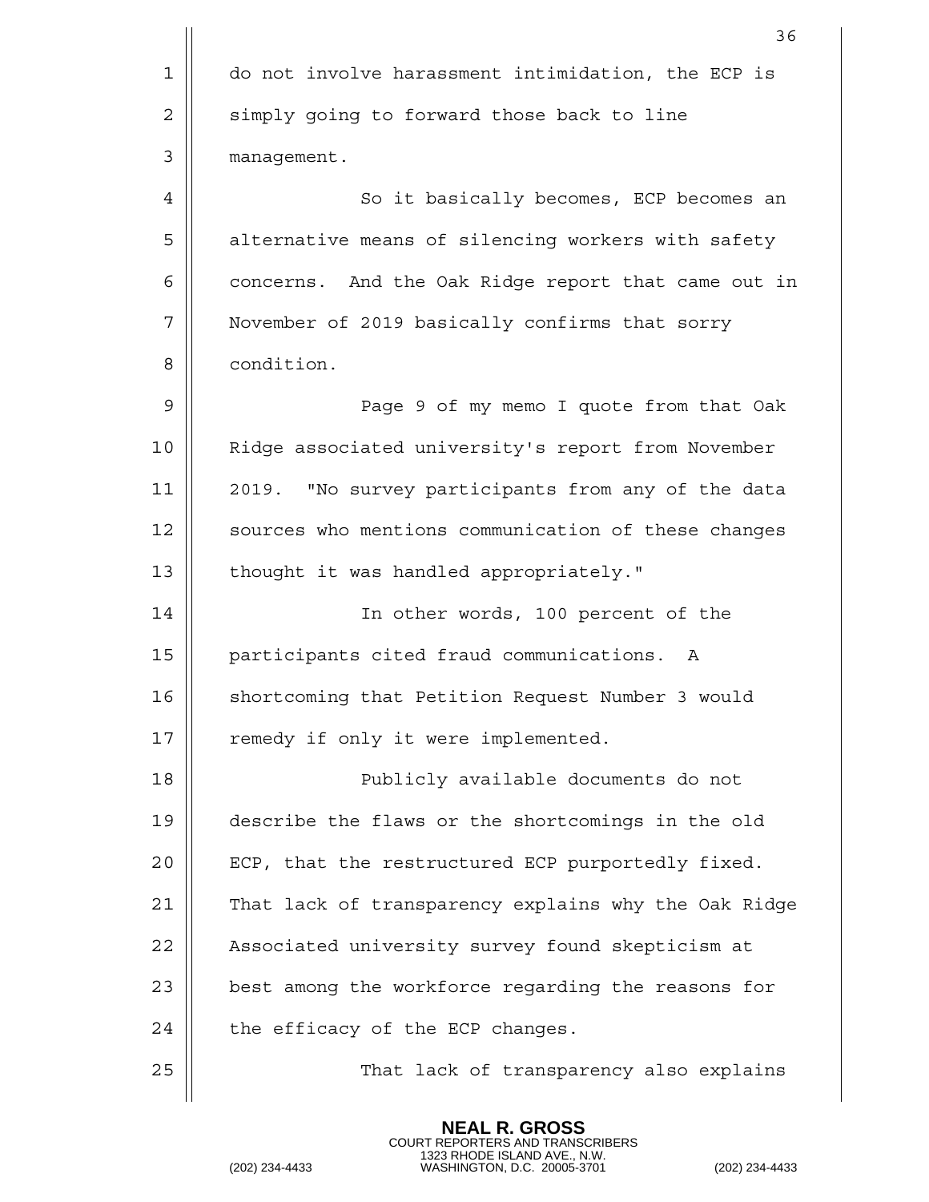do not involve harassment intimidation, the ECP is simply going to forward those back to line management.

So it basically becomes, ECP becomes an alternative means of silencing workers with safety concerns. And the Oak Ridge report that came out in November of 2019 basically confirms that sorry condition.

Page 9 of my memo I quote from that Oak Ridge associated university's report from November 2019. "No survey participants from any of the data sources who mentions communication of these changes thought it was handled appropriately."

In other words, 100 percent of the participants cited fraud communications. A shortcoming that Petition Request Number 3 would remedy if only it were implemented.

Publicly available documents do not describe the flaws or the shortcomings in the old ECP, that the restructured ECP purportedly fixed. That lack of transparency explains why the Oak Ridge Associated university survey found skepticism at best among the workforce regarding the reasons for the efficacy of the ECP changes.

That lack of transparency also explains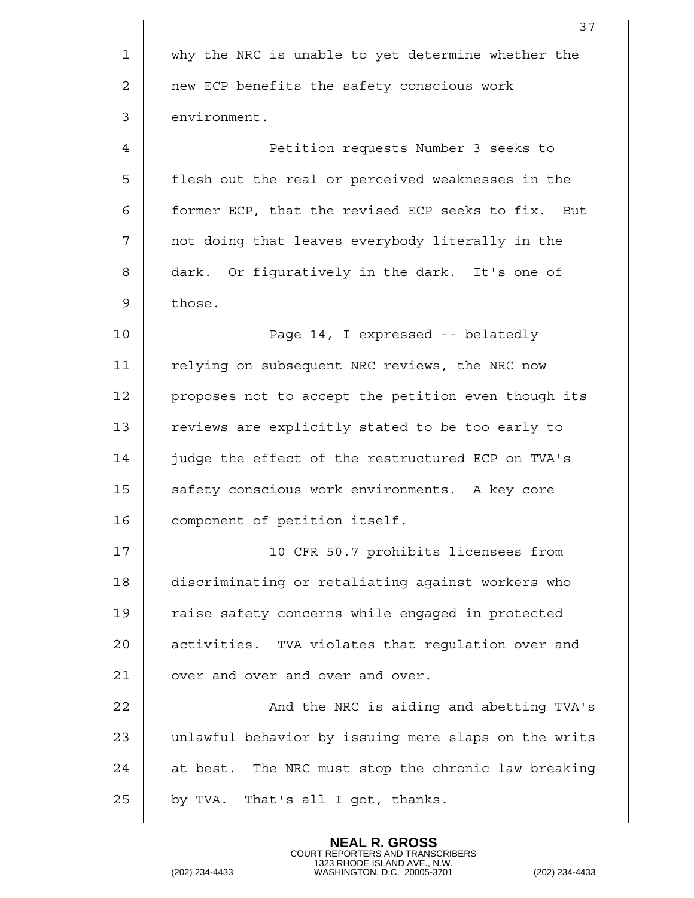why the NRC is unable to yet determine whether the new ECP benefits the safety conscious work environment.

Petition requests Number 3 seeks to flesh out the real or perceived weaknesses in the former ECP, that the revised ECP seeks to fix. But not doing that leaves everybody literally in the dark. Or figuratively in the dark. It's one of those.

Page 14, I expressed -- belatedly relying on subsequent NRC reviews, the NRC now proposes not to accept the petition even though its reviews are explicitly stated to be too early to judge the effect of the restructured ECP on TVA's safety conscious work environments. A key core component of petition itself.

10 CFR 50.7 prohibits licensees from discriminating or retaliating against workers who raise safety concerns while engaged in protected activities. TVA violates that regulation over and over and over and over and over.

And the NRC is aiding and abetting TVA's unlawful behavior by issuing mere slaps on the writs at best. The NRC must stop the chronic law breaking by TVA. That's all I got, thanks.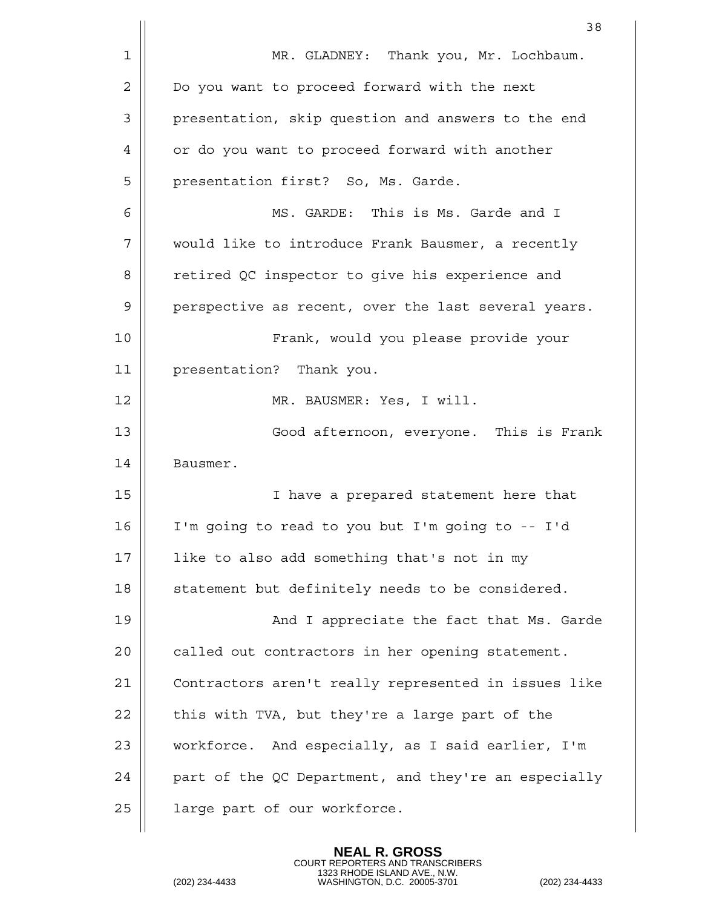MR. GLADNEY: Thank you, Mr. Lochbaum. Do you want to proceed forward with the next presentation, skip question and answers to the end or do you want to proceed forward with another presentation first? So, Ms. Garde.

MS. GARDE: This is Ms. Garde and I would like to introduce Frank Bausmer, a recently retired QC inspector to give his experience and perspective as recent, over the last several years.

Frank, would you please provide your presentation? Thank you.

MR. BAUSMER: Yes, I will.

Good afternoon, everyone. This is Frank Bausmer.

I have a prepared statement here that I'm going to read to you but I'm going to -- I'd like to also add something that's not in my statement but definitely needs to be considered.

And I appreciate the fact that Ms. Garde called out contractors in her opening statement. Contractors aren't really represented in issues like this with TVA, but they're a large part of the workforce. And especially, as I said earlier, I'm part of the QC Department, and they're an especially large part of our workforce.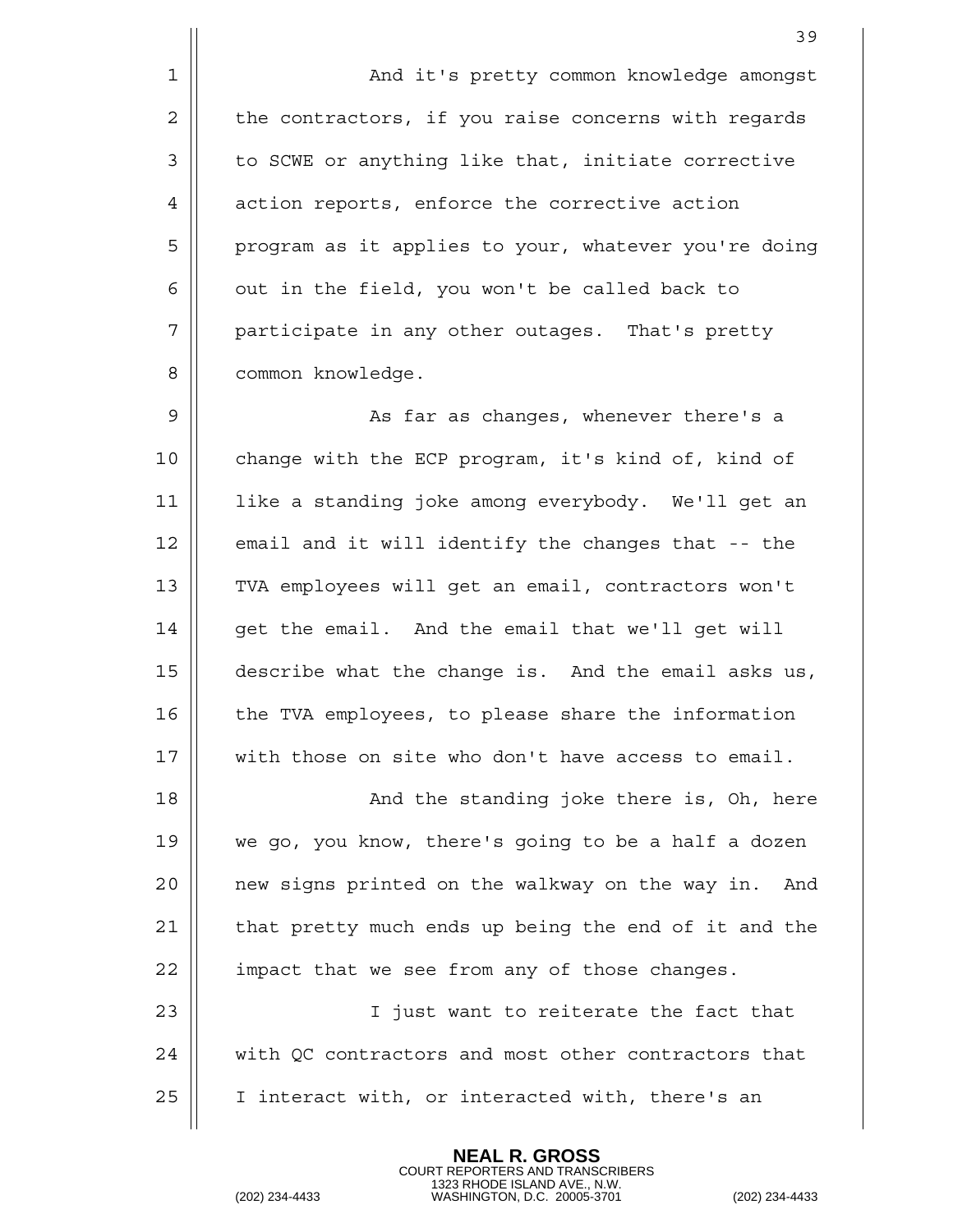And it's pretty common knowledge amongst the contractors, if you raise concerns with regards to SCWE or anything like that, initiate corrective action reports, enforce the corrective action program as it applies to your, whatever you're doing out in the field, you won't be called back to participate in any other outages. That's pretty common knowledge.

As far as changes, whenever there's a change with the ECP program, it's kind of, kind of like a standing joke among everybody. We'll get an email and it will identify the changes that -- the TVA employees will get an email, contractors won't get the email. And the email that we'll get will describe what the change is. And the email asks us, the TVA employees, to please share the information with those on site who don't have access to email.

And the standing joke there is, Oh, here we go, you know, there's going to be a half a dozen new signs printed on the walkway on the way in. And that pretty much ends up being the end of it and the impact that we see from any of those changes.

I just want to reiterate the fact that with QC contractors and most other contractors that I interact with, or interacted with, there's an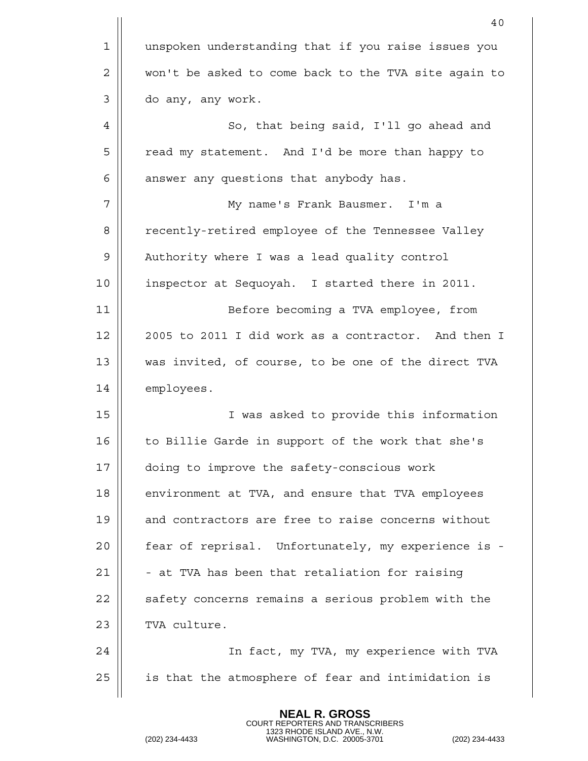unspoken understanding that if you raise issues you won't be asked to come back to the TVA site again to do any, any work.

So, that being said, I'll go ahead and read my statement. And I'd be more than happy to answer any questions that anybody has.

My name's Frank Bausmer. I'm a recently-retired employee of the Tennessee Valley Authority where I was a lead quality control inspector at Sequoyah. I started there in 2011.

Before becoming a TVA employee, from 2005 to 2011 I did work as a contractor. And then I was invited, of course, to be one of the direct TVA employees.

I was asked to provide this information to Billie Garde in support of the work that she's doing to improve the safety-conscious work environment at TVA, and ensure that TVA employees and contractors are free to raise concerns without fear of reprisal. Unfortunately, my experience is -- at TVA has been that retaliation for raising safety concerns remains a serious problem with the TVA culture.

In fact, my TVA, my experience with TVA is that the atmosphere of fear and intimidation is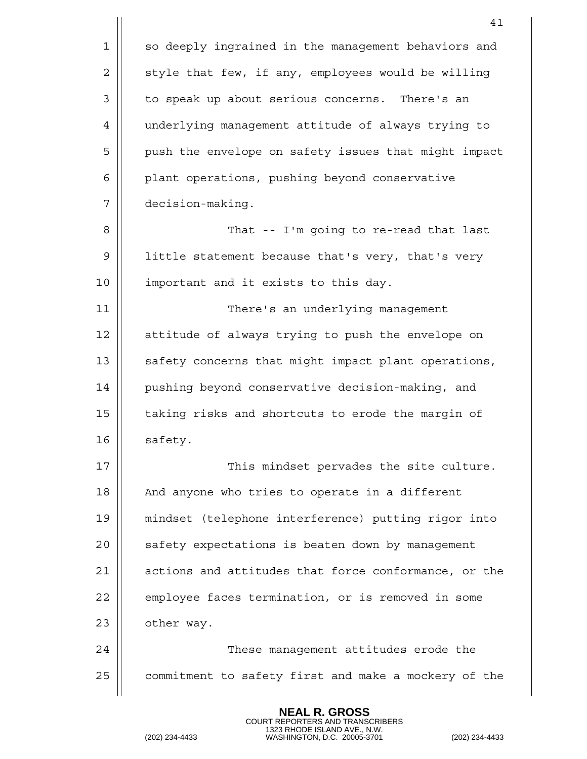so deeply ingrained in the management behaviors and style that few, if any, employees would be willing to speak up about serious concerns. There's an underlying management attitude of always trying to push the envelope on safety issues that might impact plant operations, pushing beyond conservative decision-making.

That -- I'm going to re-read that last little statement because that's very, that's very important and it exists to this day.

There's an underlying management attitude of always trying to push the envelope on safety concerns that might impact plant operations, pushing beyond conservative decision-making, and taking risks and shortcuts to erode the margin of safety.

This mindset pervades the site culture. And anyone who tries to operate in a different mindset (telephone interference) putting rigor into safety expectations is beaten down by management actions and attitudes that force conformance, or the employee faces termination, or is removed in some other way.

These management attitudes erode the commitment to safety first and make a mockery of the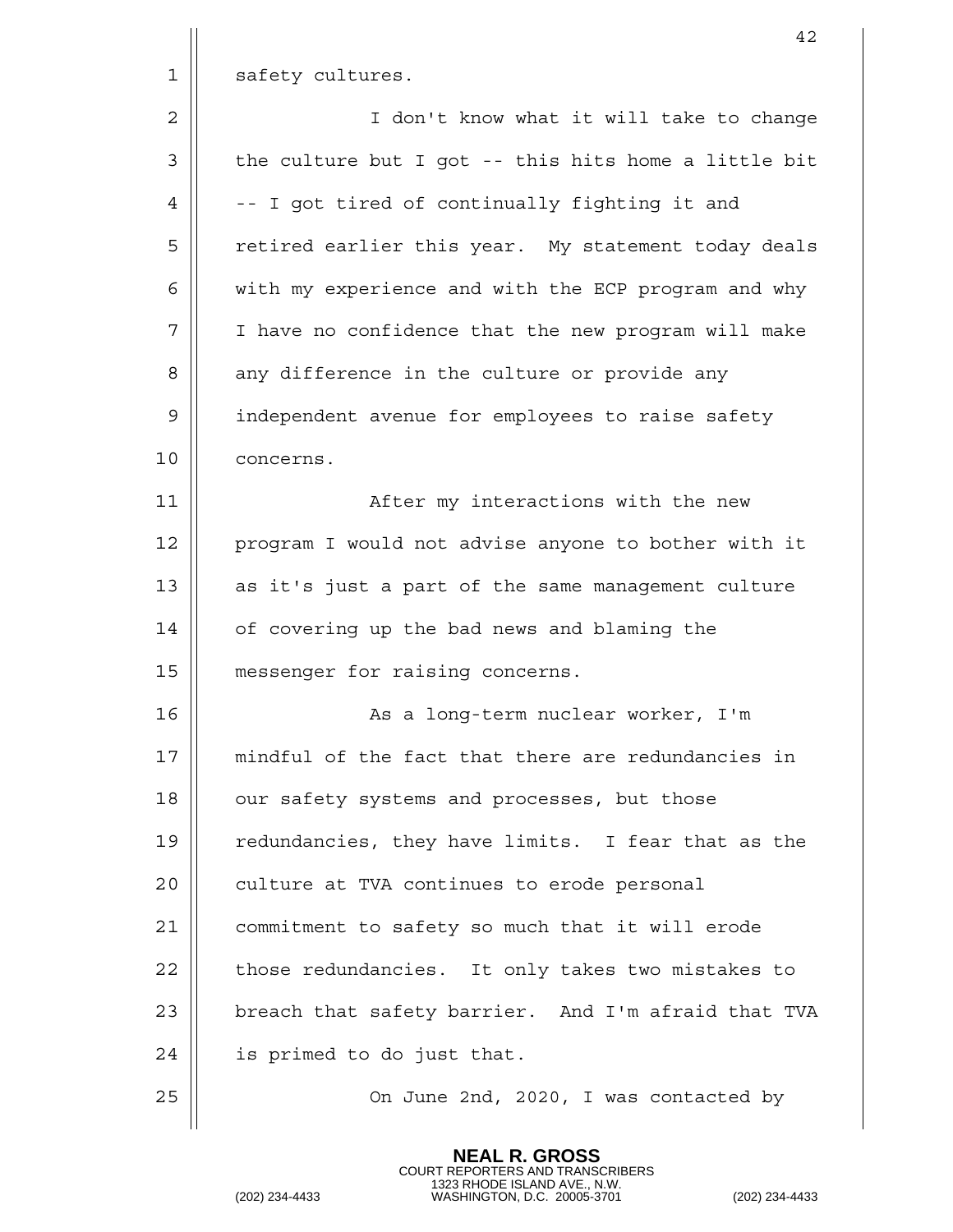safety cultures.

I don't know what it will take to change the culture but I got -- this hits home a little bit -- I got tired of continually fighting it and retired earlier this year. My statement today deals with my experience and with the ECP program and why I have no confidence that the new program will make any difference in the culture or provide any independent avenue for employees to raise safety concerns.

After my interactions with the new program I would not advise anyone to bother with it as it's just a part of the same management culture of covering up the bad news and blaming the messenger for raising concerns.

As a long-term nuclear worker, I'm mindful of the fact that there are redundancies in our safety systems and processes, but those redundancies, they have limits. I fear that as the culture at TVA continues to erode personal commitment to safety so much that it will erode those redundancies. It only takes two mistakes to breach that safety barrier. And I'm afraid that TVA is primed to do just that.

On June 2nd, 2020, I was contacted by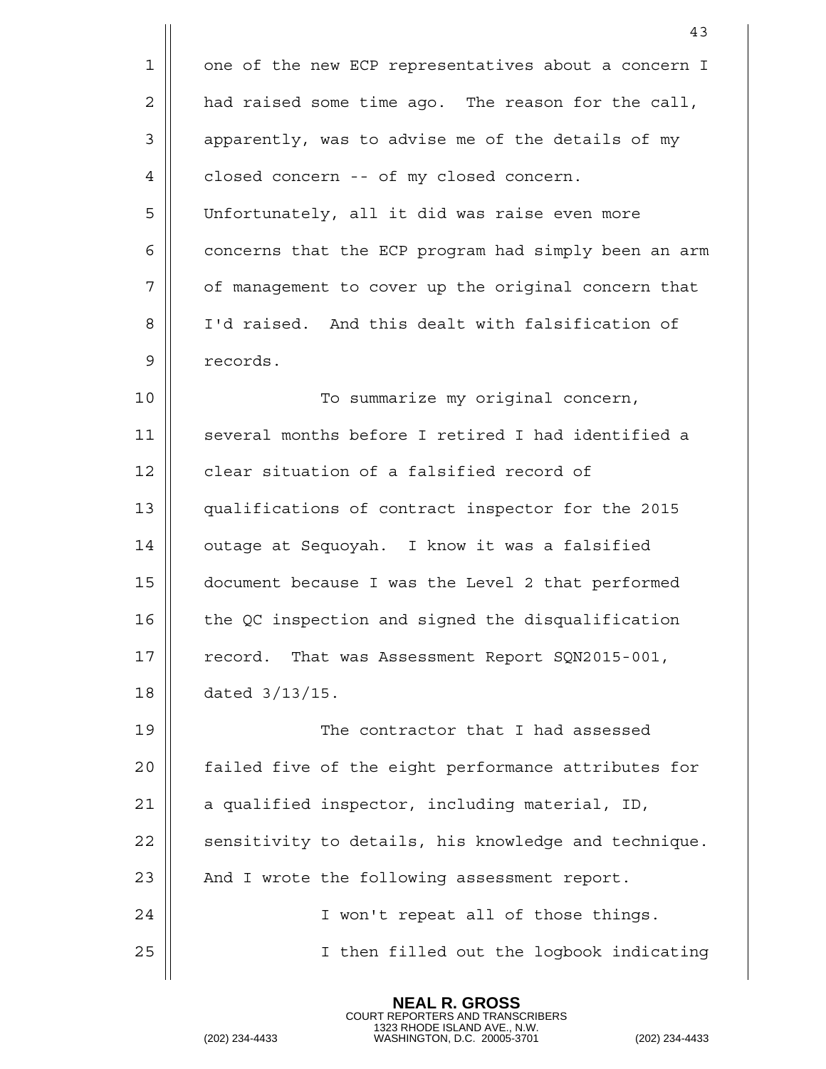one of the new ECP representatives about a concern I had raised some time ago. The reason for the call, apparently, was to advise me of the details of my closed concern -- of my closed concern. Unfortunately, all it did was raise even more concerns that the ECP program had simply been an arm of management to cover up the original concern that I'd raised. And this dealt with falsification of records.

To summarize my original concern, several months before I retired I had identified a clear situation of a falsified record of qualifications of contract inspector for the 2015 outage at Sequoyah. I know it was a falsified document because I was the Level 2 that performed the QC inspection and signed the disqualification record. That was Assessment Report SQN2015-001, dated 3/13/15.

The contractor that I had assessed failed five of the eight performance attributes for a qualified inspector, including material, ID, sensitivity to details, his knowledge and technique. And I wrote the following assessment report.

I won't repeat all of those things.

I then filled out the logbook indicating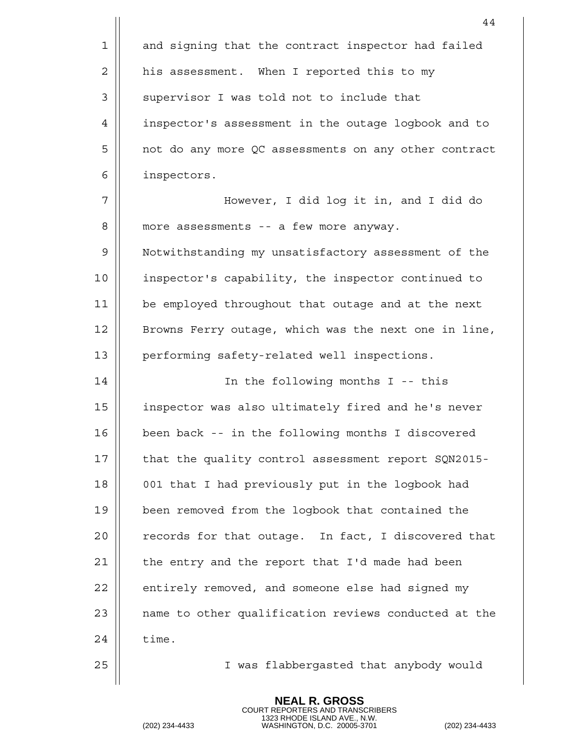and signing that the contract inspector had failed his assessment. When I reported this to my supervisor I was told not to include that inspector's assessment in the outage logbook and to not do any more QC assessments on any other contract inspectors.

However, I did log it in, and I did do more assessments -- a few more anyway. Notwithstanding my unsatisfactory assessment of the inspector's capability, the inspector continued to be employed throughout that outage and at the next Browns Ferry outage, which was the next one in line, performing safety-related well inspections.

In the following months I -- this inspector was also ultimately fired and he's never been back -- in the following months I discovered that the quality control assessment report SQN2015-001 that I had previously put in the logbook had been removed from the logbook that contained the records for that outage. In fact, I discovered that the entry and the report that I'd made had been entirely removed, and someone else had signed my name to other qualification reviews conducted at the time.

I was flabbergasted that anybody would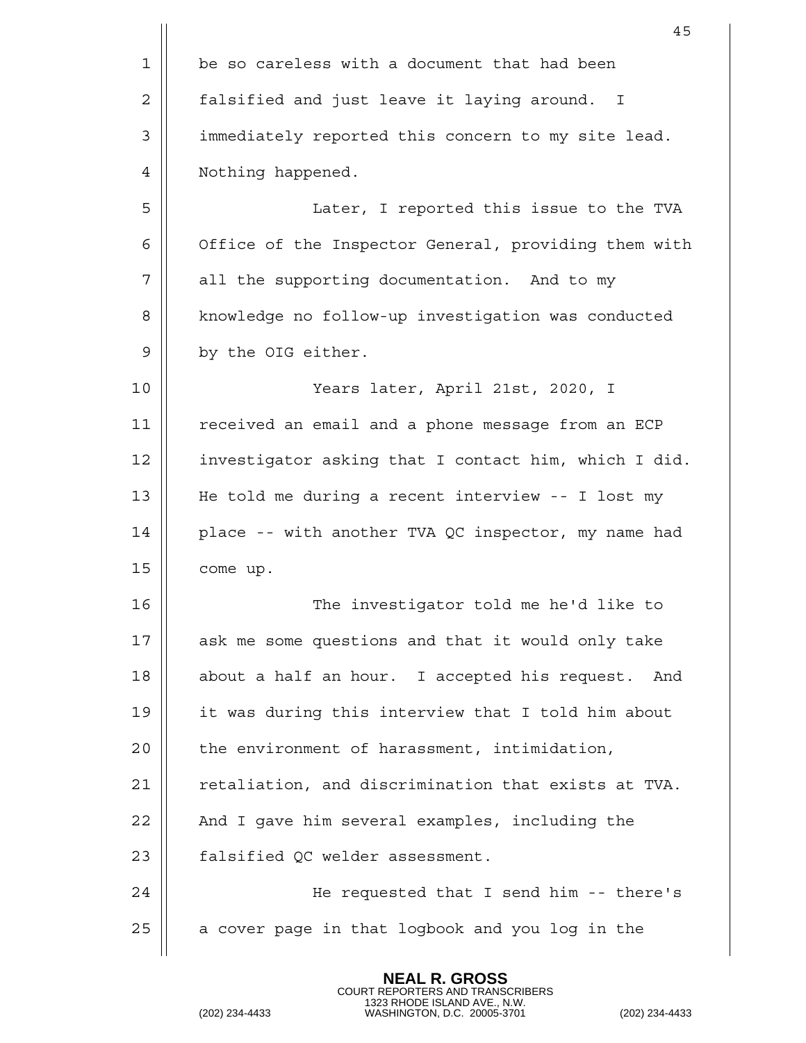be so careless with a document that had been falsified and just leave it laying around. I immediately reported this concern to my site lead. Nothing happened.

Later, I reported this issue to the TVA Office of the Inspector General, providing them with all the supporting documentation. And to my knowledge no follow-up investigation was conducted by the OIG either.

Years later, April 21st, 2020, I received an email and a phone message from an ECP investigator asking that I contact him, which I did. He told me during a recent interview -- I lost my place -- with another TVA QC inspector, my name had come up.

The investigator told me he'd like to ask me some questions and that it would only take about a half an hour. I accepted his request. And it was during this interview that I told him about the environment of harassment, intimidation, retaliation, and discrimination that exists at TVA. And I gave him several examples, including the falsified QC welder assessment.

He requested that I send him -- there's a cover page in that logbook and you log in the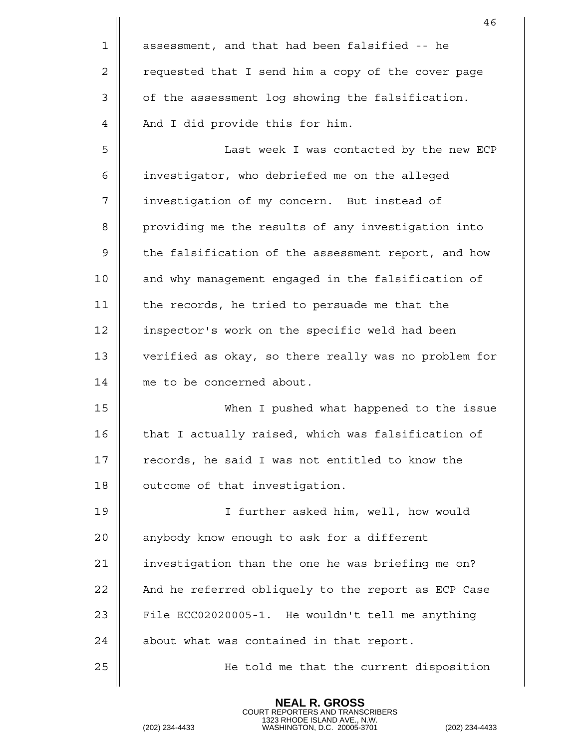assessment, and that had been falsified -- he requested that I send him a copy of the cover page of the assessment log showing the falsification. And I did provide this for him.

Last week I was contacted by the new ECP investigator, who debriefed me on the alleged investigation of my concern. But instead of providing me the results of any investigation into the falsification of the assessment report, and how and why management engaged in the falsification of the records, he tried to persuade me that the inspector's work on the specific weld had been verified as okay, so there really was no problem for me to be concerned about.

When I pushed what happened to the issue that I actually raised, which was falsification of records, he said I was not entitled to know the outcome of that investigation.

I further asked him, well, how would anybody know enough to ask for a different investigation than the one he was briefing me on? And he referred obliquely to the report as ECP Case File ECC02020005-1. He wouldn't tell me anything about what was contained in that report.

He told me that the current disposition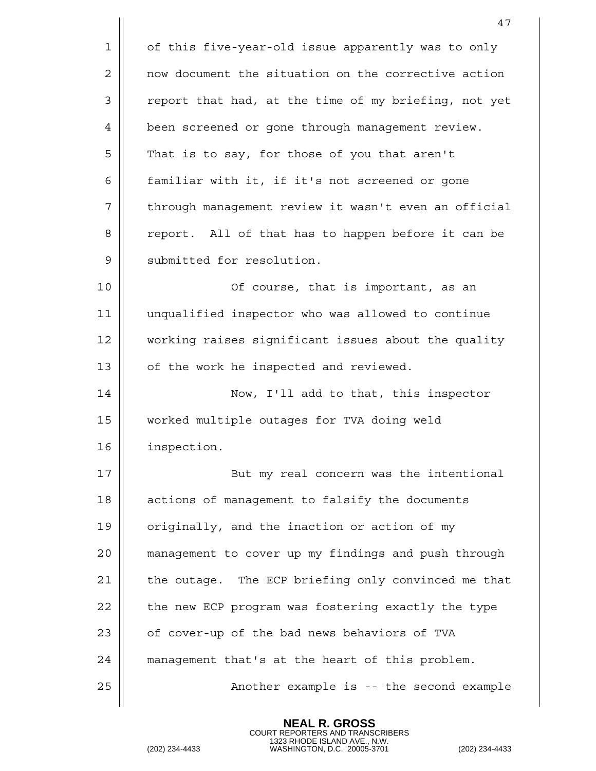of this five-year-old issue apparently was to only now document the situation on the corrective action report that had, at the time of my briefing, not yet been screened or gone through management review. That is to say, for those of you that aren't familiar with it, if it's not screened or gone through management review it wasn't even an official report. All of that has to happen before it can be submitted for resolution.

Of course, that is important, as an unqualified inspector who was allowed to continue working raises significant issues about the quality of the work he inspected and reviewed.

Now, I'll add to that, this inspector worked multiple outages for TVA doing weld inspection.

But my real concern was the intentional actions of management to falsify the documents originally, and the inaction or action of my management to cover up my findings and push through the outage. The ECP briefing only convinced me that the new ECP program was fostering exactly the type of cover-up of the bad news behaviors of TVA management that's at the heart of this problem.

Another example is -- the second example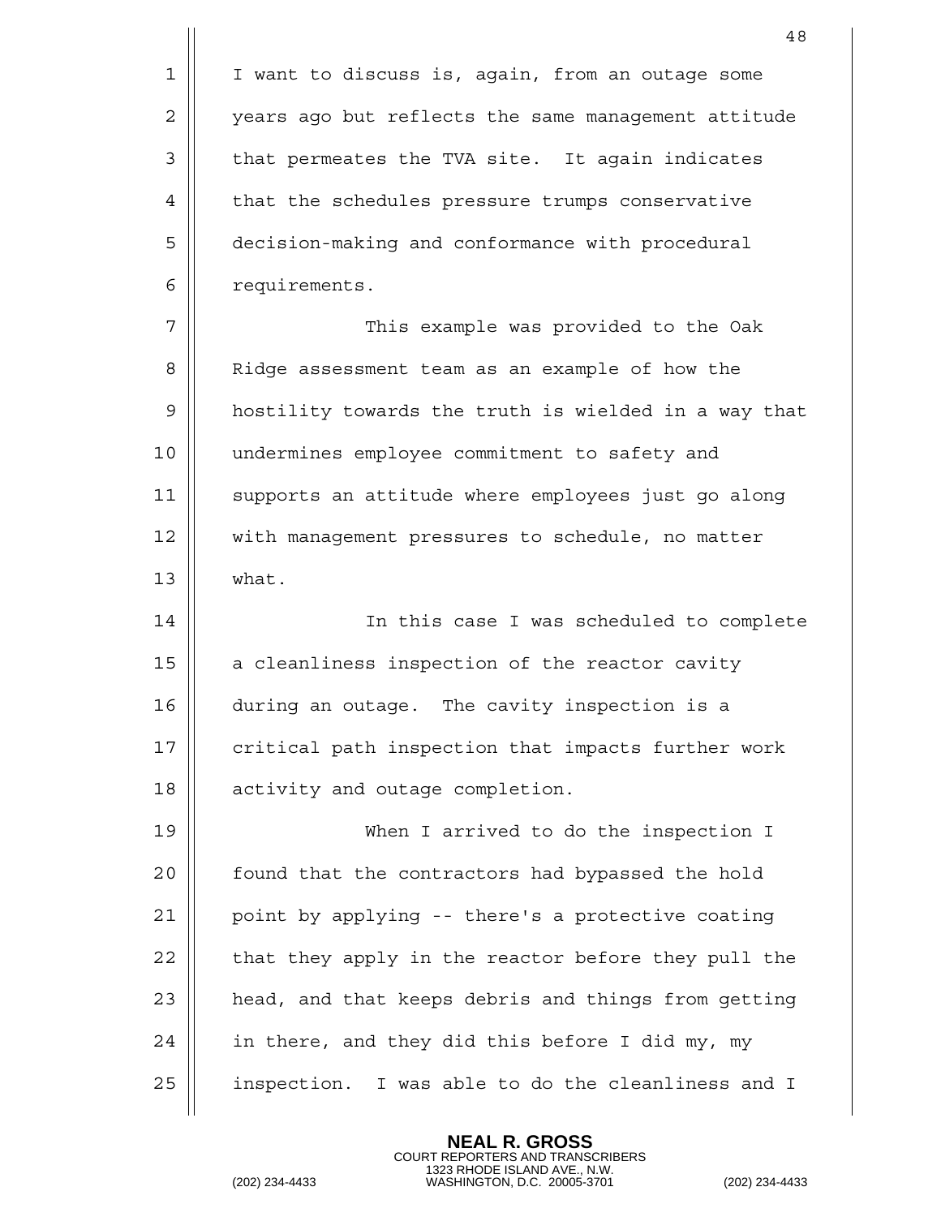I want to discuss is, again, from an outage some years ago but reflects the same management attitude that permeates the TVA site. It again indicates that the schedules pressure trumps conservative decision-making and conformance with procedural requirements.

This example was provided to the Oak Ridge assessment team as an example of how the hostility towards the truth is wielded in a way that undermines employee commitment to safety and supports an attitude where employees just go along with management pressures to schedule, no matter what.

In this case I was scheduled to complete a cleanliness inspection of the reactor cavity during an outage. The cavity inspection is a critical path inspection that impacts further work activity and outage completion.

When I arrived to do the inspection I found that the contractors had bypassed the hold point by applying -- there's a protective coating that they apply in the reactor before they pull the head, and that keeps debris and things from getting in there, and they did this before I did my, my inspection. I was able to do the cleanliness and I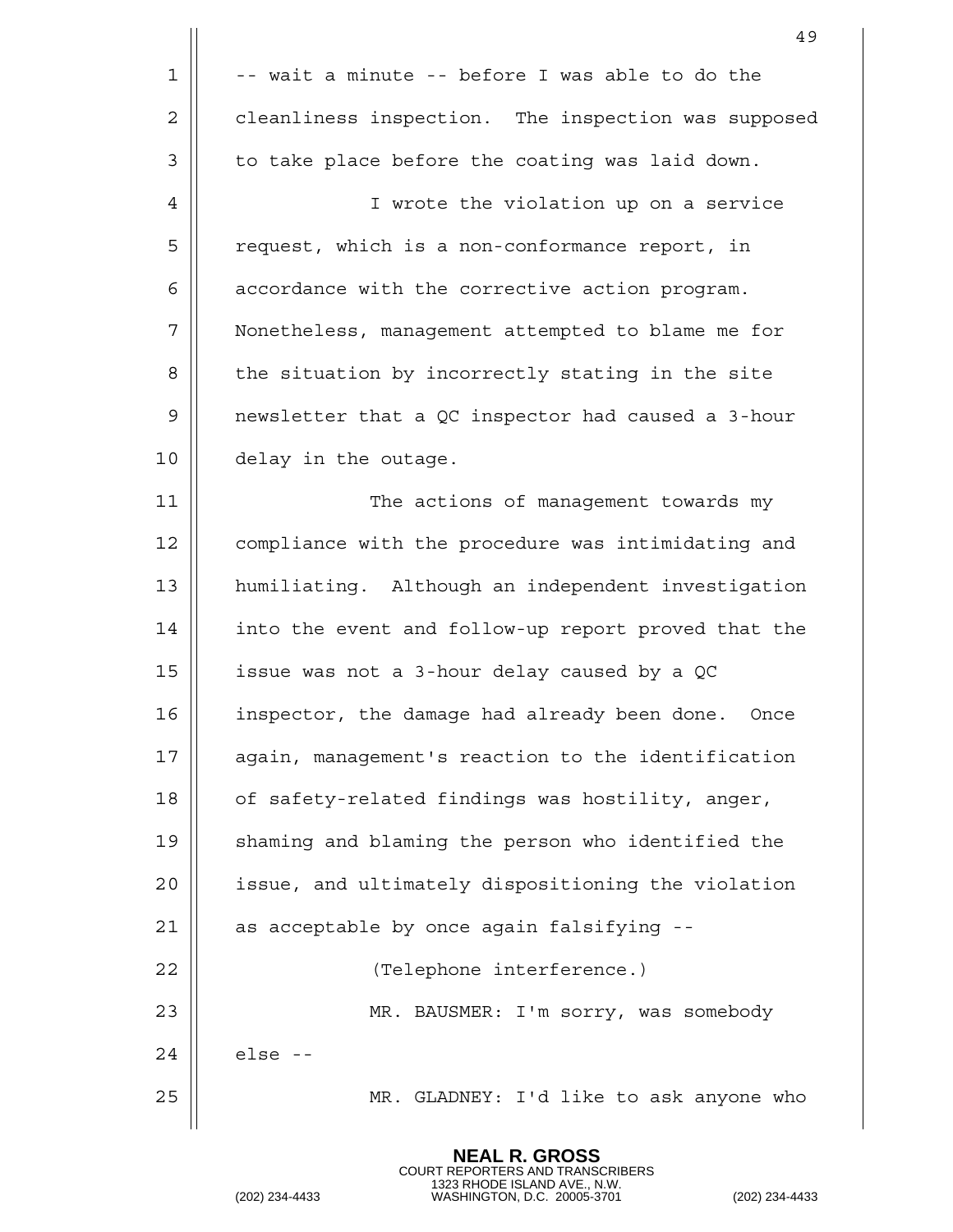-- wait a minute -- before I was able to do the cleanliness inspection. The inspection was supposed to take place before the coating was laid down.

I wrote the violation up on a service request, which is a non-conformance report, in accordance with the corrective action program. Nonetheless, management attempted to blame me for the situation by incorrectly stating in the site newsletter that a QC inspector had caused a 3-hour delay in the outage.

The actions of management towards my compliance with the procedure was intimidating and humiliating. Although an independent investigation into the event and follow-up report proved that the issue was not a 3-hour delay caused by a QC inspector, the damage had already been done. Once again, management's reaction to the identification of safety-related findings was hostility, anger, shaming and blaming the person who identified the issue, and ultimately dispositioning the violation as acceptable by once again falsifying --

(Telephone interference.)

MR. BAUSMER: I'm sorry, was somebody else --

MR. GLADNEY: I'd like to ask anyone who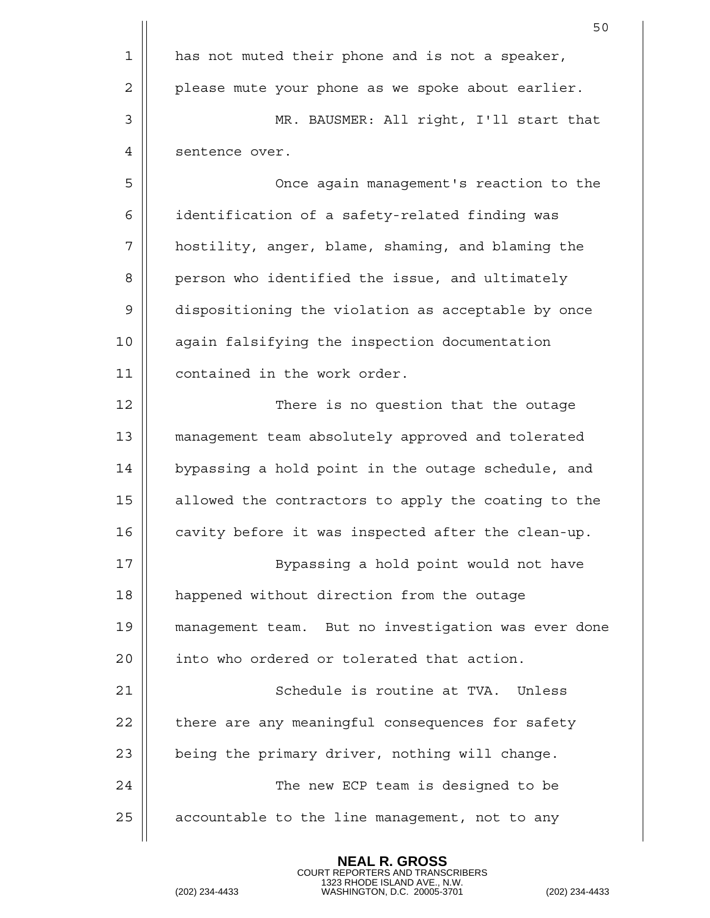has not muted their phone and is not a speaker, please mute your phone as we spoke about earlier.

MR. BAUSMER: All right, I'll start that sentence over.

Once again management's reaction to the identification of a safety-related finding was hostility, anger, blame, shaming, and blaming the person who identified the issue, and ultimately dispositioning the violation as acceptable by once again falsifying the inspection documentation contained in the work order.

There is no question that the outage management team absolutely approved and tolerated bypassing a hold point in the outage schedule, and allowed the contractors to apply the coating to the cavity before it was inspected after the clean-up.

Bypassing a hold point would not have happened without direction from the outage management team. But no investigation was ever done into who ordered or tolerated that action.

Schedule is routine at TVA. Unless there are any meaningful consequences for safety being the primary driver, nothing will change.

The new ECP team is designed to be accountable to the line management, not to any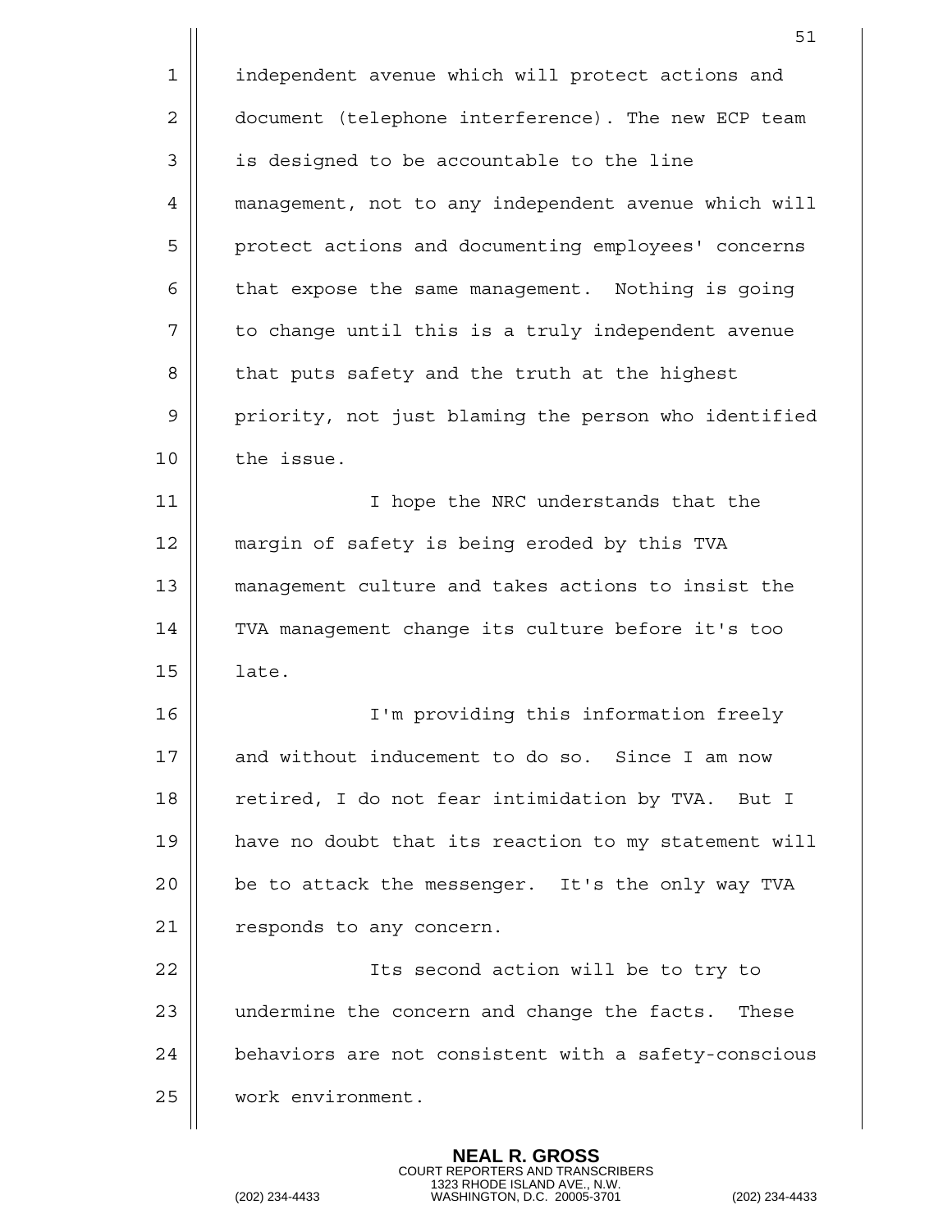independent avenue which will protect actions and document (telephone interference). The new ECP team is designed to be accountable to the line management, not to any independent avenue which will protect actions and documenting employees' concerns that expose the same management. Nothing is going to change until this is a truly independent avenue that puts safety and the truth at the highest priority, not just blaming the person who identified the issue.

I hope the NRC understands that the margin of safety is being eroded by this TVA management culture and takes actions to insist the TVA management change its culture before it's too late.

I'm providing this information freely and without inducement to do so. Since I am now retired, I do not fear intimidation by TVA. But I have no doubt that its reaction to my statement will be to attack the messenger. It's the only way TVA responds to any concern.

Its second action will be to try to undermine the concern and change the facts. These behaviors are not consistent with a safety-conscious work environment.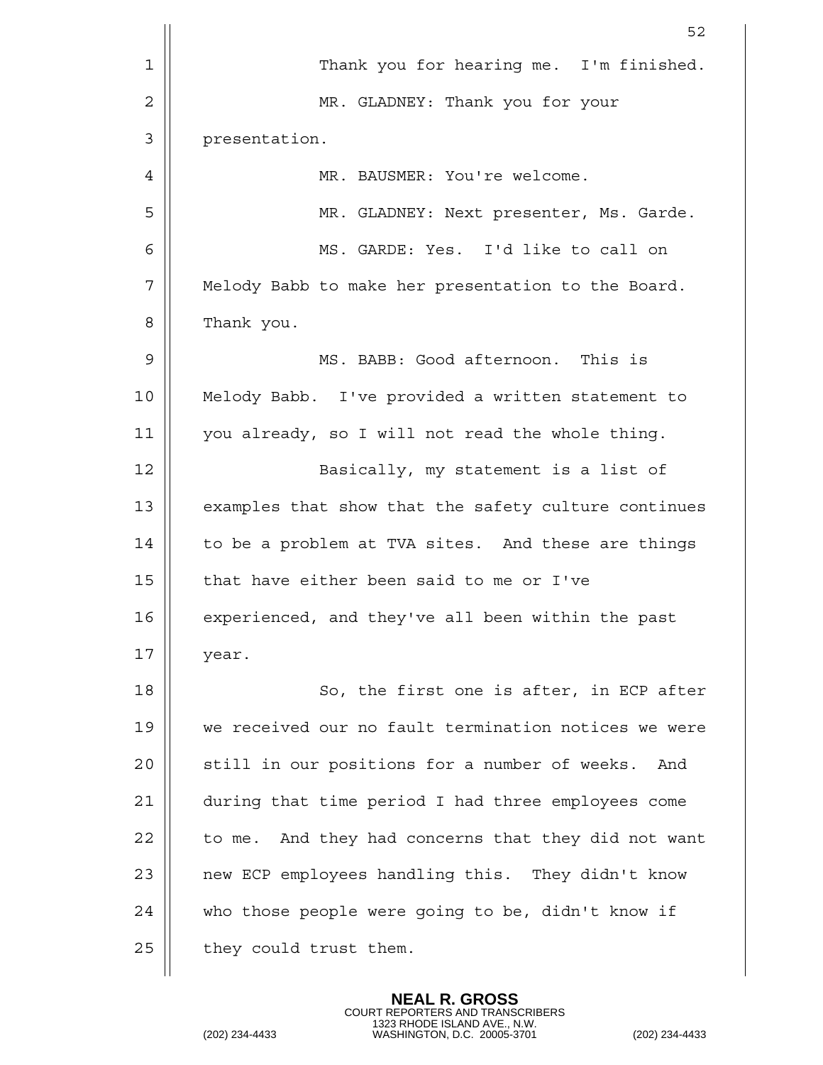Thank you for hearing me. I'm finished.

MR. GLADNEY: Thank you for your presentation.

MR. BAUSMER: You're welcome.

MR. GLADNEY: Next presenter, Ms. Garde.

MS. GARDE: Yes. I'd like to call on Melody Babb to make her presentation to the Board. Thank you.

MS. BABB: Good afternoon. This is Melody Babb. I've provided a written statement to you already, so I will not read the whole thing.

Basically, my statement is a list of examples that show that the safety culture continues to be a problem at TVA sites. And these are things that have either been said to me or I've experienced, and they've all been within the past year.

So, the first one is after, in ECP after we received our no fault termination notices we were still in our positions for a number of weeks. And during that time period I had three employees come to me. And they had concerns that they did not want new ECP employees handling this. They didn't know who those people were going to be, didn't know if they could trust them.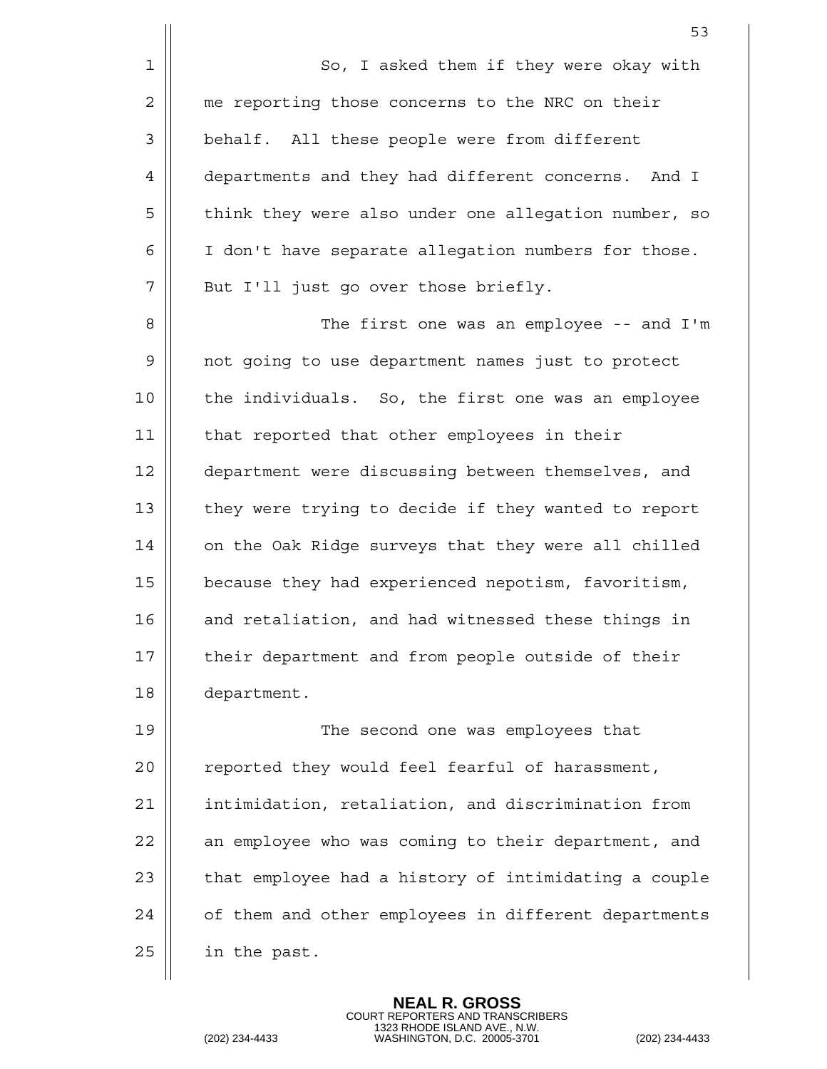So, I asked them if they were okay with me reporting those concerns to the NRC on their behalf. All these people were from different departments and they had different concerns. And I think they were also under one allegation number, so I don't have separate allegation numbers for those. But I'll just go over those briefly.

The first one was an employee -- and I'm not going to use department names just to protect the individuals. So, the first one was an employee that reported that other employees in their department were discussing between themselves, and they were trying to decide if they wanted to report on the Oak Ridge surveys that they were all chilled because they had experienced nepotism, favoritism, and retaliation, and had witnessed these things in their department and from people outside of their department.

The second one was employees that reported they would feel fearful of harassment, intimidation, retaliation, and discrimination from an employee who was coming to their department, and that employee had a history of intimidating a couple of them and other employees in different departments in the past.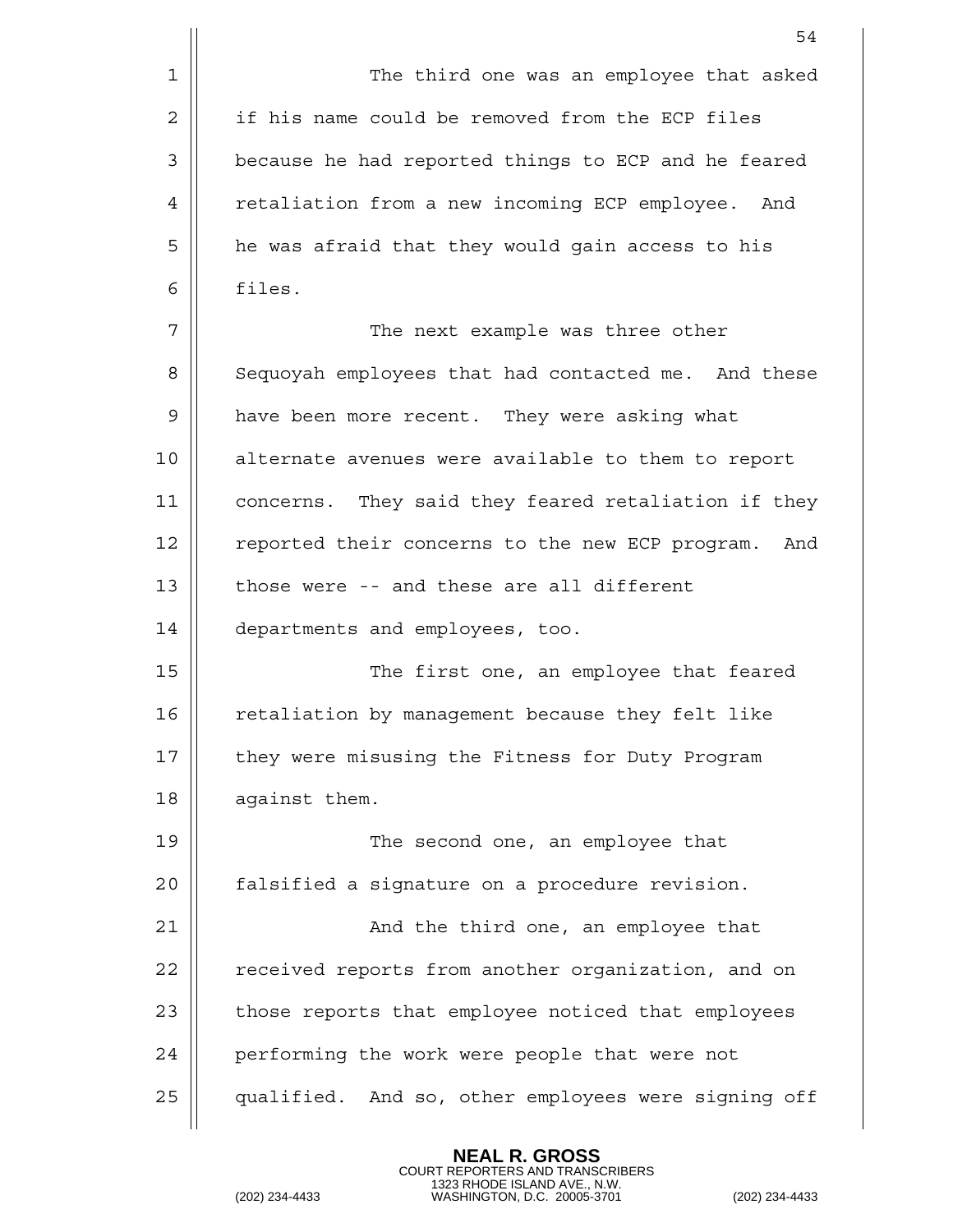The third one was an employee that asked if his name could be removed from the ECP files because he had reported things to ECP and he feared retaliation from a new incoming ECP employee. And he was afraid that they would gain access to his files.

The next example was three other Sequoyah employees that had contacted me. And these have been more recent. They were asking what alternate avenues were available to them to report concerns. They said they feared retaliation if they reported their concerns to the new ECP program. And those were -- and these are all different departments and employees, too.

The first one, an employee that feared retaliation by management because they felt like they were misusing the Fitness for Duty Program against them.

The second one, an employee that falsified a signature on a procedure revision.

And the third one, an employee that received reports from another organization, and on those reports that employee noticed that employees performing the work were people that were not qualified. And so, other employees were signing off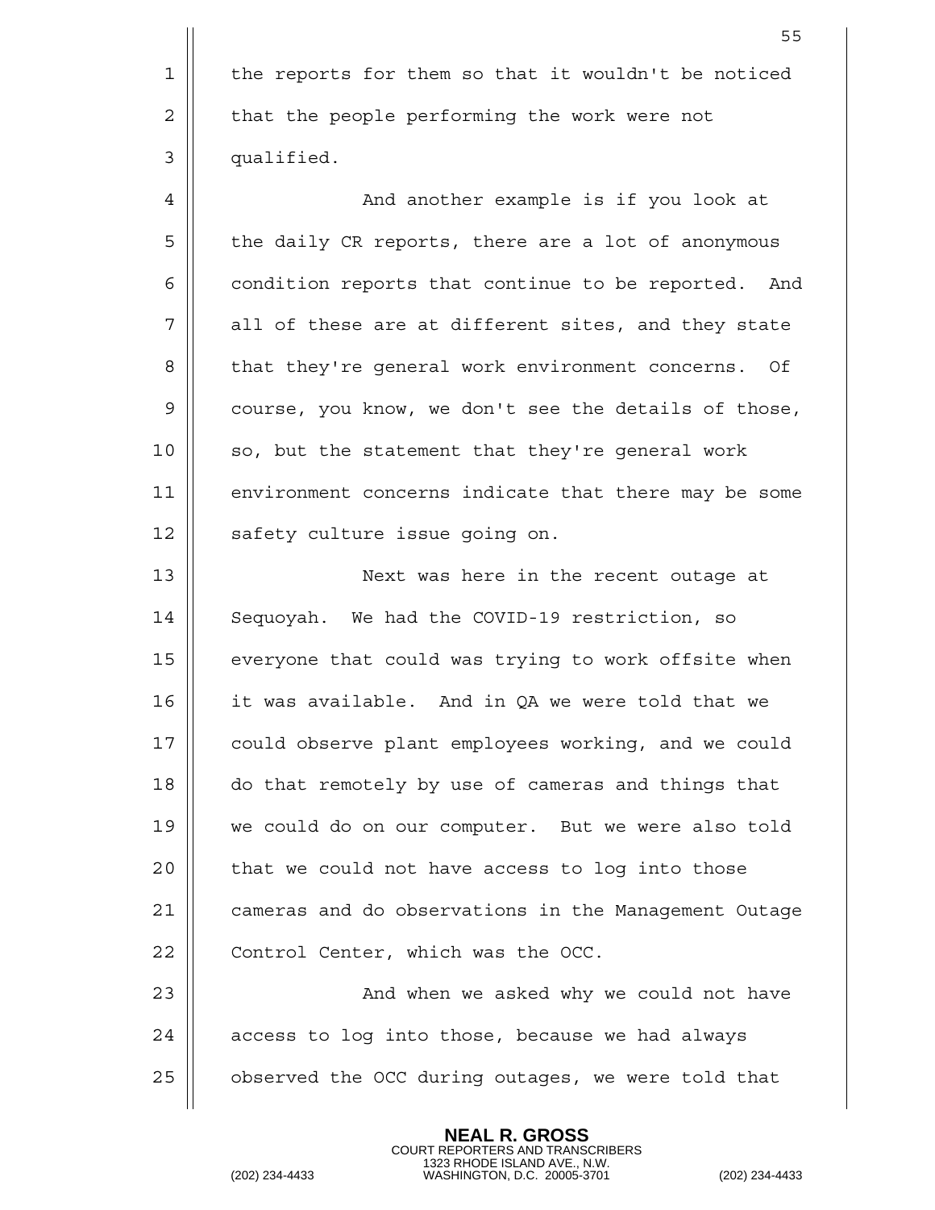the reports for them so that it wouldn't be noticed that the people performing the work were not qualified.

And another example is if you look at the daily CR reports, there are a lot of anonymous condition reports that continue to be reported. And all of these are at different sites, and they state that they're general work environment concerns. Of course, you know, we don't see the details of those, so, but the statement that they're general work environment concerns indicate that there may be some safety culture issue going on.

Next was here in the recent outage at Sequoyah. We had the COVID-19 restriction, so everyone that could was trying to work offsite when it was available. And in QA we were told that we could observe plant employees working, and we could do that remotely by use of cameras and things that we could do on our computer. But we were also told that we could not have access to log into those cameras and do observations in the Management Outage Control Center, which was the OCC.

And when we asked why we could not have access to log into those, because we had always observed the OCC during outages, we were told that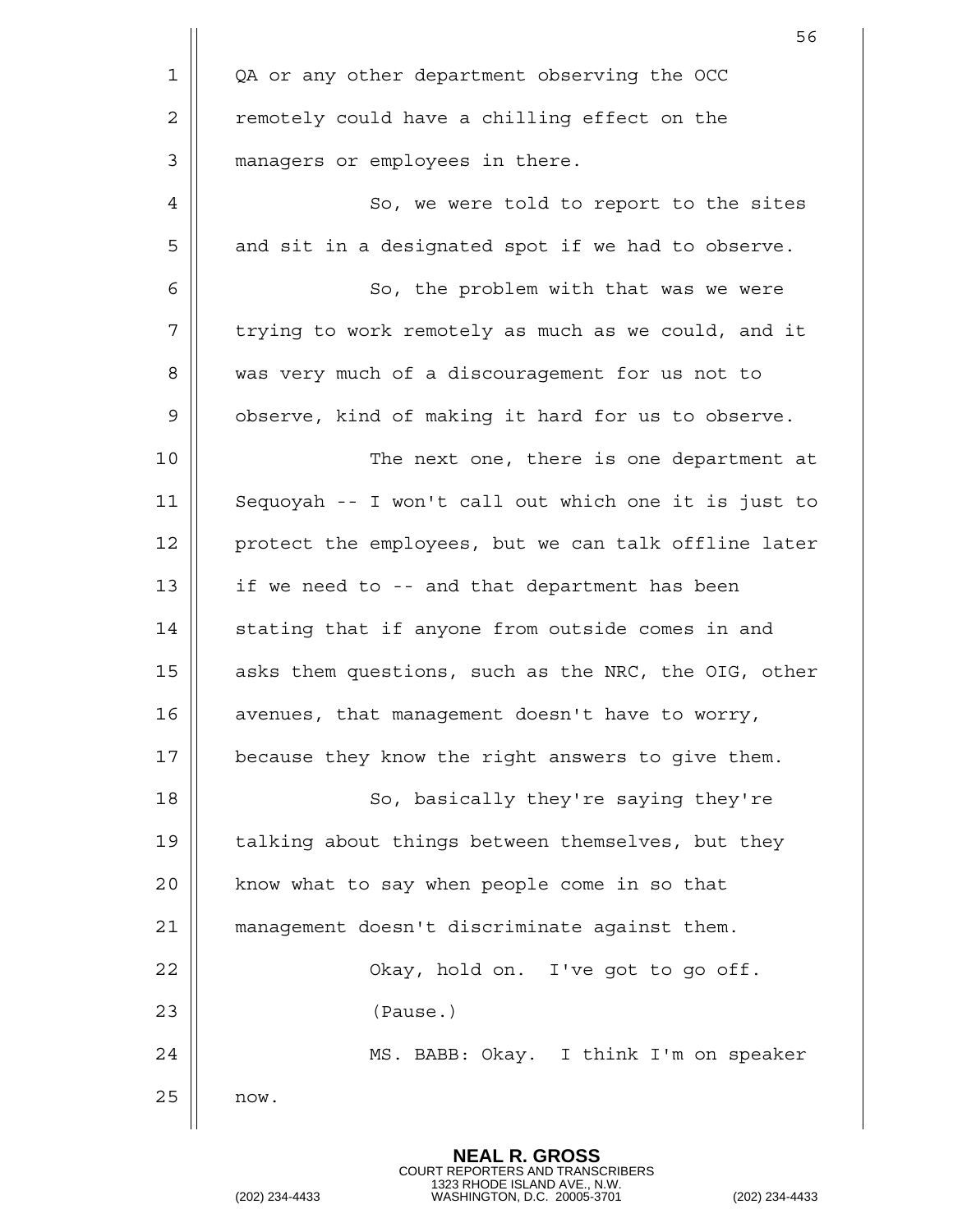QA or any other department observing the OCC remotely could have a chilling effect on the managers or employees in there.

So, we were told to report to the sites and sit in a designated spot if we had to observe.

So, the problem with that was we were trying to work remotely as much as we could, and it was very much of a discouragement for us not to observe, kind of making it hard for us to observe.

The next one, there is one department at Sequoyah -- I won't call out which one it is just to protect the employees, but we can talk offline later if we need to -- and that department has been stating that if anyone from outside comes in and asks them questions, such as the NRC, the OIG, other avenues, that management doesn't have to worry, because they know the right answers to give them.

So, basically they're saying they're talking about things between themselves, but they know what to say when people come in so that management doesn't discriminate against them.

Okay, hold on. I've got to go off.

(Pause.)

MS. BABB: Okay. I think I'm on speaker now.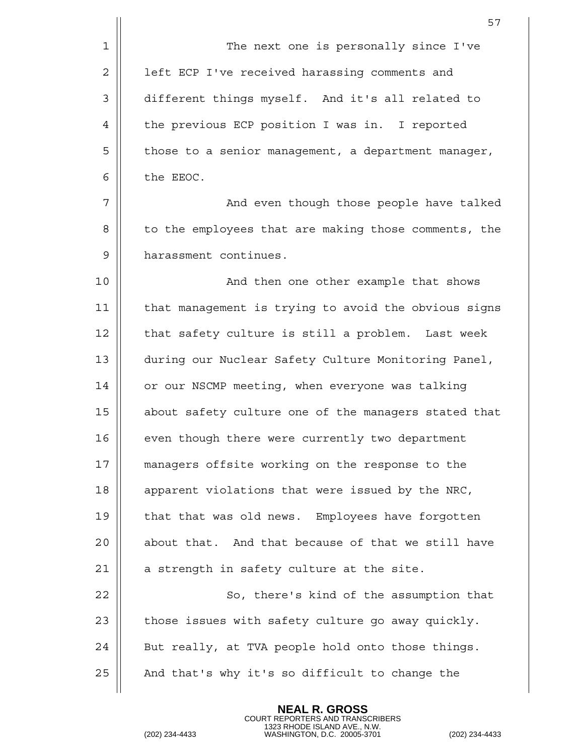The next one is personally since I've left ECP I've received harassing comments and different things myself. And it's all related to the previous ECP position I was in. I reported those to a senior management, a department manager, the EEOC.

And even though those people have talked to the employees that are making those comments, the harassment continues.

And then one other example that shows that management is trying to avoid the obvious signs that safety culture is still a problem. Last week during our Nuclear Safety Culture Monitoring Panel, or our NSCMP meeting, when everyone was talking about safety culture one of the managers stated that even though there were currently two department managers offsite working on the response to the apparent violations that were issued by the NRC, that that was old news. Employees have forgotten about that. And that because of that we still have a strength in safety culture at the site.

So, there's kind of the assumption that those issues with safety culture go away quickly. But really, at TVA people hold onto those things. And that's why it's so difficult to change the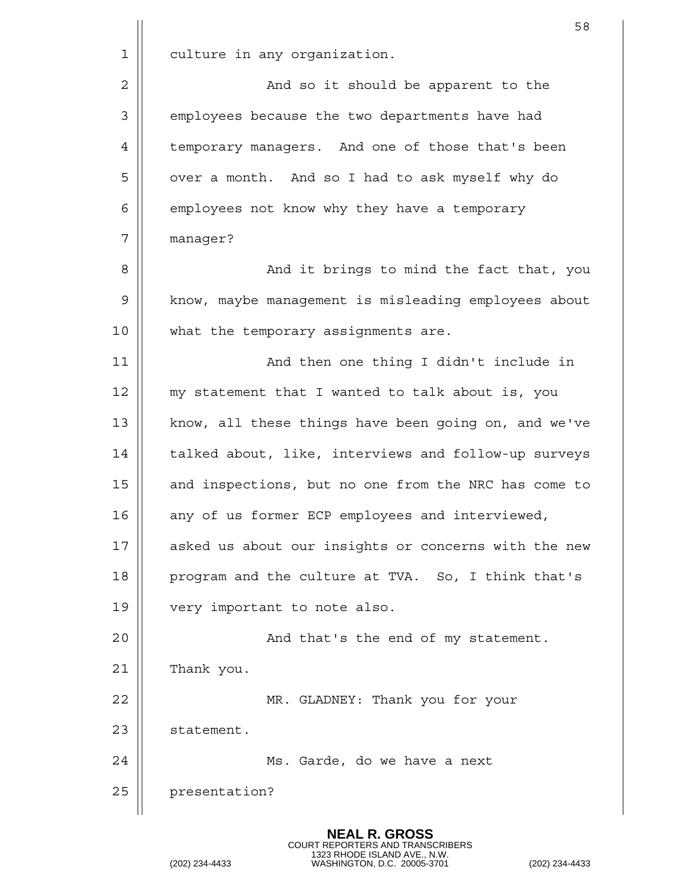culture in any organization.

And so it should be apparent to the employees because the two departments have had temporary managers. And one of those that's been over a month. And so I had to ask myself why do employees not know why they have a temporary manager?

And it brings to mind the fact that, you know, maybe management is misleading employees about what the temporary assignments are.

And then one thing I didn't include in my statement that I wanted to talk about is, you know, all these things have been going on, and we've talked about, like, interviews and follow-up surveys and inspections, but no one from the NRC has come to any of us former ECP employees and interviewed, asked us about our insights or concerns with the new program and the culture at TVA. So, I think that's very important to note also.

And that's the end of my statement. Thank you.

MR. GLADNEY: Thank you for your statement.

Ms. Garde, do we have a next presentation?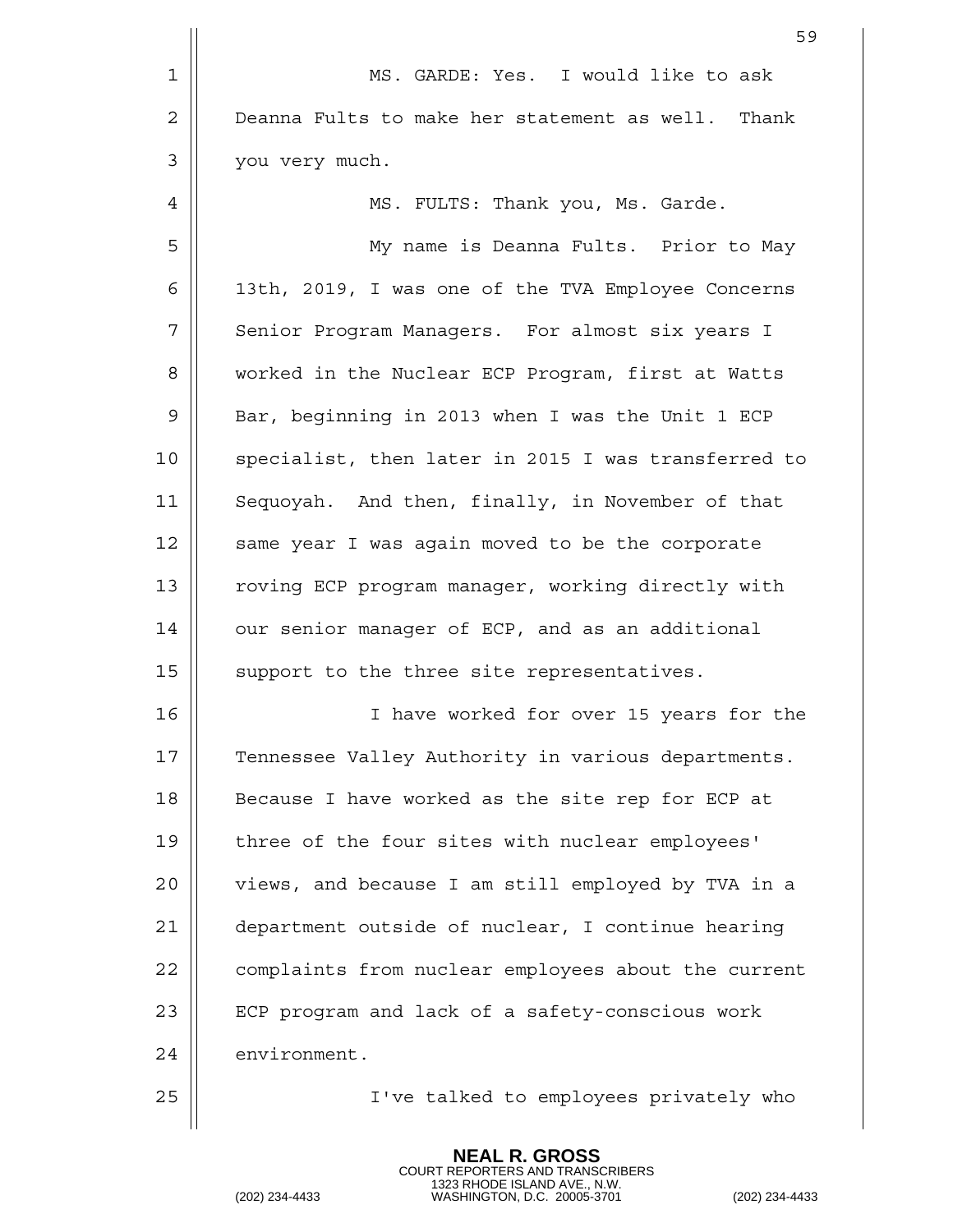MS. GARDE: Yes. I would like to ask Deanna Fults to make her statement as well. Thank you very much.

MS. FULTS: Thank you, Ms. Garde.

My name is Deanna Fults. Prior to May 13th, 2019, I was one of the TVA Employee Concerns Senior Program Managers. For almost six years I worked in the Nuclear ECP Program, first at Watts Bar, beginning in 2013 when I was the Unit 1 ECP specialist, then later in 2015 I was transferred to Sequoyah. And then, finally, in November of that same year I was again moved to be the corporate roving ECP program manager, working directly with our senior manager of ECP, and as an additional support to the three site representatives.

I have worked for over 15 years for the Tennessee Valley Authority in various departments. Because I have worked as the site rep for ECP at three of the four sites with nuclear employees' views, and because I am still employed by TVA in a department outside of nuclear, I continue hearing complaints from nuclear employees about the current ECP program and lack of a safety-conscious work environment.

I've talked to employees privately who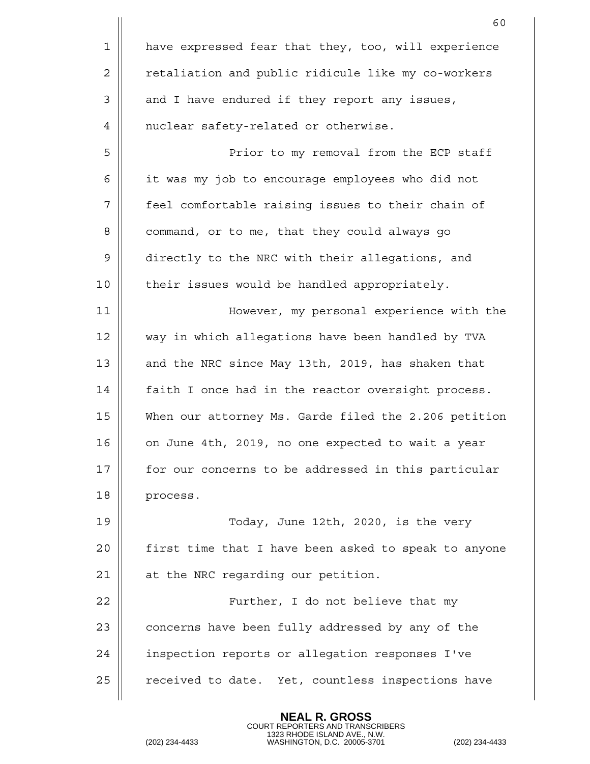have expressed fear that they, too, will experience retaliation and public ridicule like my co-workers and I have endured if they report any issues, nuclear safety-related or otherwise.

Prior to my removal from the ECP staff it was my job to encourage employees who did not feel comfortable raising issues to their chain of command, or to me, that they could always go directly to the NRC with their allegations, and their issues would be handled appropriately.

However, my personal experience with the way in which allegations have been handled by TVA and the NRC since May 13th, 2019, has shaken that faith I once had in the reactor oversight process. When our attorney Ms. Garde filed the 2.206 petition on June 4th, 2019, no one expected to wait a year for our concerns to be addressed in this particular process.

Today, June 12th, 2020, is the very first time that I have been asked to speak to anyone at the NRC regarding our petition.

Further, I do not believe that my concerns have been fully addressed by any of the inspection reports or allegation responses I've received to date. Yet, countless inspections have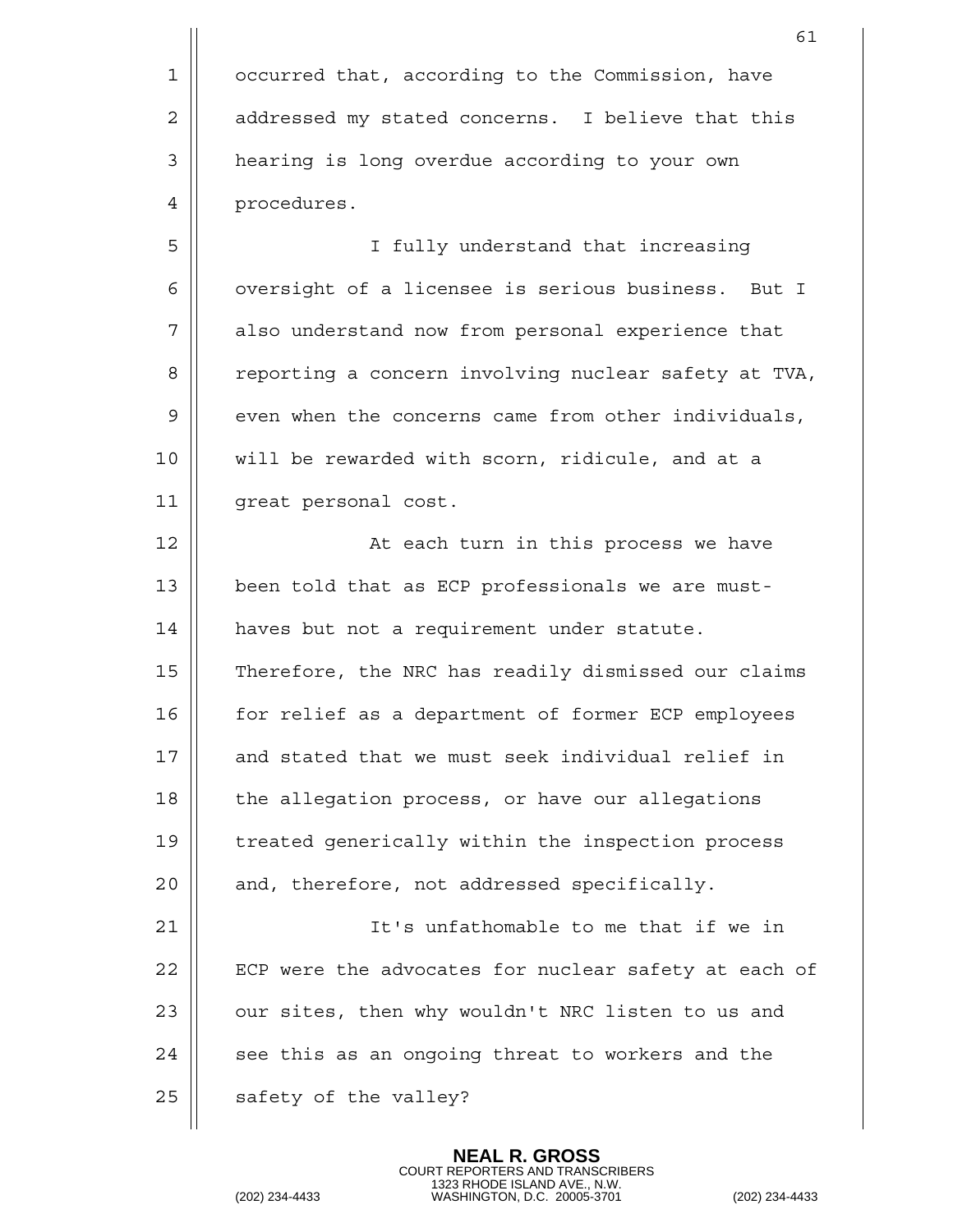occurred that, according to the Commission, have addressed my stated concerns. I believe that this hearing is long overdue according to your own procedures.

I fully understand that increasing oversight of a licensee is serious business. But I also understand now from personal experience that reporting a concern involving nuclear safety at TVA, even when the concerns came from other individuals, will be rewarded with scorn, ridicule, and at a great personal cost.

At each turn in this process we have been told that as ECP professionals we are must-haves but not a requirement under statute. Therefore, the NRC has readily dismissed our claims for relief as a department of former ECP employees and stated that we must seek individual relief in the allegation process, or have our allegations treated generically within the inspection process and, therefore, not addressed specifically.

It's unfathomable to me that if we in ECP were the advocates for nuclear safety at each of our sites, then why wouldn't NRC listen to us and see this as an ongoing threat to workers and the safety of the valley?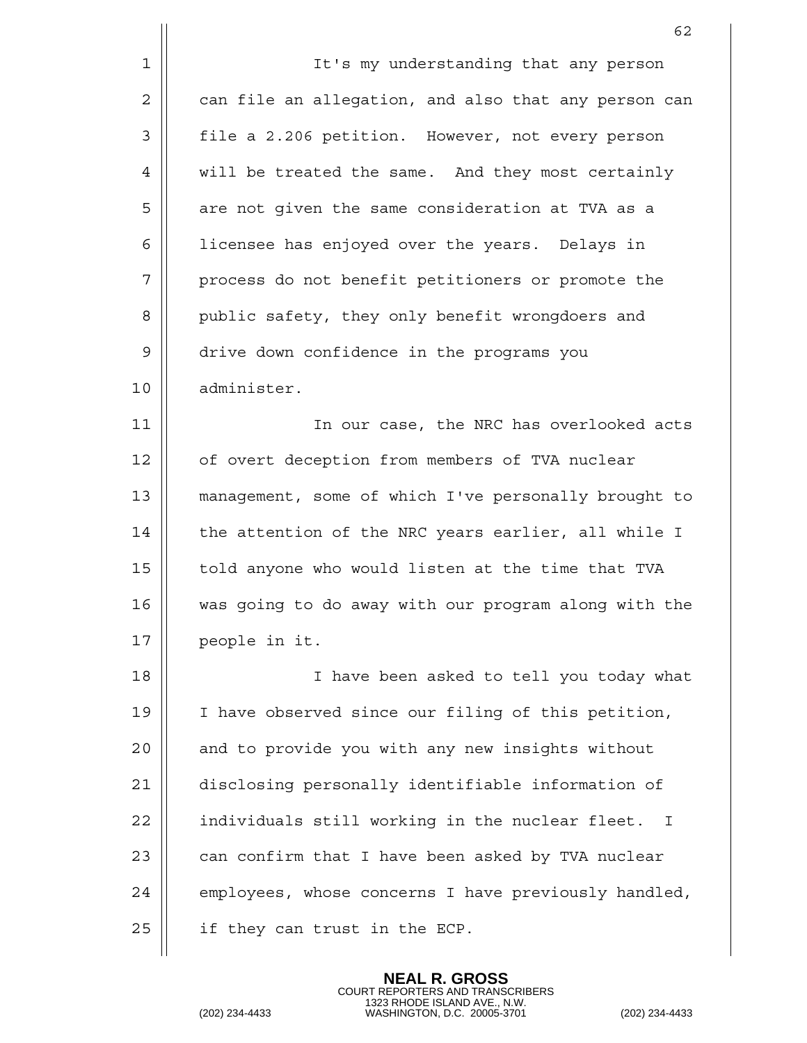It's my understanding that any person can file an allegation, and also that any person can file a 2.206 petition. However, not every person will be treated the same. And they most certainly are not given the same consideration at TVA as a licensee has enjoyed over the years. Delays in process do not benefit petitioners or promote the public safety, they only benefit wrongdoers and drive down confidence in the programs you administer.

In our case, the NRC has overlooked acts of overt deception from members of TVA nuclear management, some of which I've personally brought to the attention of the NRC years earlier, all while I told anyone who would listen at the time that TVA was going to do away with our program along with the people in it.

I have been asked to tell you today what I have observed since our filing of this petition, and to provide you with any new insights without disclosing personally identifiable information of individuals still working in the nuclear fleet. I can confirm that I have been asked by TVA nuclear employees, whose concerns I have previously handled, if they can trust in the ECP.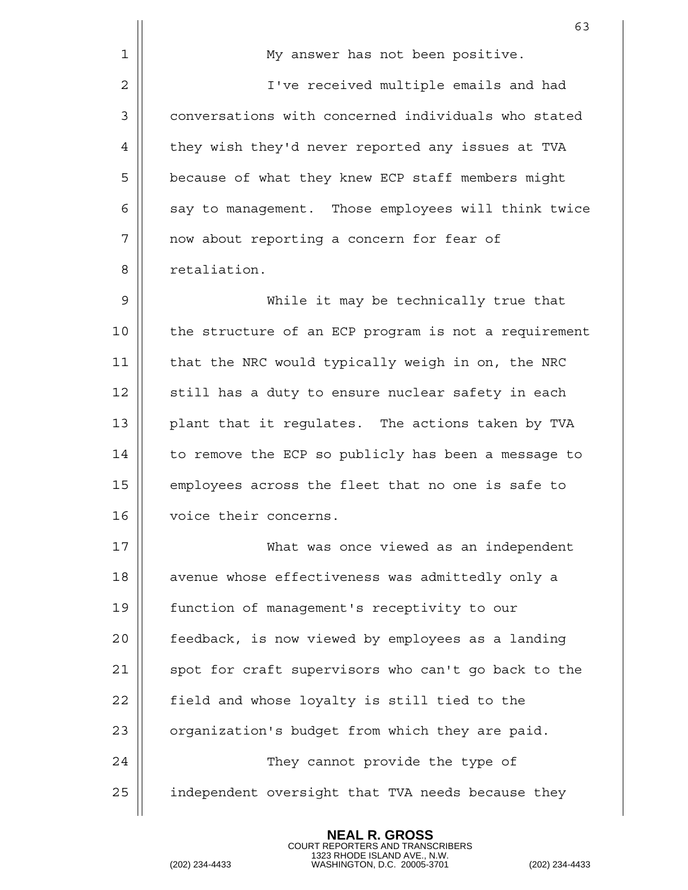My answer has not been positive.

I've received multiple emails and had conversations with concerned individuals who stated they wish they'd never reported any issues at TVA because of what they knew ECP staff members might say to management. Those employees will think twice now about reporting a concern for fear of retaliation.

While it may be technically true that the structure of an ECP program is not a requirement that the NRC would typically weigh in on, the NRC still has a duty to ensure nuclear safety in each plant that it regulates. The actions taken by TVA to remove the ECP so publicly has been a message to employees across the fleet that no one is safe to voice their concerns.

What was once viewed as an independent avenue whose effectiveness was admittedly only a function of management's receptivity to our feedback, is now viewed by employees as a landing spot for craft supervisors who can't go back to the field and whose loyalty is still tied to the organization's budget from which they are paid.

They cannot provide the type of independent oversight that TVA needs because they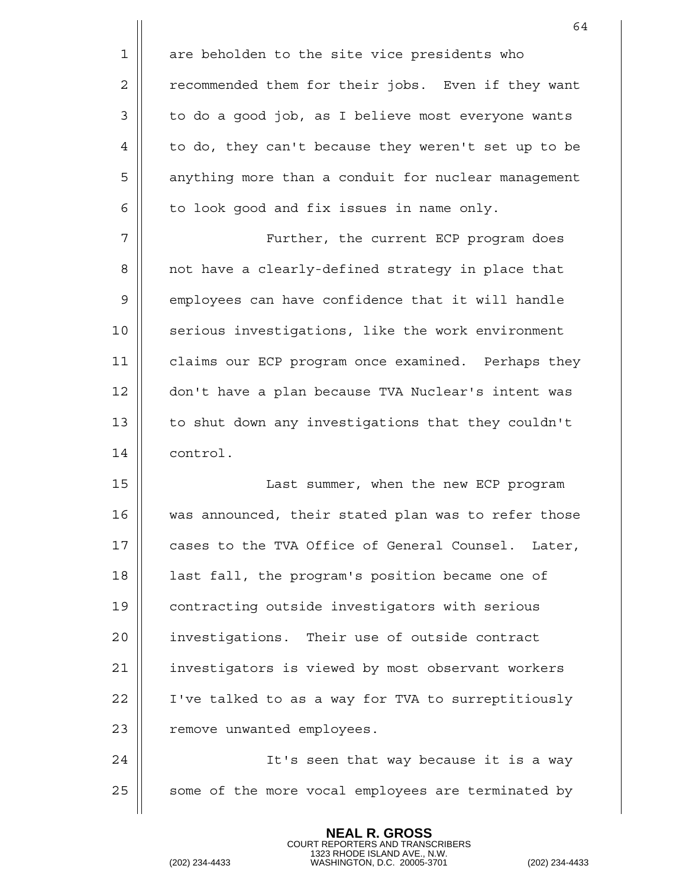are beholden to the site vice presidents who recommended them for their jobs. Even if they want to do a good job, as I believe most everyone wants to do, they can't because they weren't set up to be anything more than a conduit for nuclear management to look good and fix issues in name only.

Further, the current ECP program does not have a clearly-defined strategy in place that employees can have confidence that it will handle serious investigations, like the work environment claims our ECP program once examined. Perhaps they don't have a plan because TVA Nuclear's intent was to shut down any investigations that they couldn't control.

Last summer, when the new ECP program was announced, their stated plan was to refer those cases to the TVA Office of General Counsel. Later, last fall, the program's position became one of contracting outside investigators with serious investigations. Their use of outside contract investigators is viewed by most observant workers I've talked to as a way for TVA to surreptitiously remove unwanted employees.

It's seen that way because it is a way some of the more vocal employees are terminated by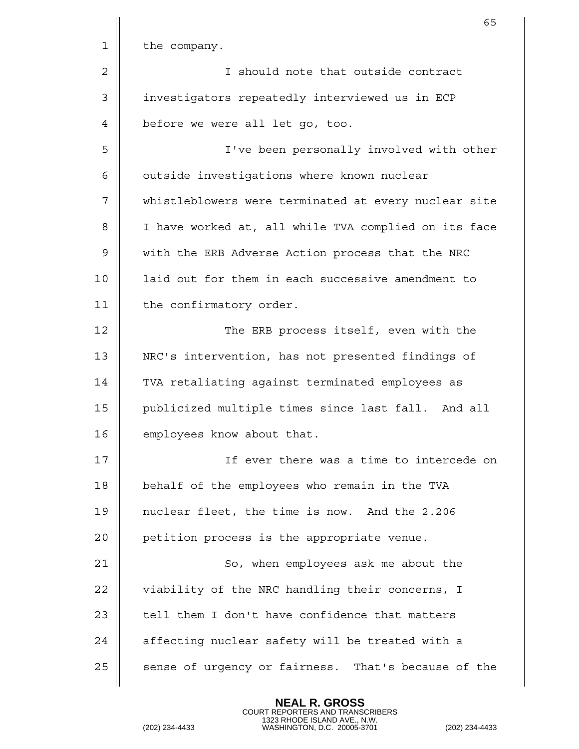the company.

I should note that outside contract investigators repeatedly interviewed us in ECP before we were all let go, too.

I've been personally involved with other outside investigations where known nuclear whistleblowers were terminated at every nuclear site I have worked at, all while TVA complied on its face with the ERB Adverse Action process that the NRC laid out for them in each successive amendment to the confirmatory order.

The ERB process itself, even with the NRC's intervention, has not presented findings of TVA retaliating against terminated employees as publicized multiple times since last fall. And all employees know about that.

If ever there was a time to intercede on behalf of the employees who remain in the TVA nuclear fleet, the time is now. And the 2.206 petition process is the appropriate venue.

So, when employees ask me about the viability of the NRC handling their concerns, I tell them I don't have confidence that matters affecting nuclear safety will be treated with a sense of urgency or fairness. That's because of the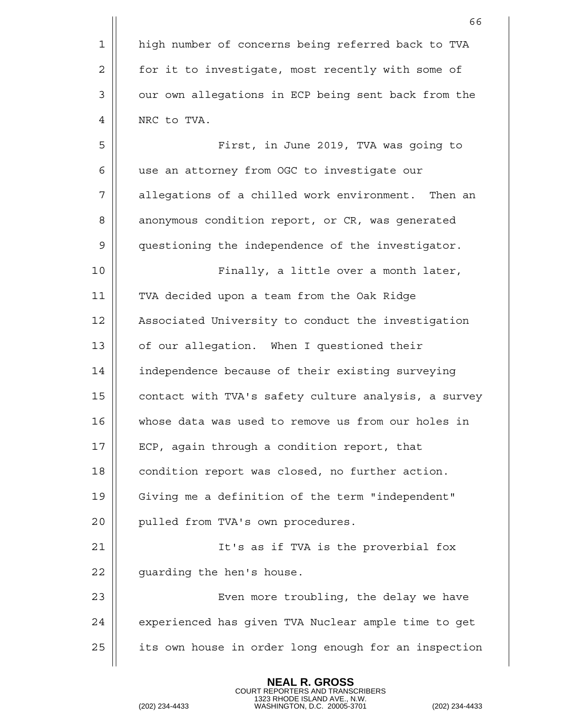high number of concerns being referred back to TVA for it to investigate, most recently with some of our own allegations in ECP being sent back from the NRC to TVA.

First, in June 2019, TVA was going to use an attorney from OGC to investigate our allegations of a chilled work environment. Then an anonymous condition report, or CR, was generated questioning the independence of the investigator.

Finally, a little over a month later, TVA decided upon a team from the Oak Ridge Associated University to conduct the investigation of our allegation. When I questioned their independence because of their existing surveying contact with TVA's safety culture analysis, a survey whose data was used to remove us from our holes in ECP, again through a condition report, that condition report was closed, no further action. Giving me a definition of the term "independent" pulled from TVA's own procedures.

It's as if TVA is the proverbial fox guarding the hen's house.

Even more troubling, the delay we have experienced has given TVA Nuclear ample time to get its own house in order long enough for an inspection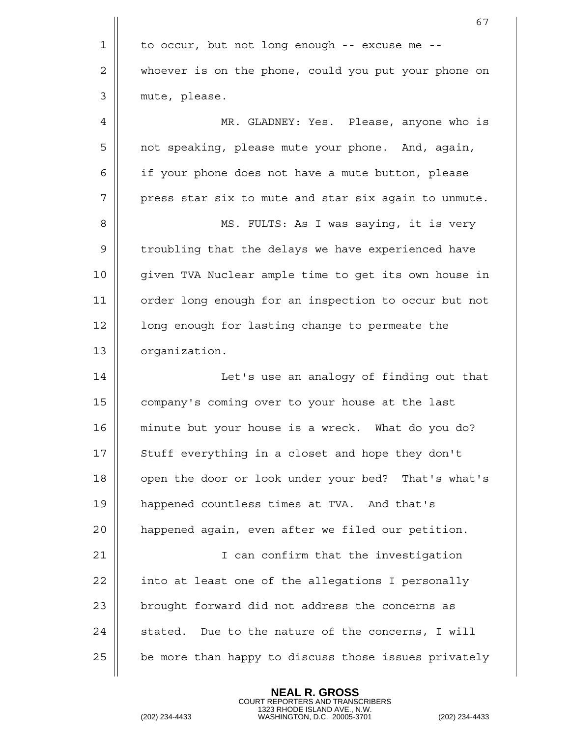to occur, but not long enough -- excuse me -- whoever is on the phone, could you put your phone on mute, please.

MR. GLADNEY: Yes. Please, anyone who is not speaking, please mute your phone. And, again, if your phone does not have a mute button, please press star six to mute and star six again to unmute.

MS. FULTS: As I was saying, it is very troubling that the delays we have experienced have given TVA Nuclear ample time to get its own house in order long enough for an inspection to occur but not long enough for lasting change to permeate the organization.

Let's use an analogy of finding out that company's coming over to your house at the last minute but your house is a wreck. What do you do? Stuff everything in a closet and hope they don't open the door or look under your bed? That's what's happened countless times at TVA. And that's happened again, even after we filed our petition.

I can confirm that the investigation into at least one of the allegations I personally brought forward did not address the concerns as stated. Due to the nature of the concerns, I will be more than happy to discuss those issues privately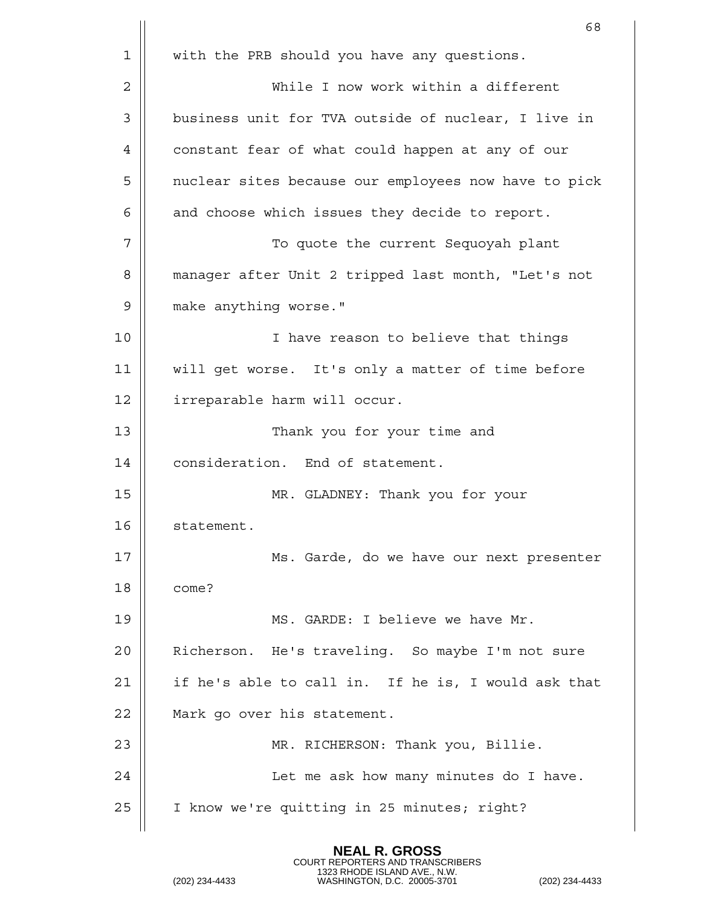with the PRB should you have any questions.

While I now work within a different business unit for TVA outside of nuclear, I live in constant fear of what could happen at any of our nuclear sites because our employees now have to pick and choose which issues they decide to report.

To quote the current Sequoyah plant manager after Unit 2 tripped last month, "Let's not make anything worse."

I have reason to believe that things will get worse. It's only a matter of time before irreparable harm will occur.

Thank you for your time and consideration. End of statement.

MR. GLADNEY: Thank you for your statement.

Ms. Garde, do we have our next presenter come?

MS. GARDE: I believe we have Mr. Richerson. He's traveling. So maybe I'm not sure if he's able to call in. If he is, I would ask that Mark go over his statement.

MR. RICHERSON: Thank you, Billie.

Let me ask how many minutes do I have. I know we're quitting in 25 minutes; right?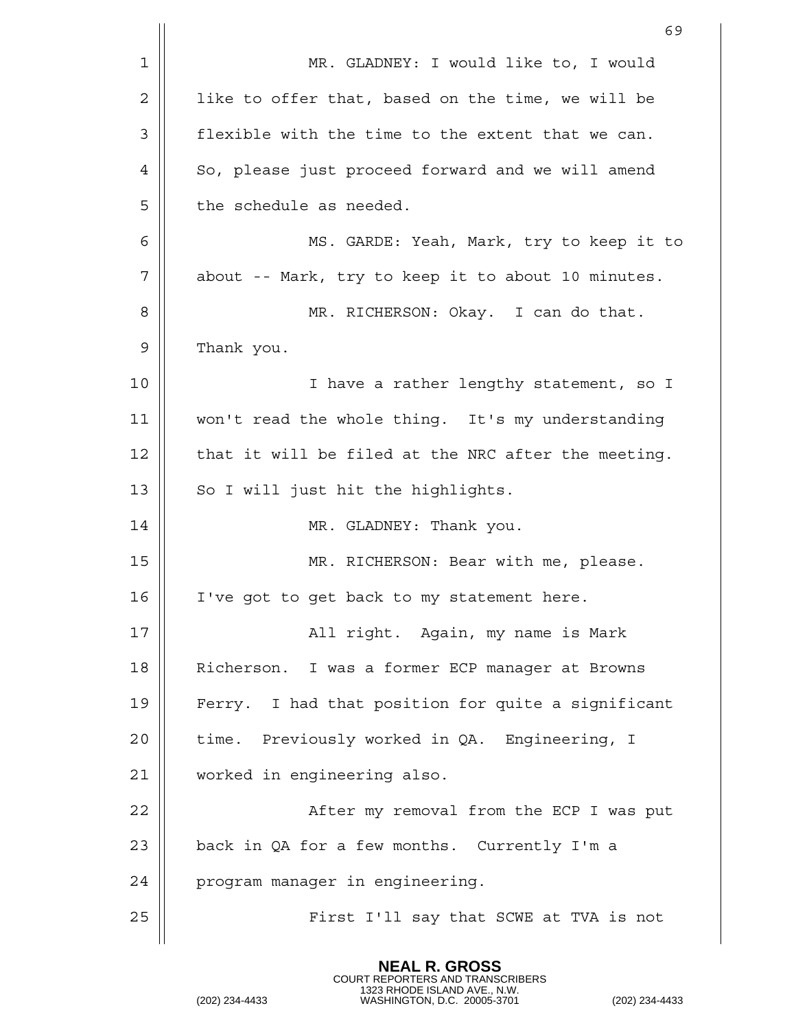MR. GLADNEY: I would like to, I would like to offer that, based on the time, we will be flexible with the time to the extent that we can. So, please just proceed forward and we will amend the schedule as needed.

MS. GARDE: Yeah, Mark, try to keep it to about -- Mark, try to keep it to about 10 minutes.

MR. RICHERSON: Okay. I can do that. Thank you.

I have a rather lengthy statement, so I won't read the whole thing. It's my understanding that it will be filed at the NRC after the meeting. So I will just hit the highlights.

MR. GLADNEY: Thank you.

MR. RICHERSON: Bear with me, please. I've got to get back to my statement here.

All right. Again, my name is Mark Richerson. I was a former ECP manager at Browns Ferry. I had that position for quite a significant time. Previously worked in QA. Engineering, I worked in engineering also.

After my removal from the ECP I was put back in QA for a few months. Currently I'm a program manager in engineering.

First I'll say that SCWE at TVA is not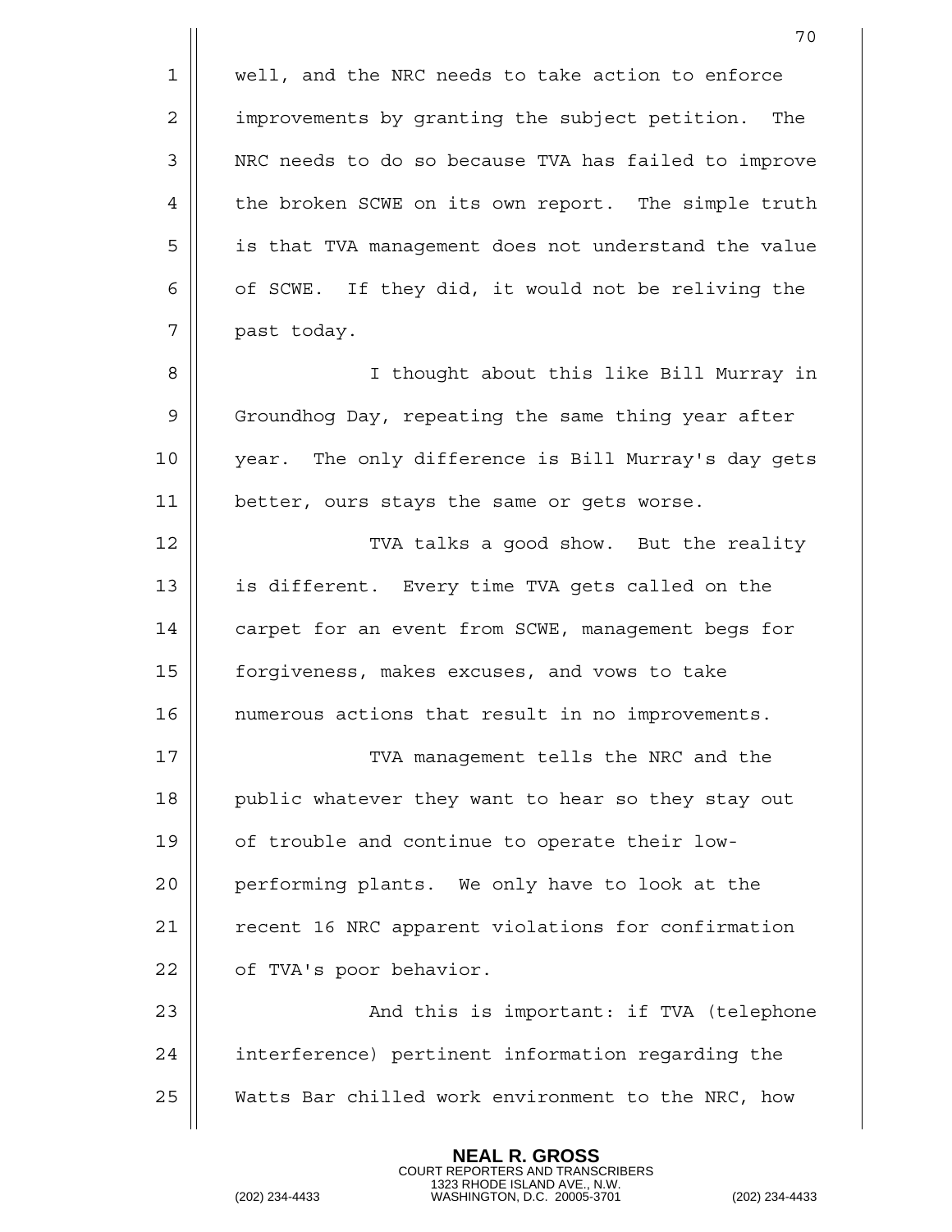well, and the NRC needs to take action to enforce improvements by granting the subject petition. The NRC needs to do so because TVA has failed to improve the broken SCWE on its own report. The simple truth is that TVA management does not understand the value of SCWE. If they did, it would not be reliving the past today.

I thought about this like Bill Murray in Groundhog Day, repeating the same thing year after year. The only difference is Bill Murray's day gets better, ours stays the same or gets worse.

TVA talks a good show. But the reality is different. Every time TVA gets called on the carpet for an event from SCWE, management begs for forgiveness, makes excuses, and vows to take numerous actions that result in no improvements.

TVA management tells the NRC and the public whatever they want to hear so they stay out of trouble and continue to operate their low-performing plants. We only have to look at the recent 16 NRC apparent violations for confirmation of TVA's poor behavior.

And this is important: if TVA (telephone interference) pertinent information regarding the Watts Bar chilled work environment to the NRC, how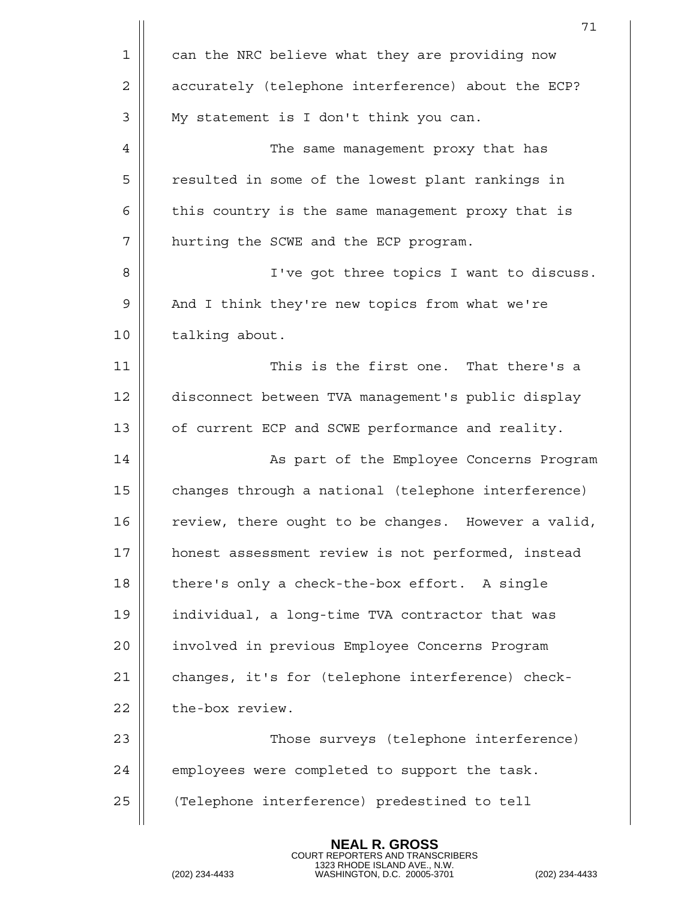can the NRC believe what they are providing now accurately (telephone interference) about the ECP? My statement is I don't think you can.

The same management proxy that has resulted in some of the lowest plant rankings in this country is the same management proxy that is hurting the SCWE and the ECP program.

I've got three topics I want to discuss. And I think they're new topics from what we're talking about.

This is the first one. That there's a disconnect between TVA management's public display of current ECP and SCWE performance and reality.

As part of the Employee Concerns Program changes through a national (telephone interference) review, there ought to be changes. However a valid, honest assessment review is not performed, instead there's only a check-the-box effort. A single individual, a long-time TVA contractor that was involved in previous Employee Concerns Program changes, it's for (telephone interference) check-the-box review.

Those surveys (telephone interference) employees were completed to support the task. (Telephone interference) predestined to tell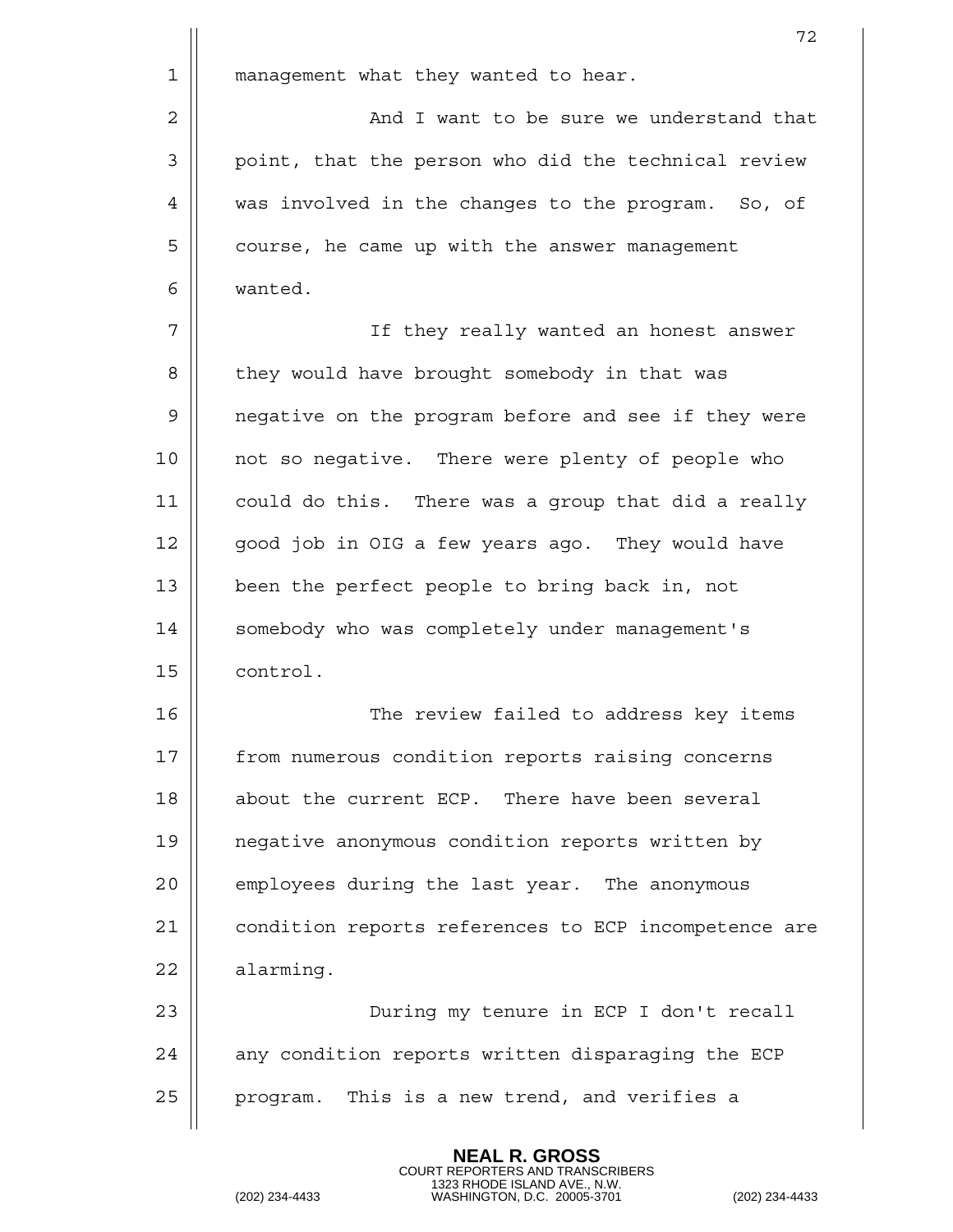management what they wanted to hear.

And I want to be sure we understand that point, that the person who did the technical review was involved in the changes to the program. So, of course, he came up with the answer management wanted.

If they really wanted an honest answer they would have brought somebody in that was negative on the program before and see if they were not so negative. There were plenty of people who could do this. There was a group that did a really good job in OIG a few years ago. They would have been the perfect people to bring back in, not somebody who was completely under management's control.

The review failed to address key items from numerous condition reports raising concerns about the current ECP. There have been several negative anonymous condition reports written by employees during the last year. The anonymous condition reports references to ECP incompetence are alarming.

During my tenure in ECP I don't recall any condition reports written disparaging the ECP program. This is a new trend, and verifies a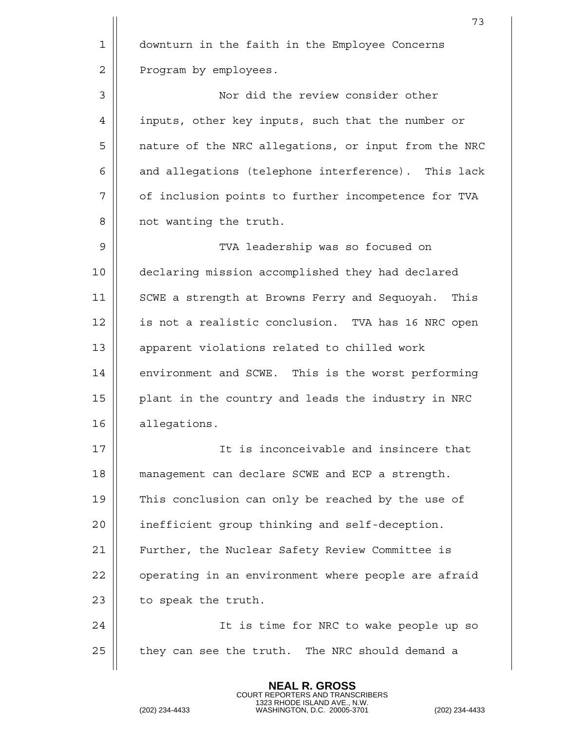downturn in the faith in the Employee Concerns Program by employees.

Nor did the review consider other inputs, other key inputs, such that the number or nature of the NRC allegations, or input from the NRC and allegations (telephone interference). This lack of inclusion points to further incompetence for TVA not wanting the truth.

TVA leadership was so focused on declaring mission accomplished they had declared SCWE a strength at Browns Ferry and Sequoyah. This is not a realistic conclusion. TVA has 16 NRC open apparent violations related to chilled work environment and SCWE. This is the worst performing plant in the country and leads the industry in NRC allegations.

It is inconceivable and insincere that management can declare SCWE and ECP a strength. This conclusion can only be reached by the use of inefficient group thinking and self-deception. Further, the Nuclear Safety Review Committee is operating in an environment where people are afraid to speak the truth.

It is time for NRC to wake people up so they can see the truth. The NRC should demand a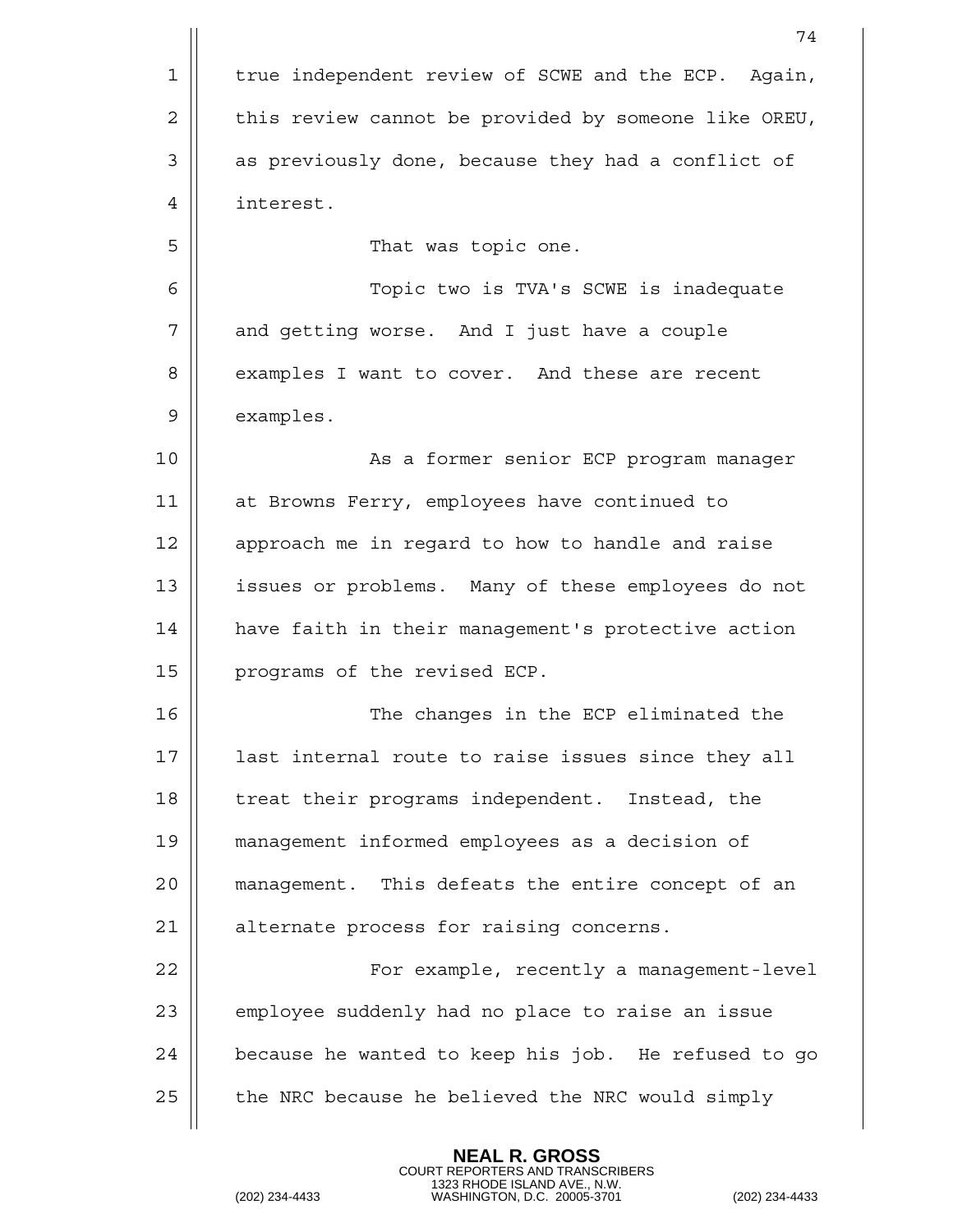true independent review of SCWE and the ECP. Again, this review cannot be provided by someone like OREU, as previously done, because they had a conflict of interest.

That was topic one.

Topic two is TVA's SCWE is inadequate and getting worse. And I just have a couple examples I want to cover. And these are recent examples.

As a former senior ECP program manager at Browns Ferry, employees have continued to approach me in regard to how to handle and raise issues or problems. Many of these employees do not have faith in their management's protective action programs of the revised ECP.

The changes in the ECP eliminated the last internal route to raise issues since they all treat their programs independent. Instead, the management informed employees as a decision of management. This defeats the entire concept of an alternate process for raising concerns.

For example, recently a management-level employee suddenly had no place to raise an issue because he wanted to keep his job. He refused to go the NRC because he believed the NRC would simply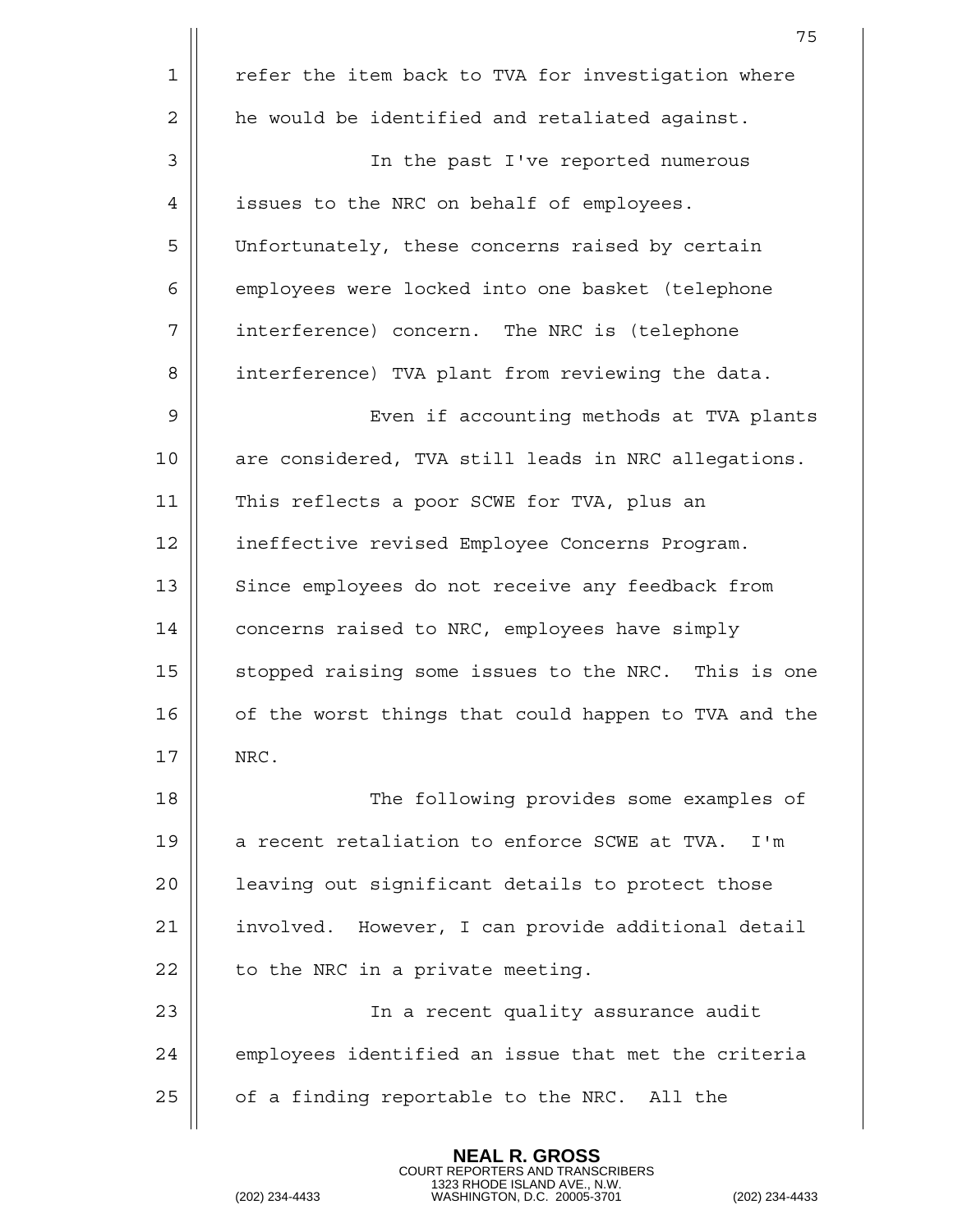refer the item back to TVA for investigation where he would be identified and retaliated against.

In the past I've reported numerous issues to the NRC on behalf of employees. Unfortunately, these concerns raised by certain employees were locked into one basket (telephone interference) concern. The NRC is (telephone interference) TVA plant from reviewing the data.

Even if accounting methods at TVA plants are considered, TVA still leads in NRC allegations. This reflects a poor SCWE for TVA, plus an ineffective revised Employee Concerns Program. Since employees do not receive any feedback from concerns raised to NRC, employees have simply stopped raising some issues to the NRC. This is one of the worst things that could happen to TVA and the NRC.

The following provides some examples of a recent retaliation to enforce SCWE at TVA. I'm leaving out significant details to protect those involved. However, I can provide additional detail to the NRC in a private meeting.

In a recent quality assurance audit employees identified an issue that met the criteria of a finding reportable to the NRC. All the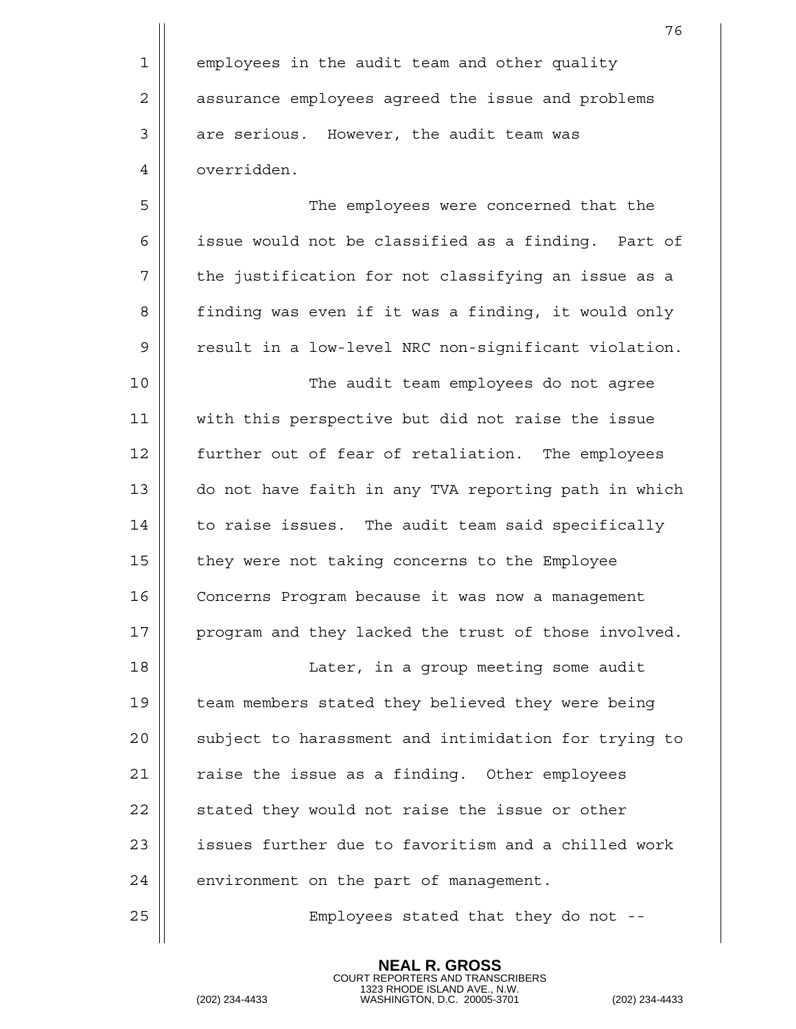employees in the audit team and other quality assurance employees agreed the issue and problems are serious. However, the audit team was overridden.

The employees were concerned that the issue would not be classified as a finding. Part of the justification for not classifying an issue as a finding was even if it was a finding, it would only result in a low-level NRC non-significant violation.

The audit team employees do not agree with this perspective but did not raise the issue further out of fear of retaliation. The employees do not have faith in any TVA reporting path in which to raise issues. The audit team said specifically they were not taking concerns to the Employee Concerns Program because it was now a management program and they lacked the trust of those involved.

Later, in a group meeting some audit team members stated they believed they were being subject to harassment and intimidation for trying to raise the issue as a finding. Other employees stated they would not raise the issue or other issues further due to favoritism and a chilled work environment on the part of management.

Employees stated that they do not --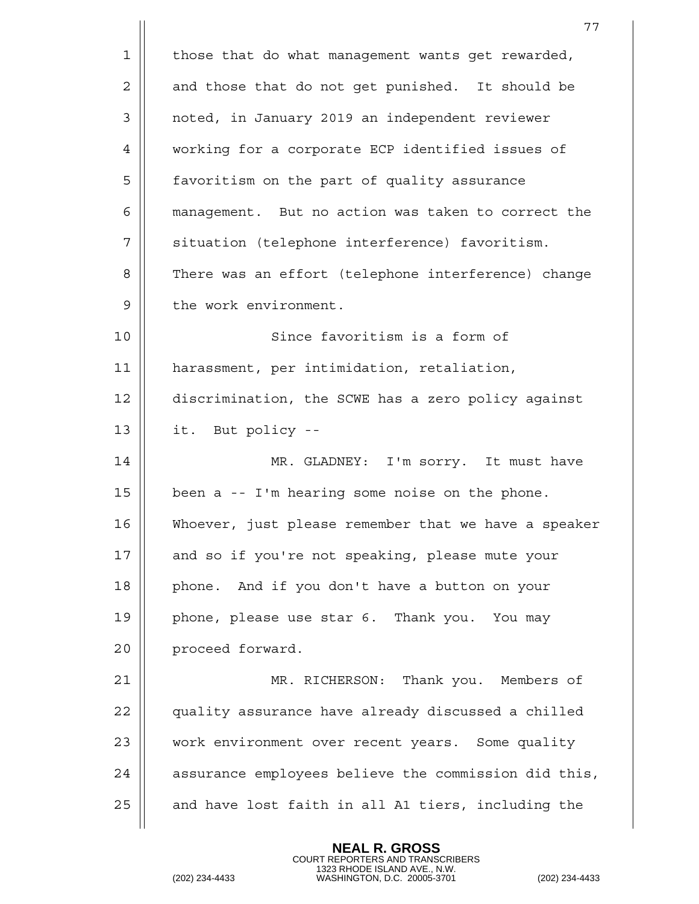those that do what management wants get rewarded, and those that do not get punished. It should be noted, in January 2019 an independent reviewer working for a corporate ECP identified issues of favoritism on the part of quality assurance management. But no action was taken to correct the situation (telephone interference) favoritism. There was an effort (telephone interference) change the work environment.

Since favoritism is a form of harassment, per intimidation, retaliation, discrimination, the SCWE has a zero policy against it. But policy --

MR. GLADNEY: I'm sorry. It must have been a -- I'm hearing some noise on the phone. Whoever, just please remember that we have a speaker and so if you're not speaking, please mute your phone. And if you don't have a button on your phone, please use star 6. Thank you. You may proceed forward.

MR. RICHERSON: Thank you. Members of quality assurance have already discussed a chilled work environment over recent years. Some quality assurance employees believe the commission did this, and have lost faith in all A1 tiers, including the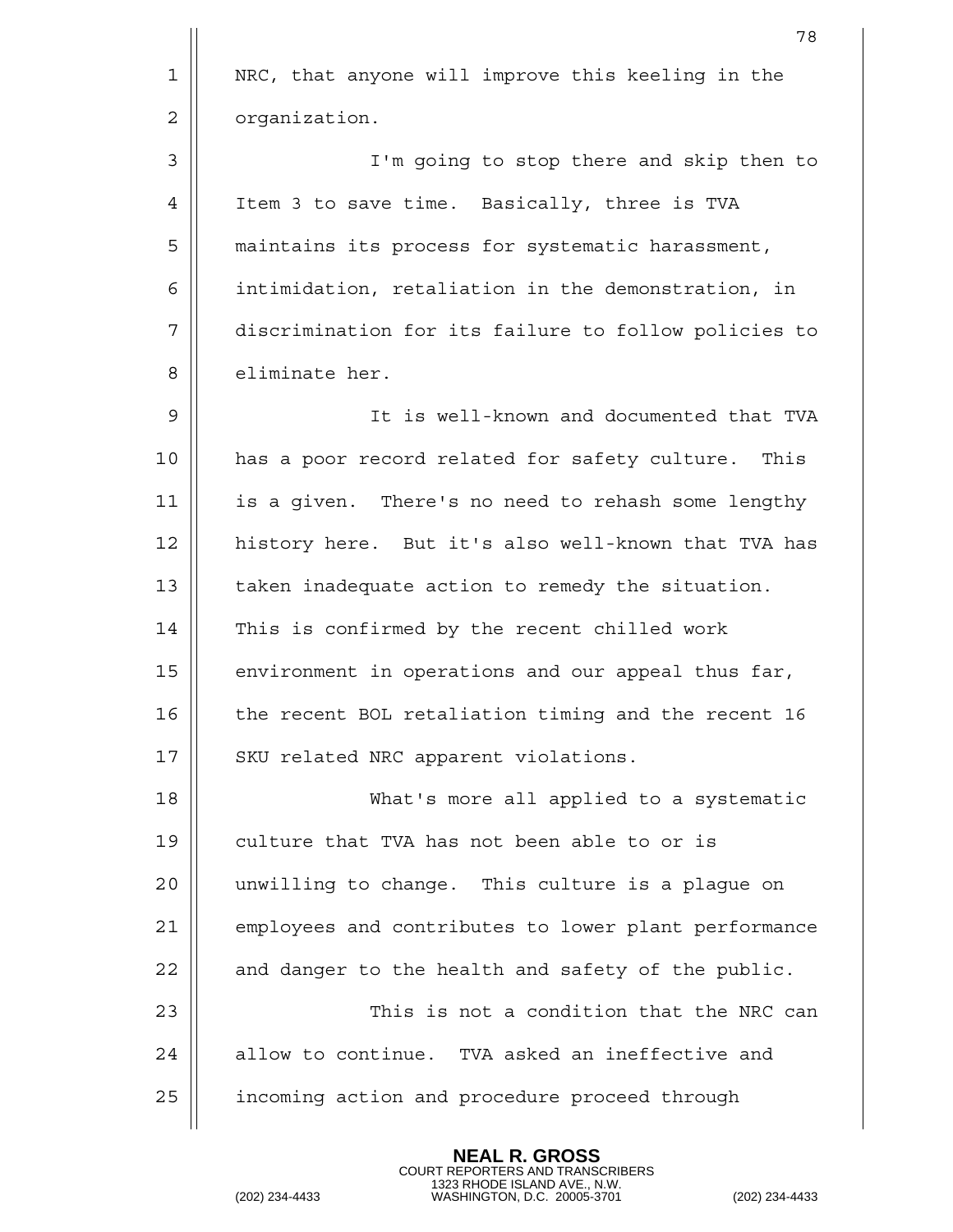NRC, that anyone will improve this keeling in the organization.

I'm going to stop there and skip then to Item 3 to save time. Basically, three is TVA maintains its process for systematic harassment, intimidation, retaliation in the demonstration, in discrimination for its failure to follow policies to eliminate her.

It is well-known and documented that TVA has a poor record related for safety culture. This is a given. There's no need to rehash some lengthy history here. But it's also well-known that TVA has taken inadequate action to remedy the situation. This is confirmed by the recent chilled work environment in operations and our appeal thus far, the recent BOL retaliation timing and the recent 16 SKU related NRC apparent violations.

What's more all applied to a systematic culture that TVA has not been able to or is unwilling to change. This culture is a plague on employees and contributes to lower plant performance and danger to the health and safety of the public.

This is not a condition that the NRC can allow to continue. TVA asked an ineffective and incoming action and procedure proceed through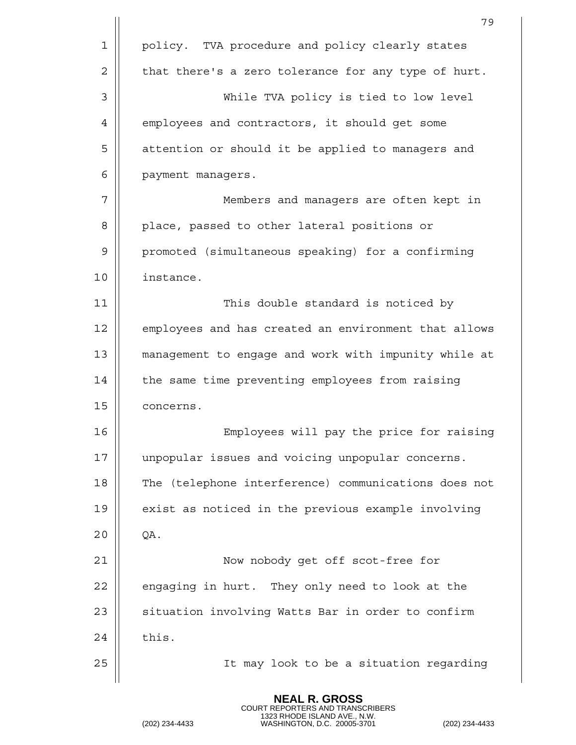policy. TVA procedure and policy clearly states that there's a zero tolerance for any type of hurt.

While TVA policy is tied to low level employees and contractors, it should get some attention or should it be applied to managers and payment managers.

Members and managers are often kept in place, passed to other lateral positions or promoted (simultaneous speaking) for a confirming instance.

This double standard is noticed by employees and has created an environment that allows management to engage and work with impunity while at the same time preventing employees from raising concerns.

Employees will pay the price for raising unpopular issues and voicing unpopular concerns. The (telephone interference) communications does not exist as noticed in the previous example involving QA.

Now nobody get off scot-free for engaging in hurt. They only need to look at the situation involving Watts Bar in order to confirm this.

It may look to be a situation regarding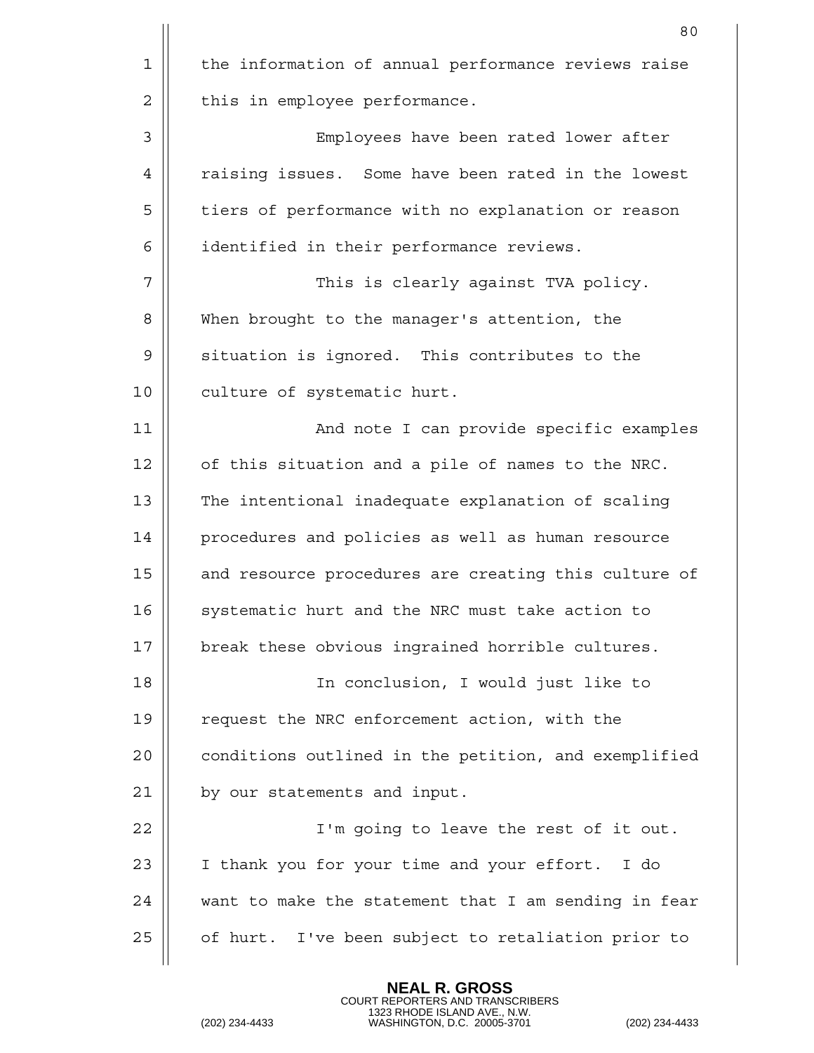the information of annual performance reviews raise this in employee performance.

Employees have been rated lower after raising issues. Some have been rated in the lowest tiers of performance with no explanation or reason identified in their performance reviews.

This is clearly against TVA policy. When brought to the manager's attention, the situation is ignored. This contributes to the culture of systematic hurt.

And note I can provide specific examples of this situation and a pile of names to the NRC. The intentional inadequate explanation of scaling procedures and policies as well as human resource and resource procedures are creating this culture of systematic hurt and the NRC must take action to break these obvious ingrained horrible cultures.

In conclusion, I would just like to request the NRC enforcement action, with the conditions outlined in the petition, and exemplified by our statements and input.

I'm going to leave the rest of it out. I thank you for your time and your effort. I do want to make the statement that I am sending in fear of hurt. I've been subject to retaliation prior to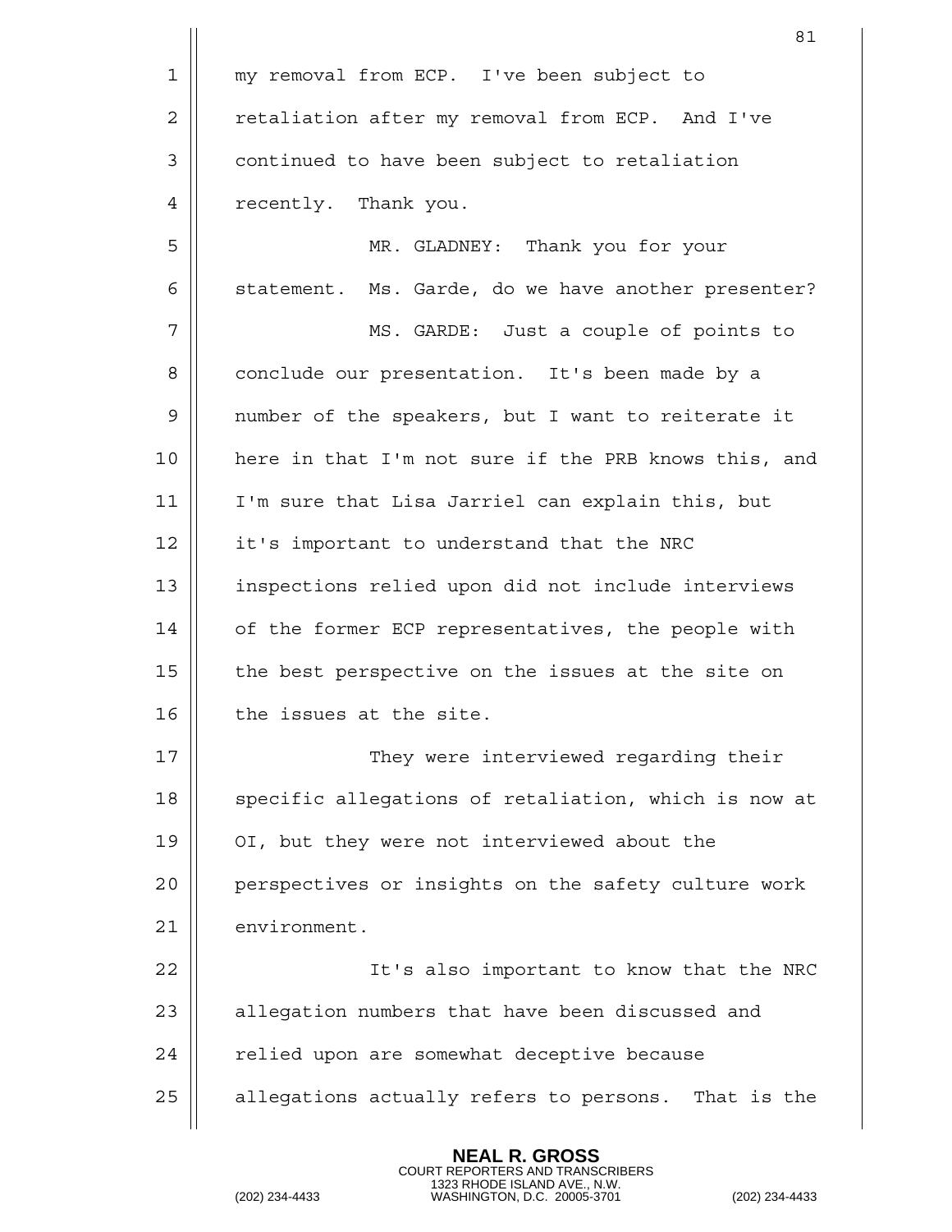my removal from ECP. I've been subject to retaliation after my removal from ECP. And I've continued to have been subject to retaliation recently. Thank you.

MR. GLADNEY: Thank you for your statement. Ms. Garde, do we have another presenter?

MS. GARDE: Just a couple of points to conclude our presentation. It's been made by a number of the speakers, but I want to reiterate it here in that I'm not sure if the PRB knows this, and I'm sure that Lisa Jarriel can explain this, but it's important to understand that the NRC inspections relied upon did not include interviews of the former ECP representatives, the people with the best perspective on the issues at the site on the issues at the site.

They were interviewed regarding their specific allegations of retaliation, which is now at OI, but they were not interviewed about the perspectives or insights on the safety culture work environment.

It's also important to know that the NRC allegation numbers that have been discussed and relied upon are somewhat deceptive because allegations actually refers to persons. That is the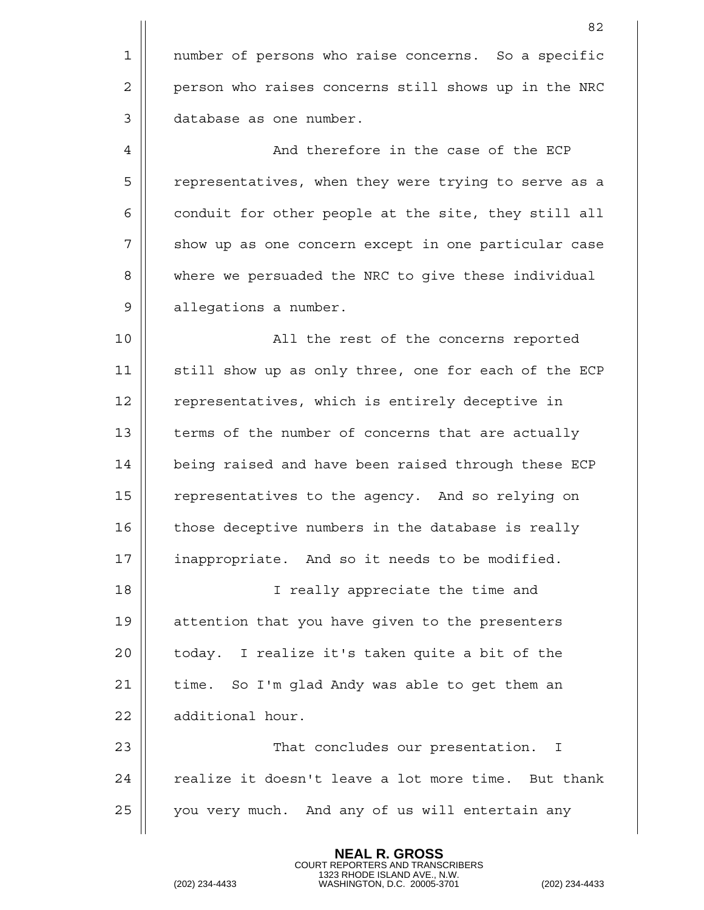number of persons who raise concerns. So a specific person who raises concerns still shows up in the NRC database as one number.

And therefore in the case of the ECP representatives, when they were trying to serve as a conduit for other people at the site, they still all show up as one concern except in one particular case where we persuaded the NRC to give these individual allegations a number.

All the rest of the concerns reported still show up as only three, one for each of the ECP representatives, which is entirely deceptive in terms of the number of concerns that are actually being raised and have been raised through these ECP representatives to the agency. And so relying on those deceptive numbers in the database is really inappropriate. And so it needs to be modified.

I really appreciate the time and attention that you have given to the presenters today. I realize it's taken quite a bit of the time. So I'm glad Andy was able to get them an additional hour.

That concludes our presentation. I realize it doesn't leave a lot more time. But thank you very much. And any of us will entertain any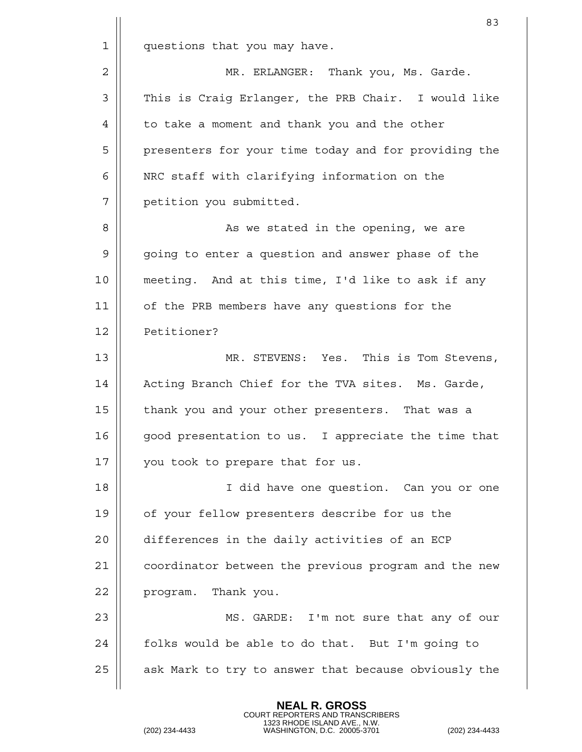questions that you may have.

MR. ERLANGER: Thank you, Ms. Garde. This is Craig Erlanger, the PRB Chair. I would like to take a moment and thank you and the other presenters for your time today and for providing the NRC staff with clarifying information on the petition you submitted.

As we stated in the opening, we are going to enter a question and answer phase of the meeting. And at this time, I'd like to ask if any of the PRB members have any questions for the Petitioner?

MR. STEVENS: Yes. This is Tom Stevens, Acting Branch Chief for the TVA sites. Ms. Garde, thank you and your other presenters. That was a good presentation to us. I appreciate the time that you took to prepare that for us.

I did have one question. Can you or one of your fellow presenters describe for us the differences in the daily activities of an ECP coordinator between the previous program and the new program. Thank you.

MS. GARDE: I'm not sure that any of our folks would be able to do that. But I'm going to ask Mark to try to answer that because obviously the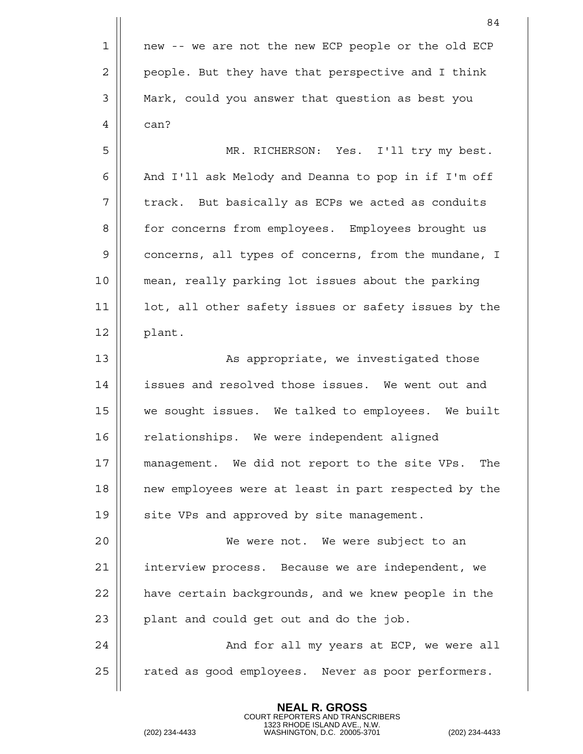new -- we are not the new ECP people or the old ECP people. But they have that perspective and I think Mark, could you answer that question as best you can?

MR. RICHERSON: Yes. I'll try my best. And I'll ask Melody and Deanna to pop in if I'm off track. But basically as ECPs we acted as conduits for concerns from employees. Employees brought us concerns, all types of concerns, from the mundane, I mean, really parking lot issues about the parking lot, all other safety issues or safety issues by the plant.

As appropriate, we investigated those issues and resolved those issues. We went out and we sought issues. We talked to employees. We built relationships. We were independent aligned management. We did not report to the site VPs. The new employees were at least in part respected by the site VPs and approved by site management.

We were not. We were subject to an interview process. Because we are independent, we have certain backgrounds, and we knew people in the plant and could get out and do the job.

And for all my years at ECP, we were all rated as good employees. Never as poor performers.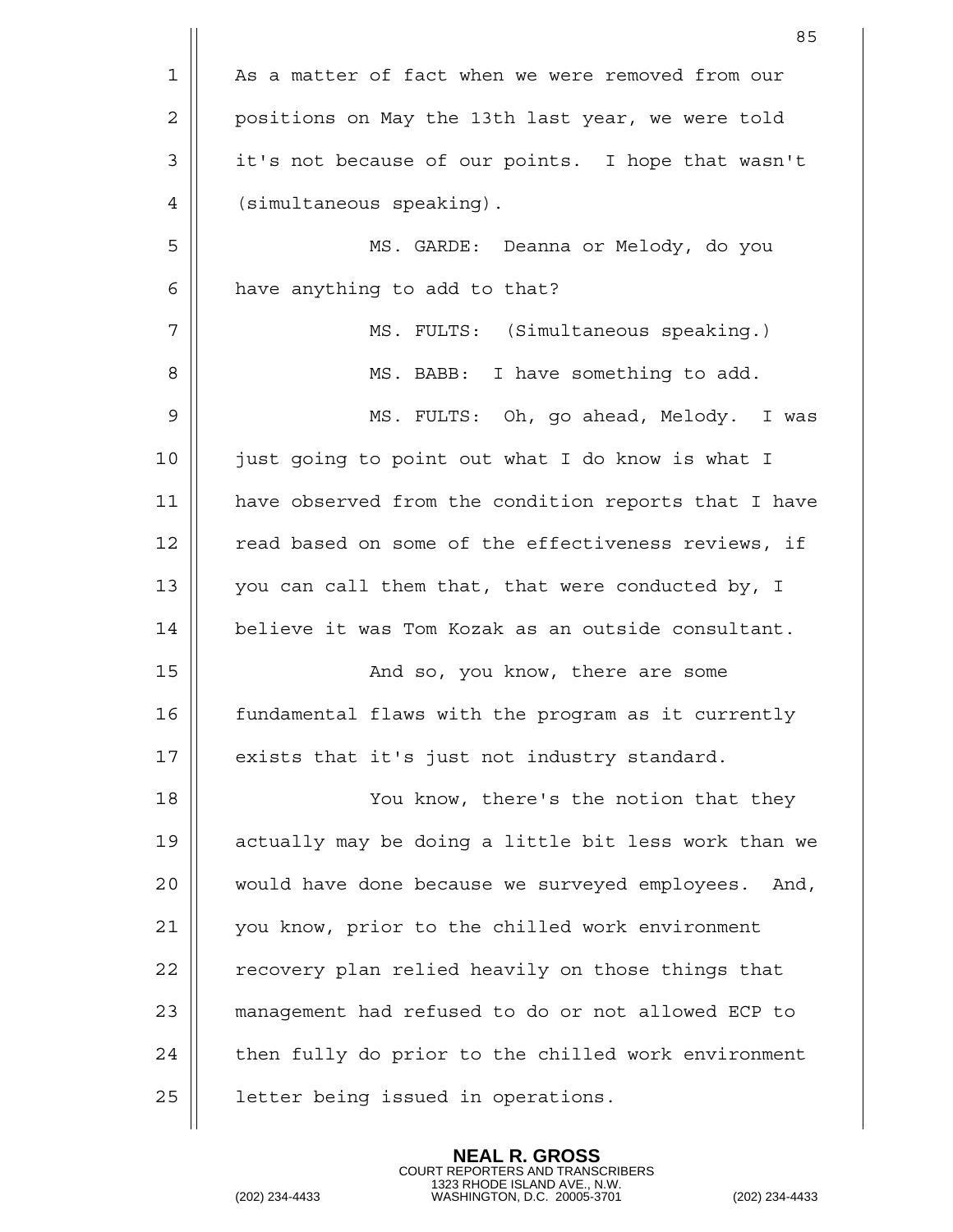As a matter of fact when we were removed from our positions on May the 13th last year, we were told it's not because of our points. I hope that wasn't (simultaneous speaking).

MS. GARDE: Deanna or Melody, do you have anything to add to that?

MS. FULTS: (Simultaneous speaking.)

MS. BABB: I have something to add.

MS. FULTS: Oh, go ahead, Melody. I was just going to point out what I do know is what I have observed from the condition reports that I have read based on some of the effectiveness reviews, if you can call them that, that were conducted by, I believe it was Tom Kozak as an outside consultant.

And so, you know, there are some fundamental flaws with the program as it currently exists that it's just not industry standard.

You know, there's the notion that they actually may be doing a little bit less work than we would have done because we surveyed employees. And, you know, prior to the chilled work environment recovery plan relied heavily on those things that management had refused to do or not allowed ECP to then fully do prior to the chilled work environment letter being issued in operations.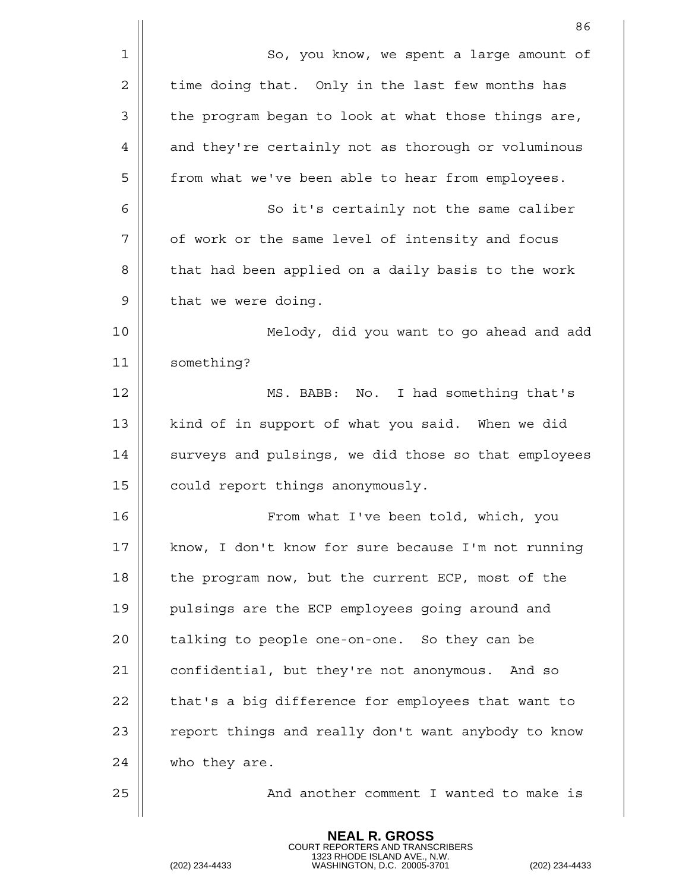So, you know, we spent a large amount of time doing that. Only in the last few months has the program began to look at what those things are, and they're certainly not as thorough or voluminous from what we've been able to hear from employees.

So it's certainly not the same caliber of work or the same level of intensity and focus that had been applied on a daily basis to the work that we were doing.

Melody, did you want to go ahead and add something?

MS. BABB: No. I had something that's kind of in support of what you said. When we did surveys and pulsings, we did those so that employees could report things anonymously.

From what I've been told, which, you know, I don't know for sure because I'm not running the program now, but the current ECP, most of the pulsings are the ECP employees going around and talking to people one-on-one. So they can be confidential, but they're not anonymous. And so that's a big difference for employees that want to report things and really don't want anybody to know who they are.

And another comment I wanted to make is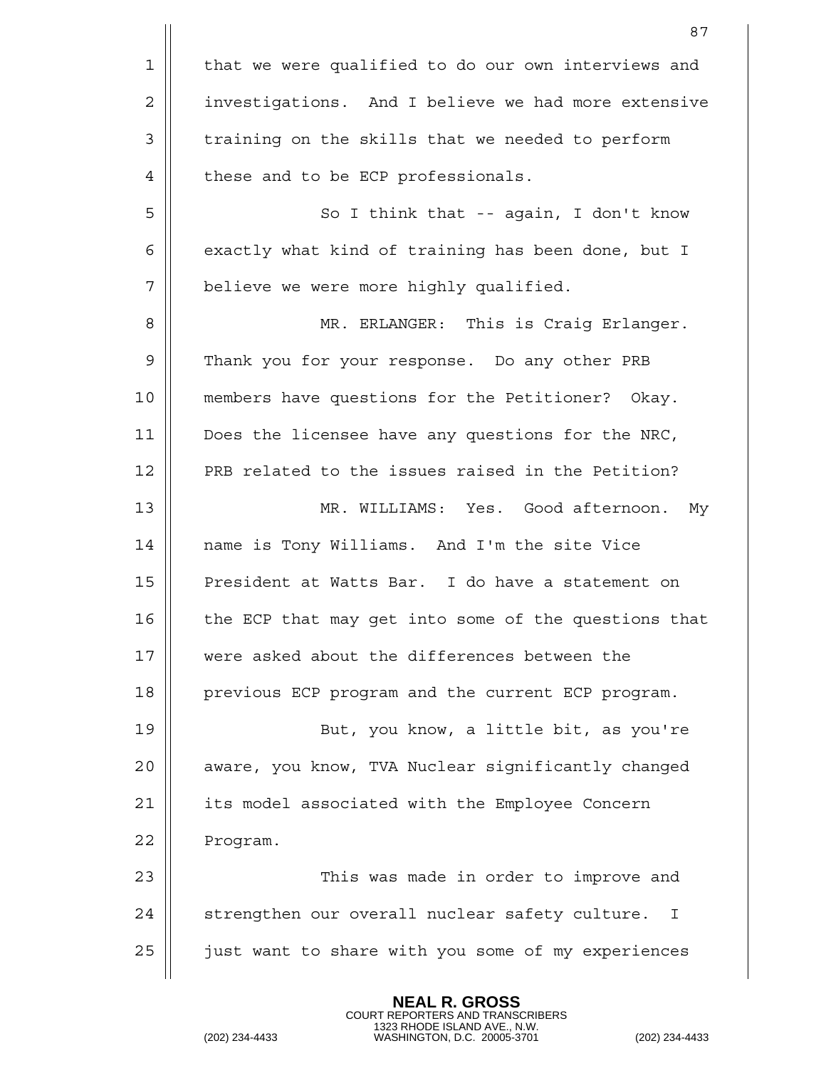that we were qualified to do our own interviews and investigations. And I believe we had more extensive training on the skills that we needed to perform these and to be ECP professionals.

So I think that -- again, I don't know exactly what kind of training has been done, but I believe we were more highly qualified.

MR. ERLANGER: This is Craig Erlanger. Thank you for your response. Do any other PRB members have questions for the Petitioner? Okay. Does the licensee have any questions for the NRC, PRB related to the issues raised in the Petition?

MR. WILLIAMS: Yes. Good afternoon. My name is Tony Williams. And I'm the site Vice President at Watts Bar. I do have a statement on the ECP that may get into some of the questions that were asked about the differences between the previous ECP program and the current ECP program.

But, you know, a little bit, as you're aware, you know, TVA Nuclear significantly changed its model associated with the Employee Concern Program.

This was made in order to improve and strengthen our overall nuclear safety culture. I just want to share with you some of my experiences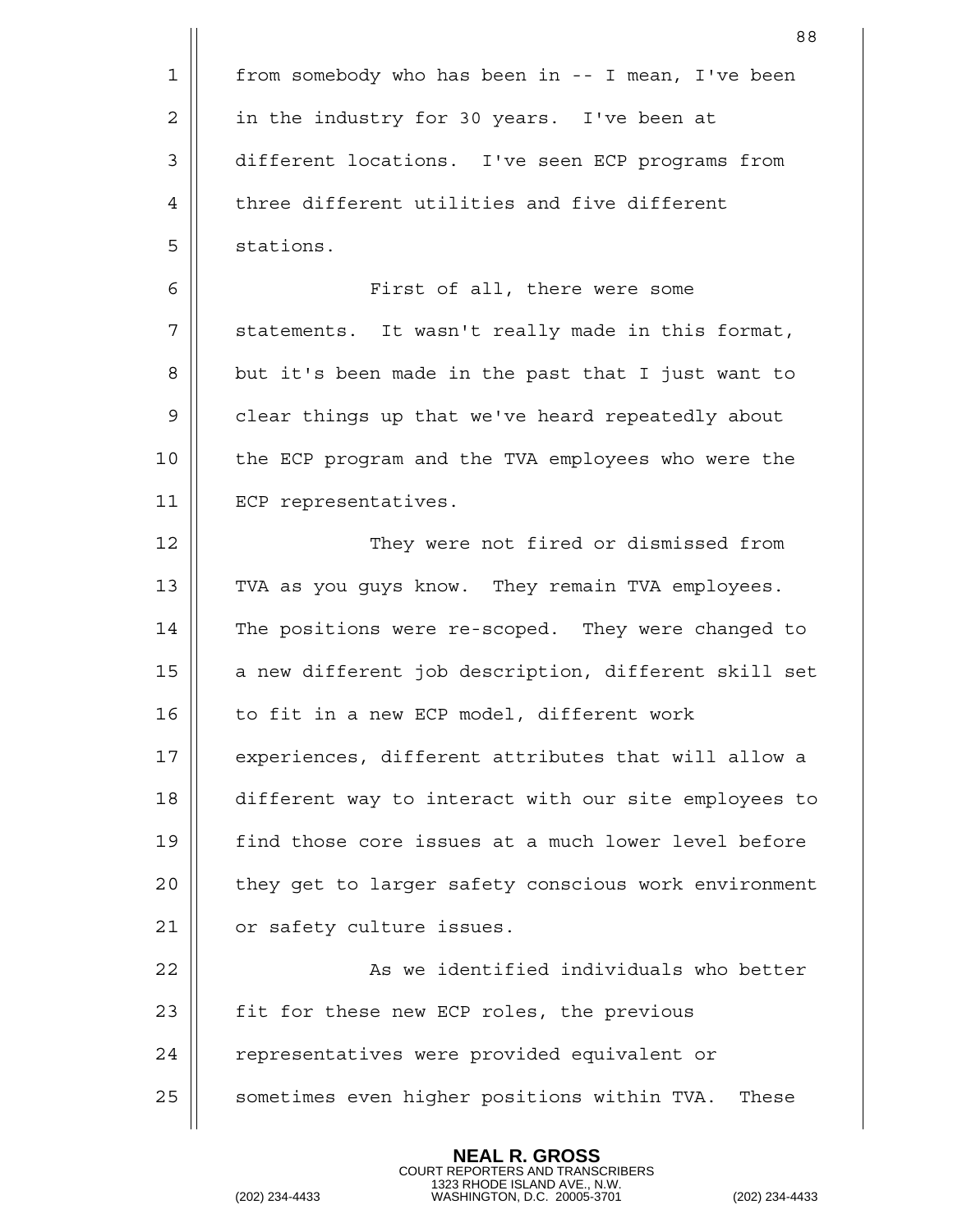from somebody who has been in -- I mean, I've been in the industry for 30 years. I've been at different locations. I've seen ECP programs from three different utilities and five different stations.

First of all, there were some statements. It wasn't really made in this format, but it's been made in the past that I just want to clear things up that we've heard repeatedly about the ECP program and the TVA employees who were the ECP representatives.

They were not fired or dismissed from TVA as you guys know. They remain TVA employees. The positions were re-scoped. They were changed to a new different job description, different skill set to fit in a new ECP model, different work experiences, different attributes that will allow a different way to interact with our site employees to find those core issues at a much lower level before they get to larger safety conscious work environment or safety culture issues.

As we identified individuals who better fit for these new ECP roles, the previous representatives were provided equivalent or sometimes even higher positions within TVA. These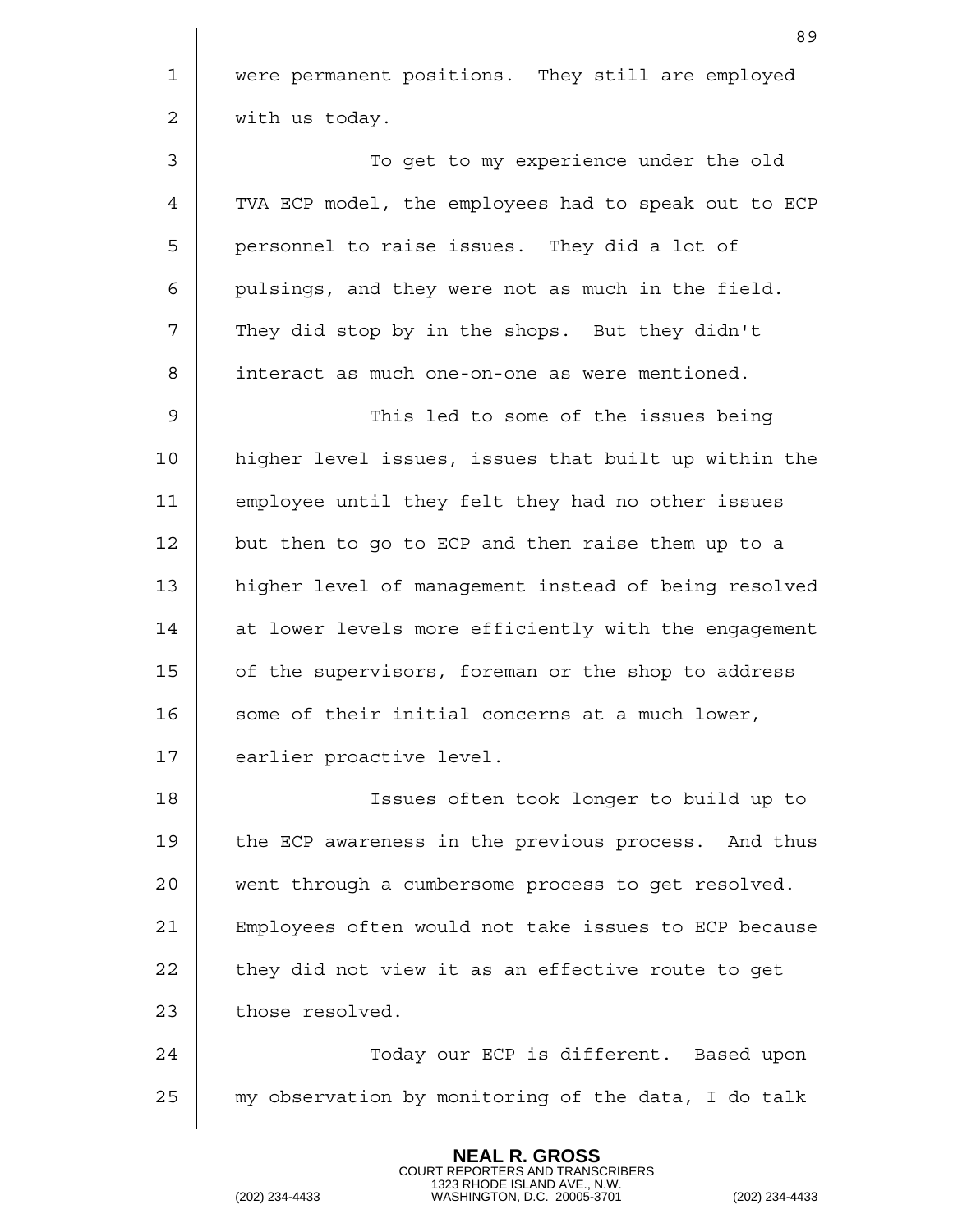were permanent positions. They still are employed with us today.

To get to my experience under the old TVA ECP model, the employees had to speak out to ECP personnel to raise issues. They did a lot of pulsings, and they were not as much in the field. They did stop by in the shops. But they didn't interact as much one-on-one as were mentioned.

This led to some of the issues being higher level issues, issues that built up within the employee until they felt they had no other issues but then to go to ECP and then raise them up to a higher level of management instead of being resolved at lower levels more efficiently with the engagement of the supervisors, foreman or the shop to address some of their initial concerns at a much lower, earlier proactive level.

Issues often took longer to build up to the ECP awareness in the previous process. And thus went through a cumbersome process to get resolved. Employees often would not take issues to ECP because they did not view it as an effective route to get those resolved.

Today our ECP is different. Based upon my observation by monitoring of the data, I do talk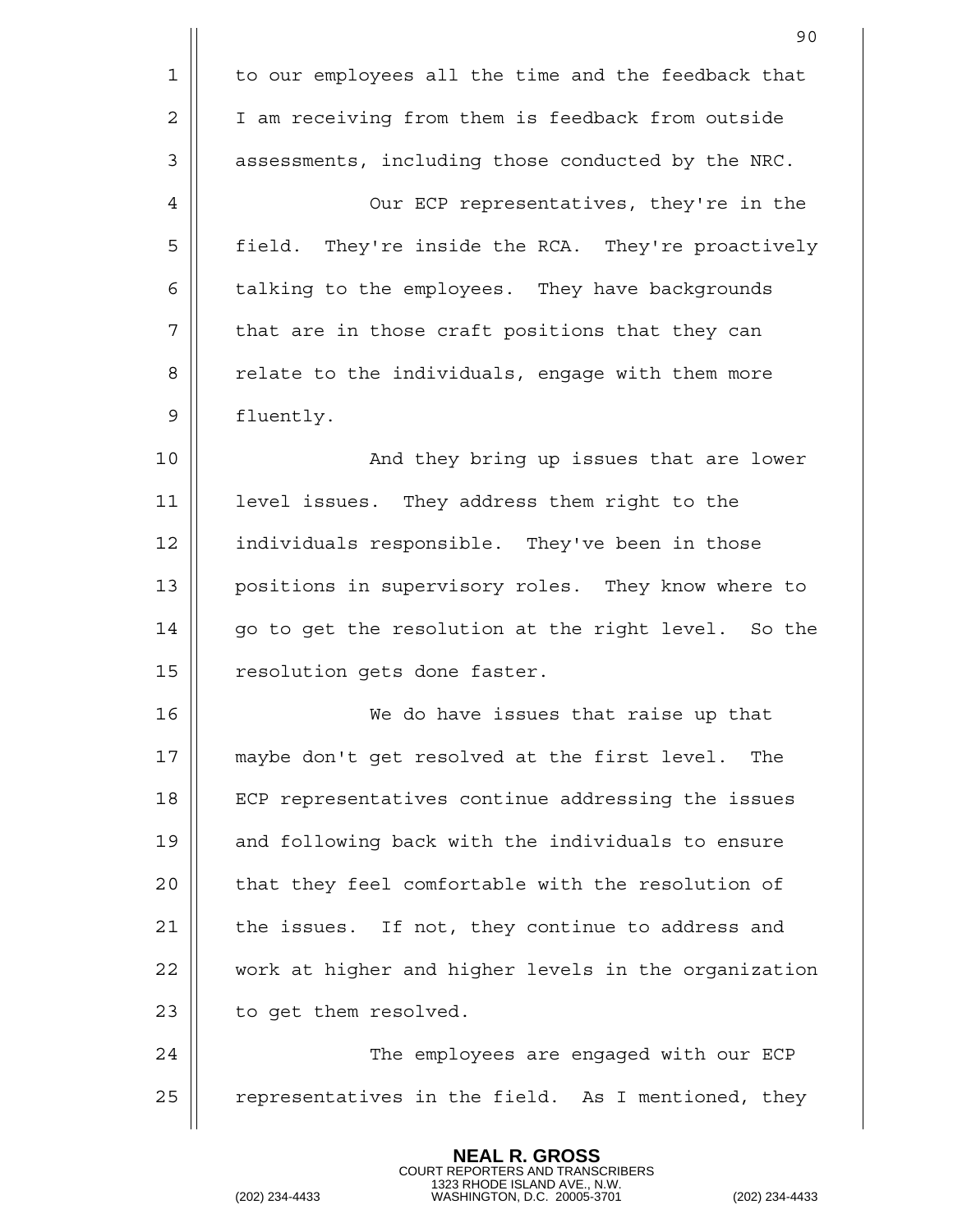to our employees all the time and the feedback that I am receiving from them is feedback from outside assessments, including those conducted by the NRC.

Our ECP representatives, they're in the field. They're inside the RCA. They're proactively talking to the employees. They have backgrounds that are in those craft positions that they can relate to the individuals, engage with them more fluently.

And they bring up issues that are lower level issues. They address them right to the individuals responsible. They've been in those positions in supervisory roles. They know where to go to get the resolution at the right level. So the resolution gets done faster.

We do have issues that raise up that maybe don't get resolved at the first level. The ECP representatives continue addressing the issues and following back with the individuals to ensure that they feel comfortable with the resolution of the issues. If not, they continue to address and work at higher and higher levels in the organization to get them resolved.

The employees are engaged with our ECP representatives in the field. As I mentioned, they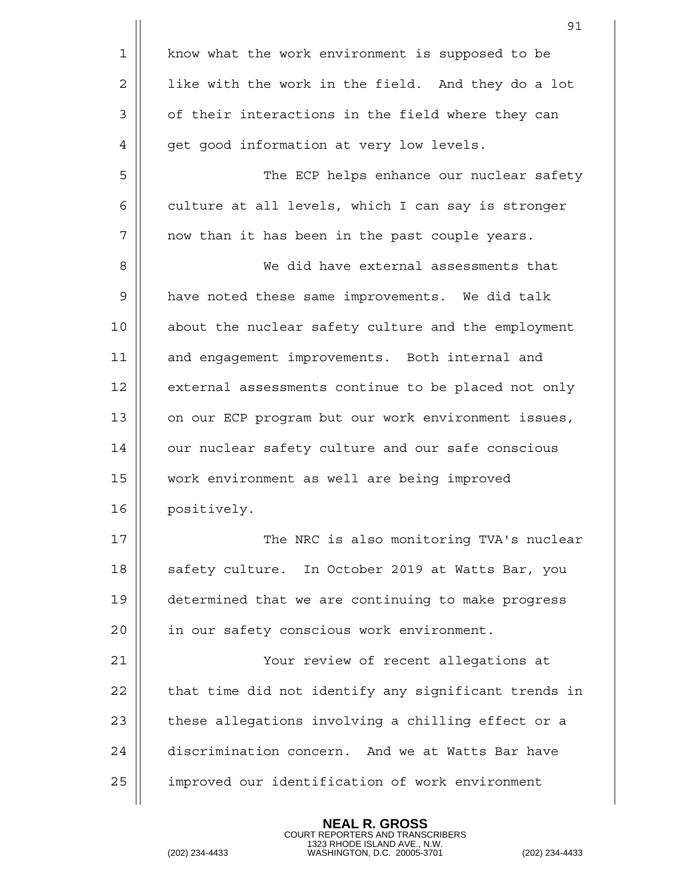know what the work environment is supposed to be like with the work in the field. And they do a lot of their interactions in the field where they can get good information at very low levels.

The ECP helps enhance our nuclear safety culture at all levels, which I can say is stronger now than it has been in the past couple years.

We did have external assessments that have noted these same improvements. We did talk about the nuclear safety culture and the employment and engagement improvements. Both internal and external assessments continue to be placed not only on our ECP program but our work environment issues, our nuclear safety culture and our safe conscious work environment as well are being improved positively.

The NRC is also monitoring TVA's nuclear safety culture. In October 2019 at Watts Bar, you determined that we are continuing to make progress in our safety conscious work environment.

Your review of recent allegations at that time did not identify any significant trends in these allegations involving a chilling effect or a discrimination concern. And we at Watts Bar have improved our identification of work environment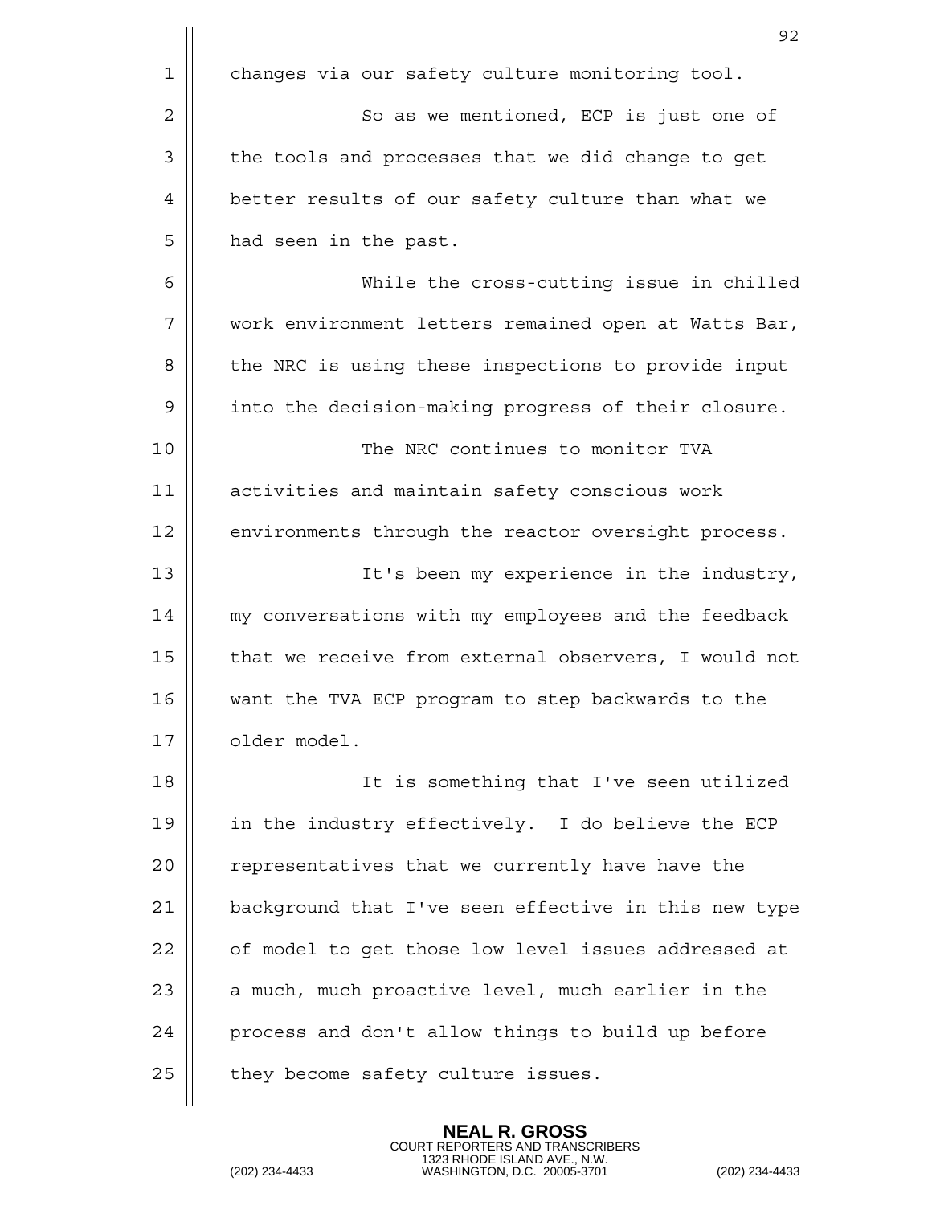changes via our safety culture monitoring tool.

So as we mentioned, ECP is just one of the tools and processes that we did change to get better results of our safety culture than what we had seen in the past.

While the cross-cutting issue in chilled work environment letters remained open at Watts Bar, the NRC is using these inspections to provide input into the decision-making progress of their closure.

The NRC continues to monitor TVA activities and maintain safety conscious work environments through the reactor oversight process.

It's been my experience in the industry, my conversations with my employees and the feedback that we receive from external observers, I would not want the TVA ECP program to step backwards to the older model.

It is something that I've seen utilized in the industry effectively. I do believe the ECP representatives that we currently have have the background that I've seen effective in this new type of model to get those low level issues addressed at a much, much proactive level, much earlier in the process and don't allow things to build up before they become safety culture issues.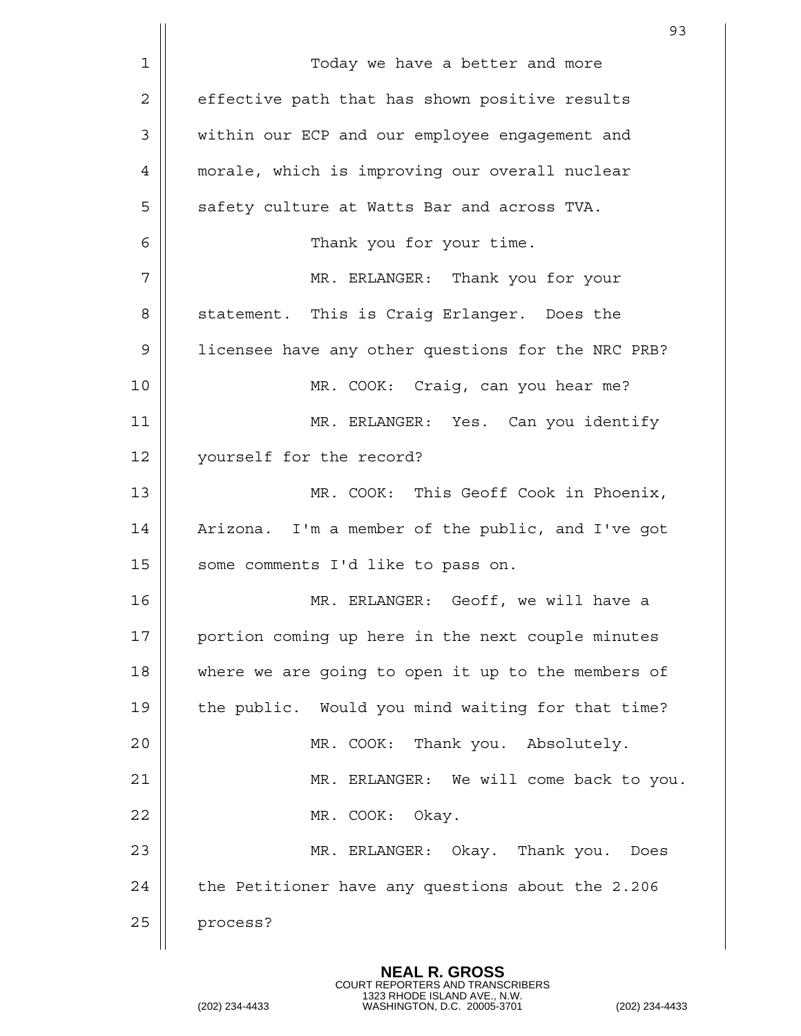Today we have a better and more effective path that has shown positive results within our ECP and our employee engagement and morale, which is improving our overall nuclear safety culture at Watts Bar and across TVA.

Thank you for your time.

MR. ERLANGER: Thank you for your statement. This is Craig Erlanger. Does the licensee have any other questions for the NRC PRB?

MR. COOK: Craig, can you hear me?

MR. ERLANGER: Yes. Can you identify yourself for the record?

MR. COOK: This Geoff Cook in Phoenix, Arizona. I'm a member of the public, and I've got some comments I'd like to pass on.

MR. ERLANGER: Geoff, we will have a portion coming up here in the next couple minutes where we are going to open it up to the members of the public. Would you mind waiting for that time?

MR. COOK: Thank you. Absolutely.

MR. ERLANGER: We will come back to you.

MR. COOK: Okay.

MR. ERLANGER: Okay. Thank you. Does the Petitioner have any questions about the 2.206 process?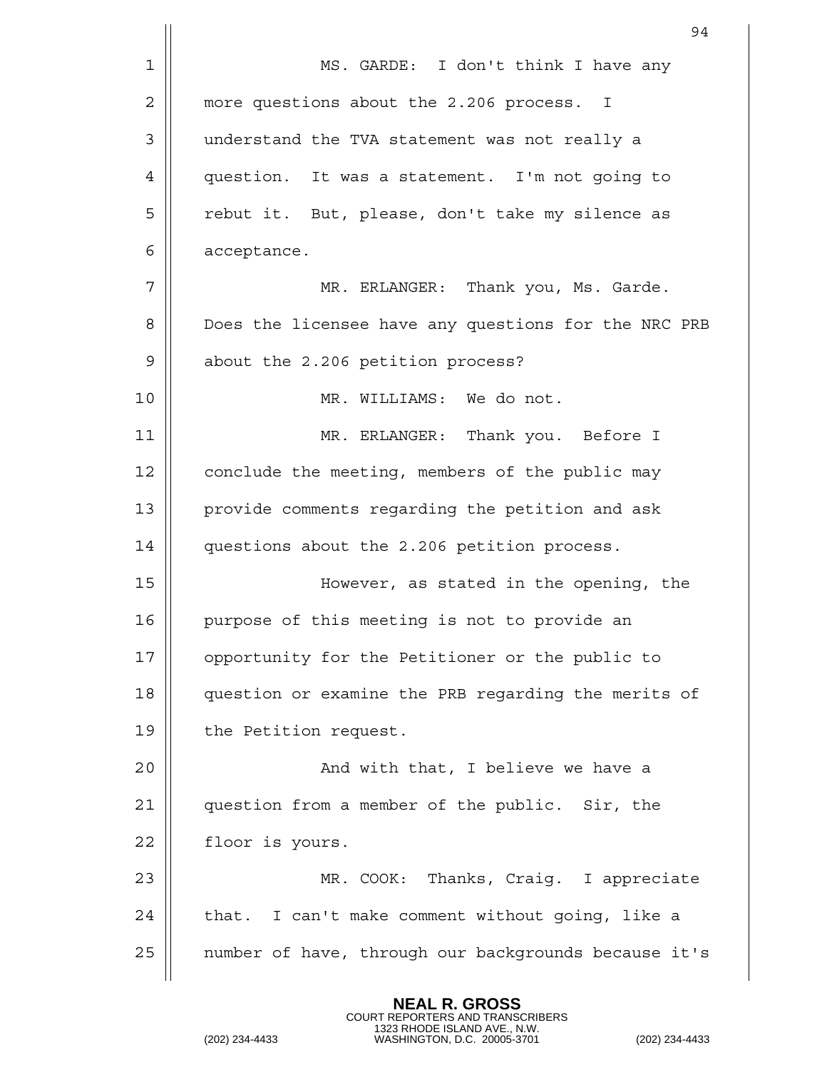MS. GARDE: I don't think I have any more questions about the 2.206 process. I understand the TVA statement was not really a question. It was a statement. I'm not going to rebut it. But, please, don't take my silence as acceptance.

MR. ERLANGER: Thank you, Ms. Garde. Does the licensee have any questions for the NRC PRB about the 2.206 petition process?

MR. WILLIAMS: We do not.

MR. ERLANGER: Thank you. Before I conclude the meeting, members of the public may provide comments regarding the petition and ask questions about the 2.206 petition process.

However, as stated in the opening, the purpose of this meeting is not to provide an opportunity for the Petitioner or the public to question or examine the PRB regarding the merits of the Petition request.

And with that, I believe we have a question from a member of the public. Sir, the floor is yours.

MR. COOK: Thanks, Craig. I appreciate that. I can't make comment without going, like a number of have, through our backgrounds because it's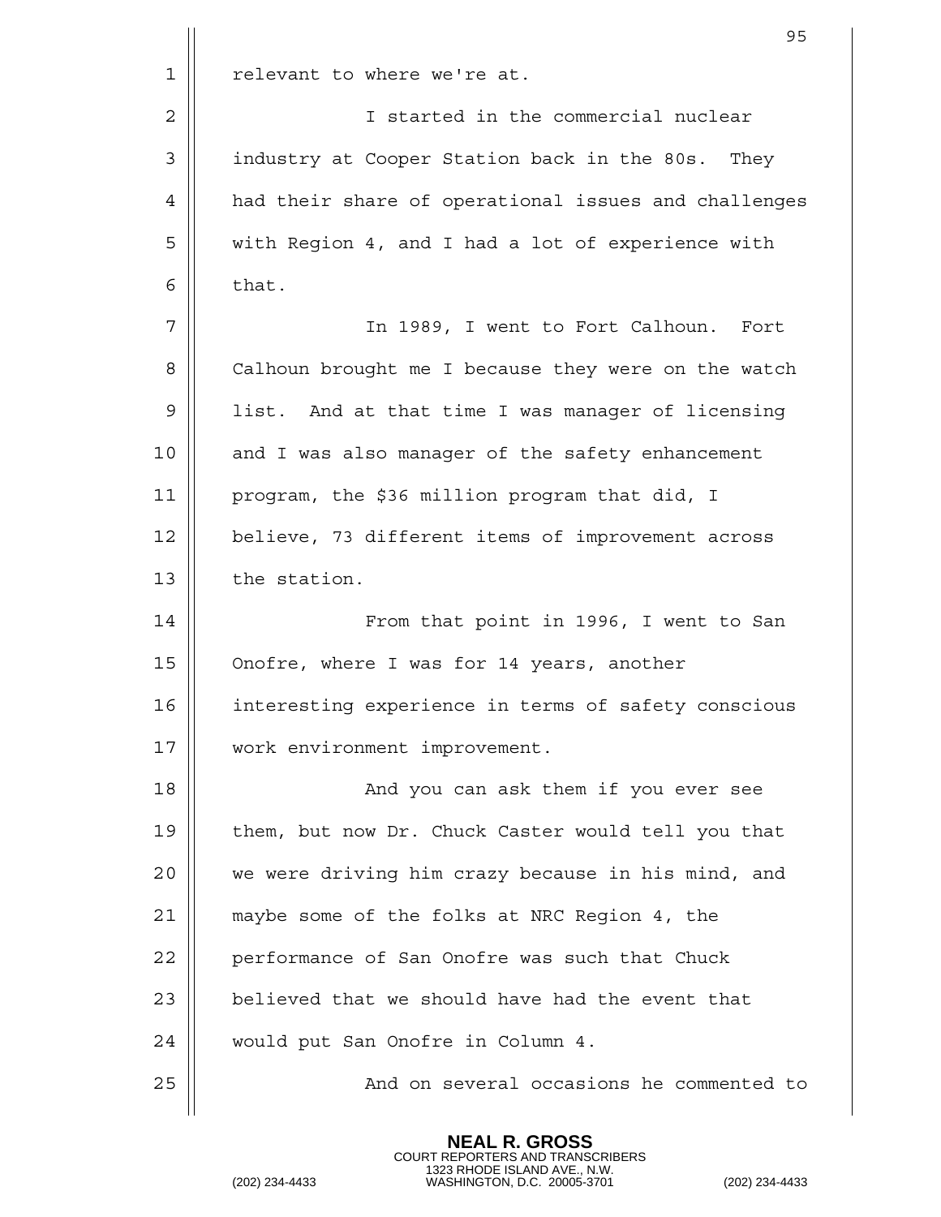relevant to where we're at.

I started in the commercial nuclear industry at Cooper Station back in the 80s. They had their share of operational issues and challenges with Region 4, and I had a lot of experience with that.

In 1989, I went to Fort Calhoun. Fort Calhoun brought me I because they were on the watch list. And at that time I was manager of licensing and I was also manager of the safety enhancement program, the $36 million program that did, I believe, 73 different items of improvement across the station.

From that point in 1996, I went to San Onofre, where I was for 14 years, another interesting experience in terms of safety conscious work environment improvement.

And you can ask them if you ever see them, but now Dr. Chuck Caster would tell you that we were driving him crazy because in his mind, and maybe some of the folks at NRC Region 4, the performance of San Onofre was such that Chuck believed that we should have had the event that would put San Onofre in Column 4.

And on several occasions he commented to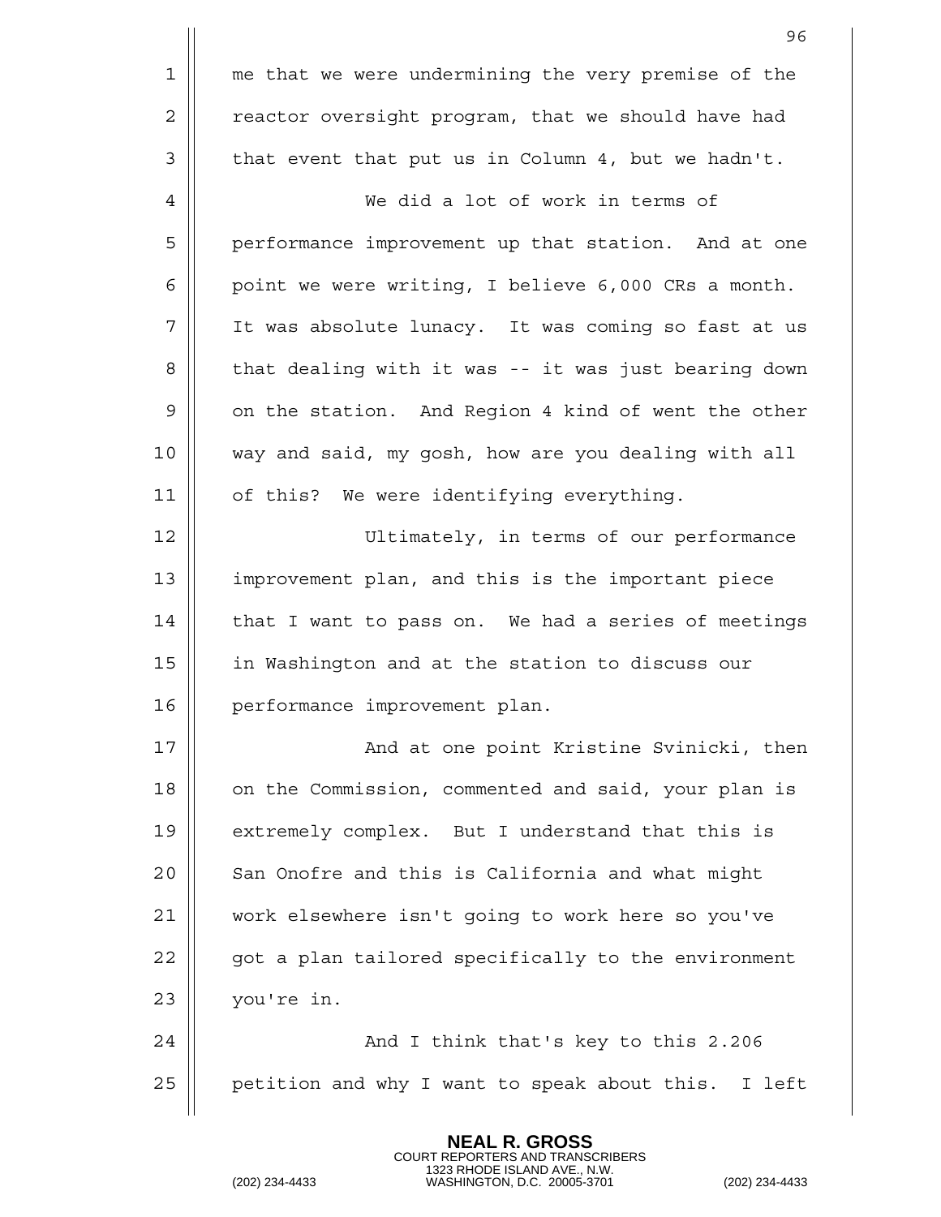me that we were undermining the very premise of the reactor oversight program, that we should have had that event that put us in Column 4, but we hadn't.

We did a lot of work in terms of performance improvement up that station. And at one point we were writing, I believe 6,000 CRs a month. It was absolute lunacy. It was coming so fast at us that dealing with it was -- it was just bearing down on the station. And Region 4 kind of went the other way and said, my gosh, how are you dealing with all of this? We were identifying everything.

Ultimately, in terms of our performance improvement plan, and this is the important piece that I want to pass on. We had a series of meetings in Washington and at the station to discuss our performance improvement plan.

And at one point Kristine Svinicki, then on the Commission, commented and said, your plan is extremely complex. But I understand that this is San Onofre and this is California and what might work elsewhere isn't going to work here so you've got a plan tailored specifically to the environment you're in.

And I think that's key to this 2.206 petition and why I want to speak about this. I left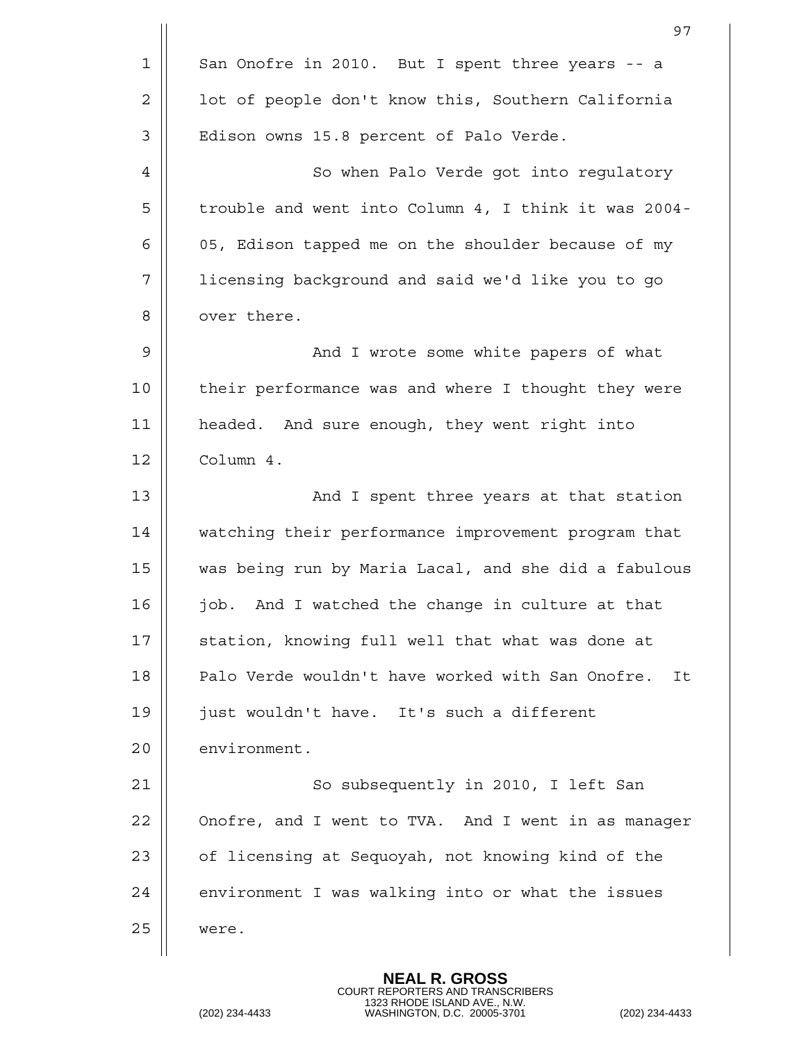San Onofre in 2010. But I spent three years -- a lot of people don't know this, Southern California Edison owns 15.8 percent of Palo Verde.

So when Palo Verde got into regulatory trouble and went into Column 4, I think it was 2004-05, Edison tapped me on the shoulder because of my licensing background and said we'd like you to go over there.

And I wrote some white papers of what their performance was and where I thought they were headed. And sure enough, they went right into Column 4.

And I spent three years at that station watching their performance improvement program that was being run by Maria Lacal, and she did a fabulous job. And I watched the change in culture at that station, knowing full well that what was done at Palo Verde wouldn't have worked with San Onofre. It just wouldn't have. It's such a different environment.

So subsequently in 2010, I left San Onofre, and I went to TVA. And I went in as manager of licensing at Sequoyah, not knowing kind of the environment I was walking into or what the issues were.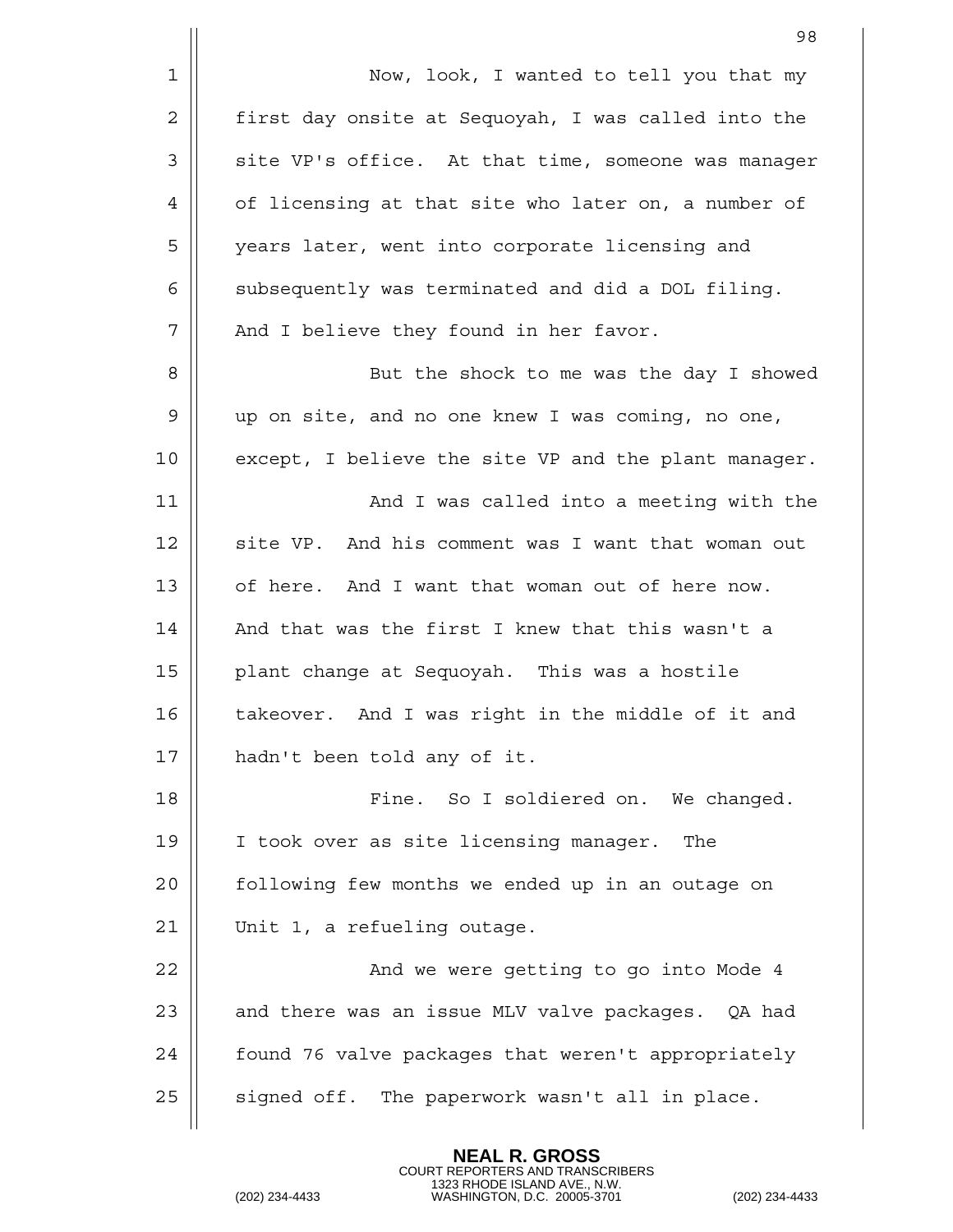Now, look, I wanted to tell you that my first day onsite at Sequoyah, I was called into the site VP's office. At that time, someone was manager of licensing at that site who later on, a number of years later, went into corporate licensing and subsequently was terminated and did a DOL filing. And I believe they found in her favor.

But the shock to me was the day I showed up on site, and no one knew I was coming, no one, except, I believe the site VP and the plant manager.

And I was called into a meeting with the site VP. And his comment was I want that woman out of here. And I want that woman out of here now. And that was the first I knew that this wasn't a plant change at Sequoyah. This was a hostile takeover. And I was right in the middle of it and hadn't been told any of it.

Fine. So I soldiered on. We changed. I took over as site licensing manager. The following few months we ended up in an outage on Unit 1, a refueling outage.

And we were getting to go into Mode 4 and there was an issue MLV valve packages. QA had found 76 valve packages that weren't appropriately signed off. The paperwork wasn't all in place.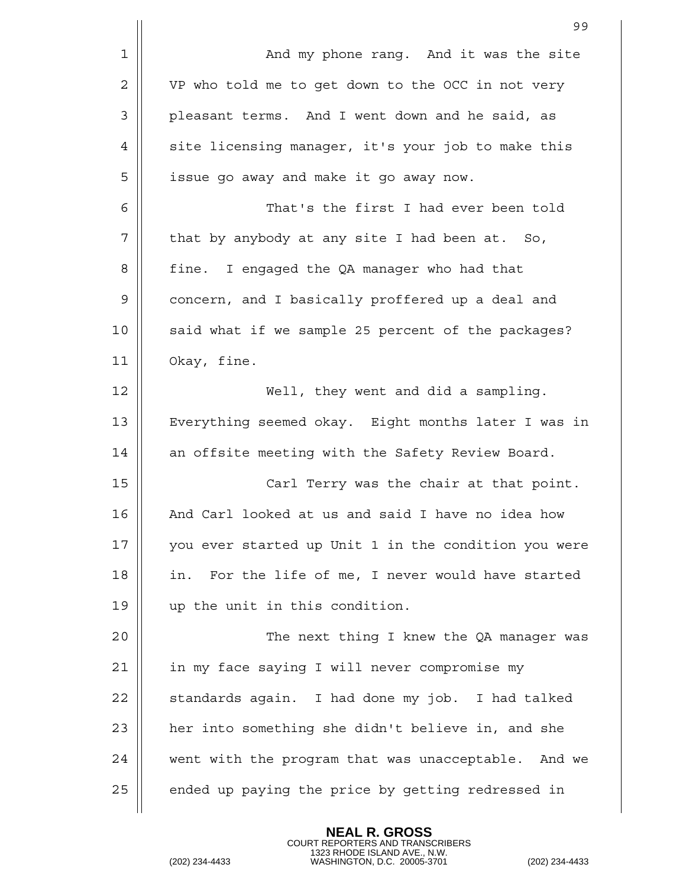And my phone rang. And it was the site VP who told me to get down to the OCC in not very pleasant terms. And I went down and he said, as site licensing manager, it's your job to make this issue go away and make it go away now.

That's the first I had ever been told that by anybody at any site I had been at. So, fine. I engaged the QA manager who had that concern, and I basically proffered up a deal and said what if we sample 25 percent of the packages? Okay, fine.

Well, they went and did a sampling. Everything seemed okay. Eight months later I was in an offsite meeting with the Safety Review Board.

Carl Terry was the chair at that point. And Carl looked at us and said I have no idea how you ever started up Unit 1 in the condition you were in. For the life of me, I never would have started up the unit in this condition.

The next thing I knew the QA manager was in my face saying I will never compromise my standards again. I had done my job. I had talked her into something she didn't believe in, and she went with the program that was unacceptable. And we ended up paying the price by getting redressed in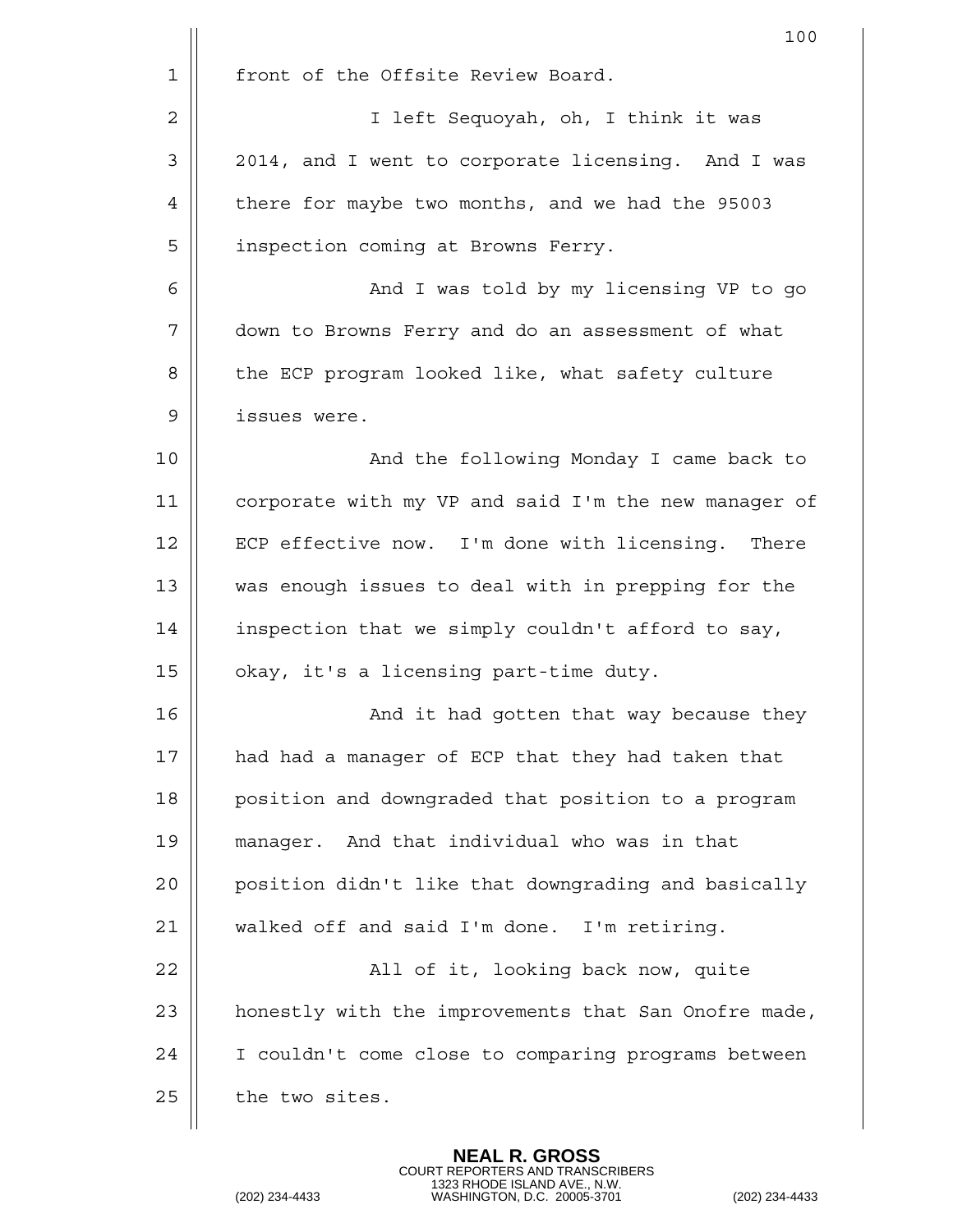front of the Offsite Review Board.

I left Sequoyah, oh, I think it was 2014, and I went to corporate licensing. And I was there for maybe two months, and we had the 95003 inspection coming at Browns Ferry.

And I was told by my licensing VP to go down to Browns Ferry and do an assessment of what the ECP program looked like, what safety culture issues were.

And the following Monday I came back to corporate with my VP and said I'm the new manager of ECP effective now. I'm done with licensing. There was enough issues to deal with in prepping for the inspection that we simply couldn't afford to say, okay, it's a licensing part-time duty.

And it had gotten that way because they had had a manager of ECP that they had taken that position and downgraded that position to a program manager. And that individual who was in that position didn't like that downgrading and basically walked off and said I'm done. I'm retiring.

All of it, looking back now, quite honestly with the improvements that San Onofre made, I couldn't come close to comparing programs between the two sites.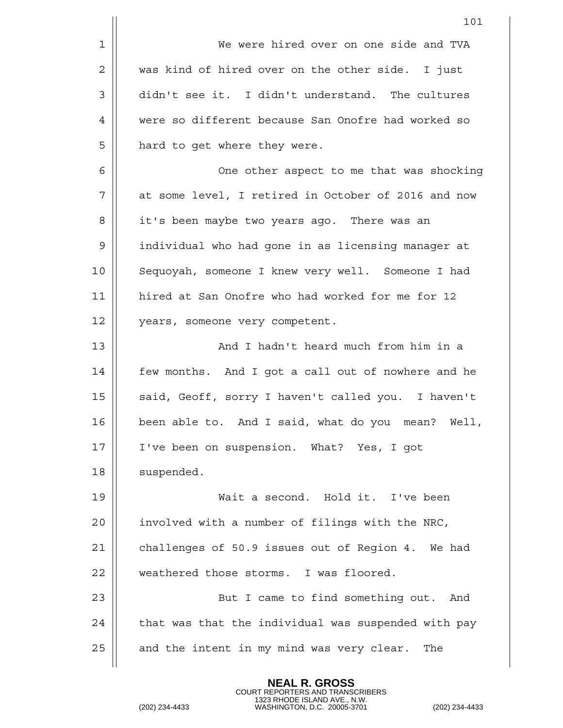We were hired over on one side and TVA was kind of hired over on the other side. I just didn't see it. I didn't understand. The cultures were so different because San Onofre had worked so hard to get where they were.

One other aspect to me that was shocking at some level, I retired in October of 2016 and now it's been maybe two years ago. There was an individual who had gone in as licensing manager at Sequoyah, someone I knew very well. Someone I had hired at San Onofre who had worked for me for 12 years, someone very competent.

And I hadn't heard much from him in a few months. And I got a call out of nowhere and he said, Geoff, sorry I haven't called you. I haven't been able to. And I said, what do you mean? Well, I've been on suspension. What? Yes, I got suspended.

Wait a second. Hold it. I've been involved with a number of filings with the NRC, challenges of 50.9 issues out of Region 4. We had weathered those storms. I was floored.

But I came to find something out. And that was that the individual was suspended with pay and the intent in my mind was very clear. The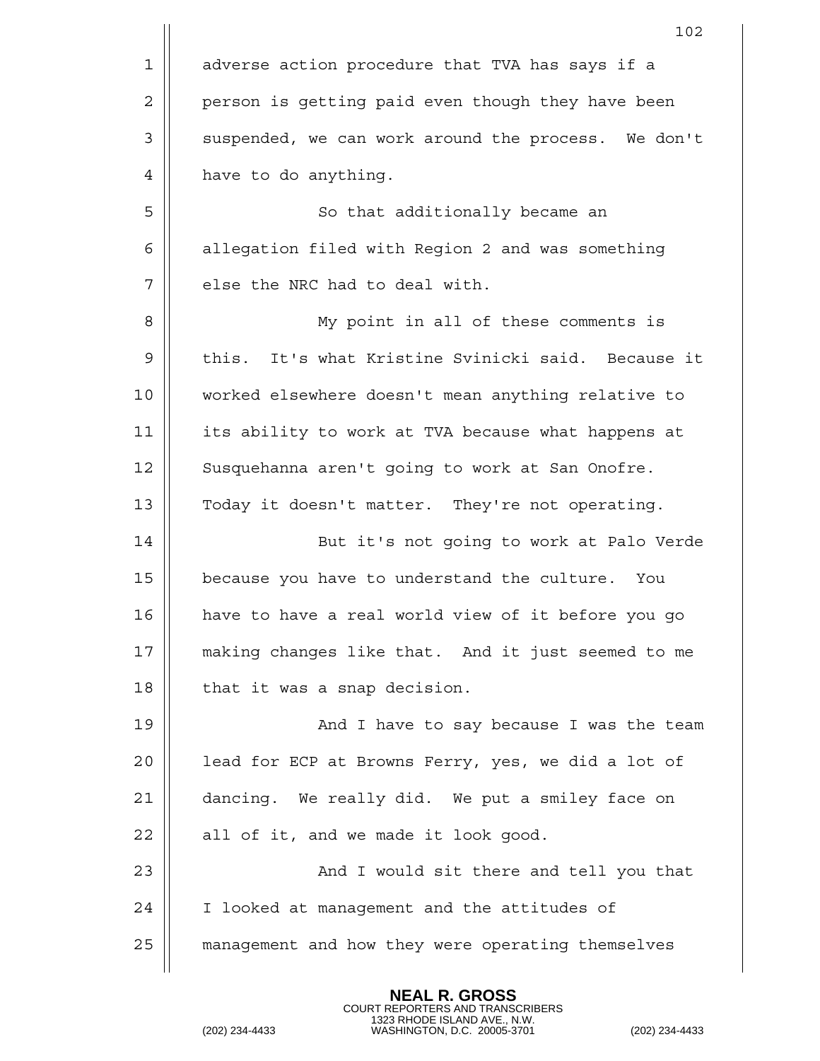adverse action procedure that TVA has says if a person is getting paid even though they have been suspended, we can work around the process. We don't have to do anything.

So that additionally became an allegation filed with Region 2 and was something else the NRC had to deal with.

My point in all of these comments is this. It's what Kristine Svinicki said. Because it worked elsewhere doesn't mean anything relative to its ability to work at TVA because what happens at Susquehanna aren't going to work at San Onofre. Today it doesn't matter. They're not operating.

But it's not going to work at Palo Verde because you have to understand the culture. You have to have a real world view of it before you go making changes like that. And it just seemed to me that it was a snap decision.

And I have to say because I was the team lead for ECP at Browns Ferry, yes, we did a lot of dancing. We really did. We put a smiley face on all of it, and we made it look good.

And I would sit there and tell you that I looked at management and the attitudes of management and how they were operating themselves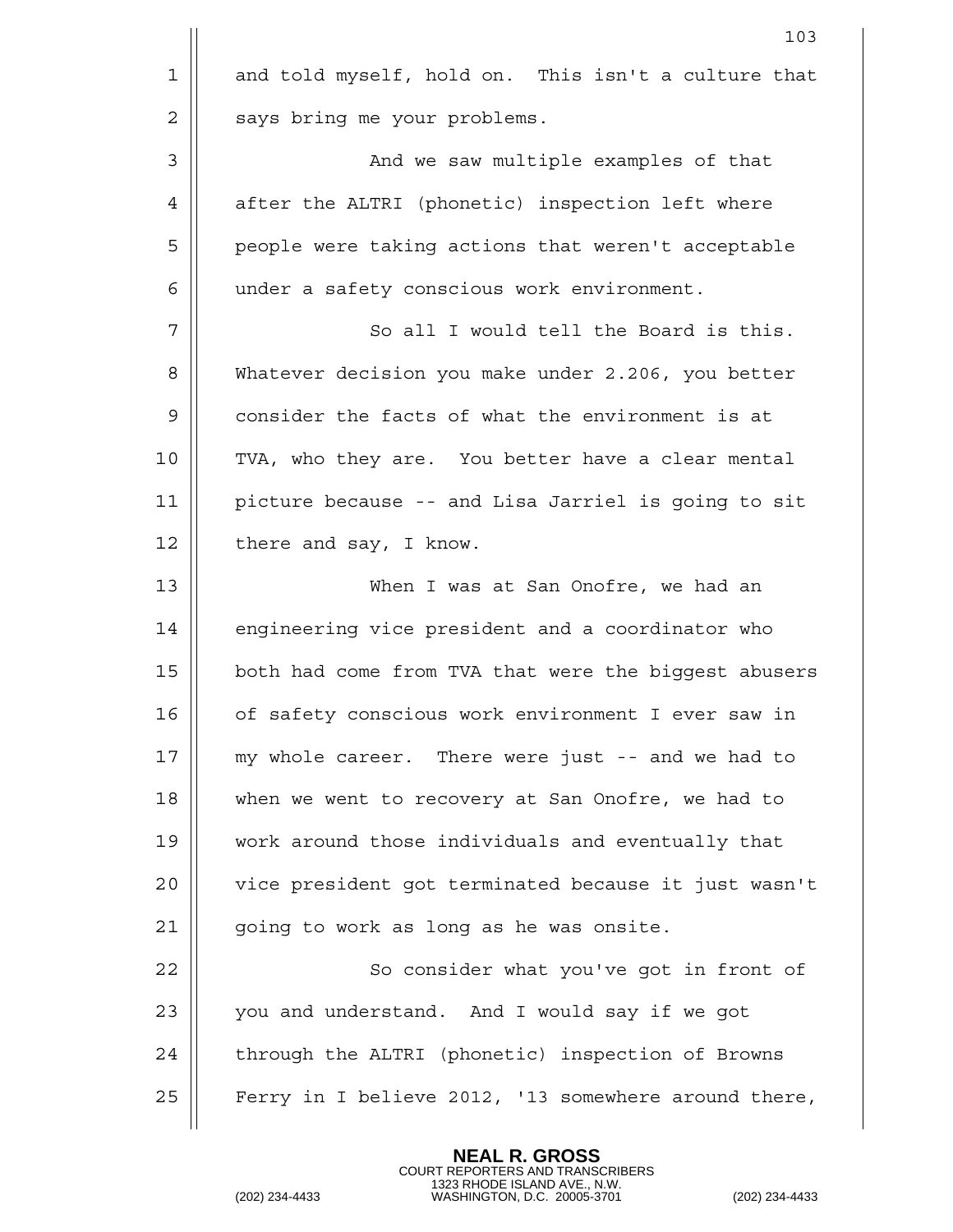and told myself, hold on. This isn't a culture that says bring me your problems.

And we saw multiple examples of that after the ALTRI (phonetic) inspection left where people were taking actions that weren't acceptable under a safety conscious work environment.

So all I would tell the Board is this. Whatever decision you make under 2.206, you better consider the facts of what the environment is at TVA, who they are. You better have a clear mental picture because -- and Lisa Jarriel is going to sit there and say, I know.

When I was at San Onofre, we had an engineering vice president and a coordinator who both had come from TVA that were the biggest abusers of safety conscious work environment I ever saw in my whole career. There were just -- and we had to when we went to recovery at San Onofre, we had to work around those individuals and eventually that vice president got terminated because it just wasn't going to work as long as he was onsite.

So consider what you've got in front of you and understand. And I would say if we got through the ALTRI (phonetic) inspection of Browns Ferry in I believe 2012, '13 somewhere around there,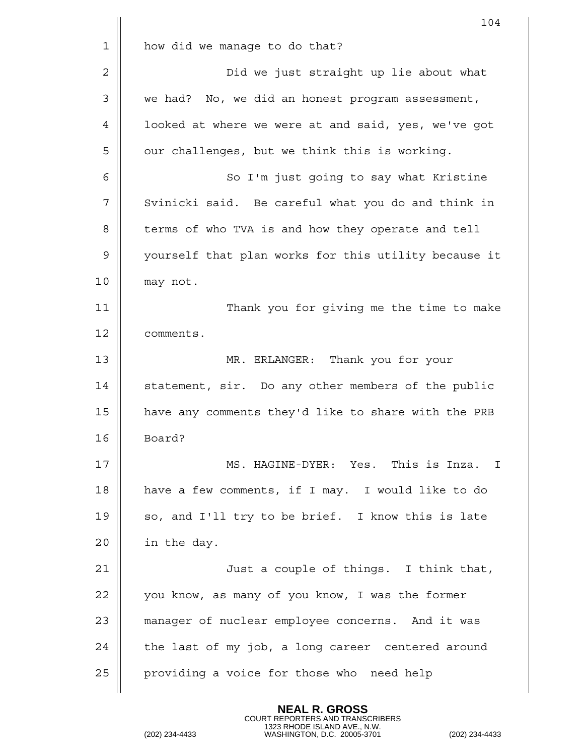how did we manage to do that?

Did we just straight up lie about what we had? No, we did an honest program assessment, looked at where we were at and said, yes, we've got our challenges, but we think this is working.

So I'm just going to say what Kristine Svinicki said. Be careful what you do and think in terms of who TVA is and how they operate and tell yourself that plan works for this utility because it may not.

Thank you for giving me the time to make comments.

MR. ERLANGER: Thank you for your statement, sir. Do any other members of the public have any comments they'd like to share with the PRB Board?

MS. HAGINE-DYER: Yes. This is Inza. I have a few comments, if I may. I would like to do so, and I'll try to be brief. I know this is late in the day.

Just a couple of things. I think that, you know, as many of you know, I was the former manager of nuclear employee concerns. And it was the last of my job, a long career centered around providing a voice for those who need help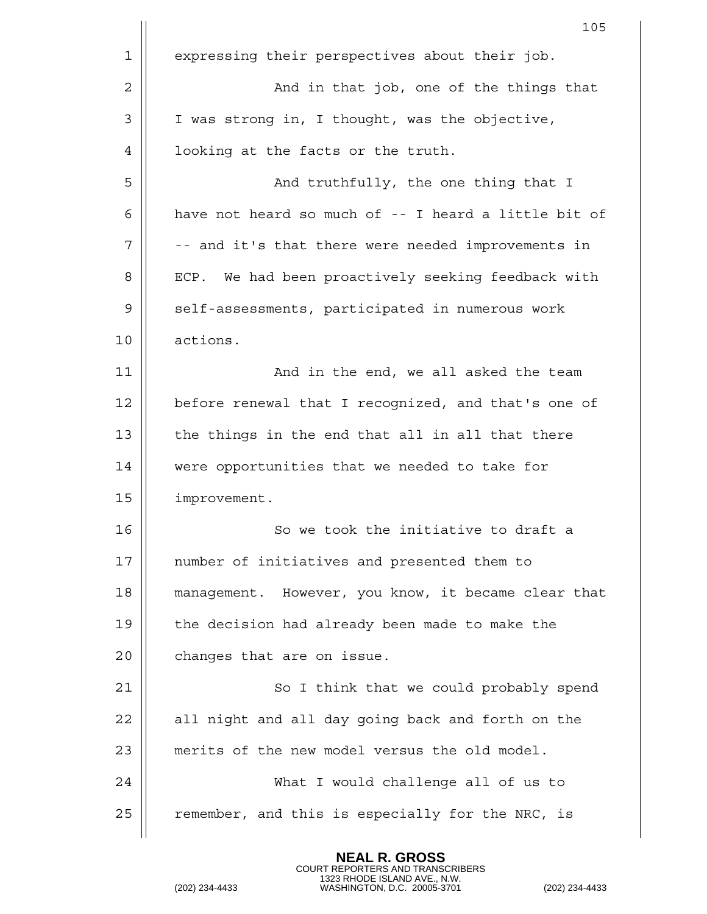expressing their perspectives about their job.

And in that job, one of the things that I was strong in, I thought, was the objective, looking at the facts or the truth.

And truthfully, the one thing that I have not heard so much of -- I heard a little bit of -- and it's that there were needed improvements in ECP. We had been proactively seeking feedback with self-assessments, participated in numerous work actions.

And in the end, we all asked the team before renewal that I recognized, and that's one of the things in the end that all in all that there were opportunities that we needed to take for improvement.

So we took the initiative to draft a number of initiatives and presented them to management. However, you know, it became clear that the decision had already been made to make the changes that are on issue.

So I think that we could probably spend all night and all day going back and forth on the merits of the new model versus the old model.

What I would challenge all of us to remember, and this is especially for the NRC, is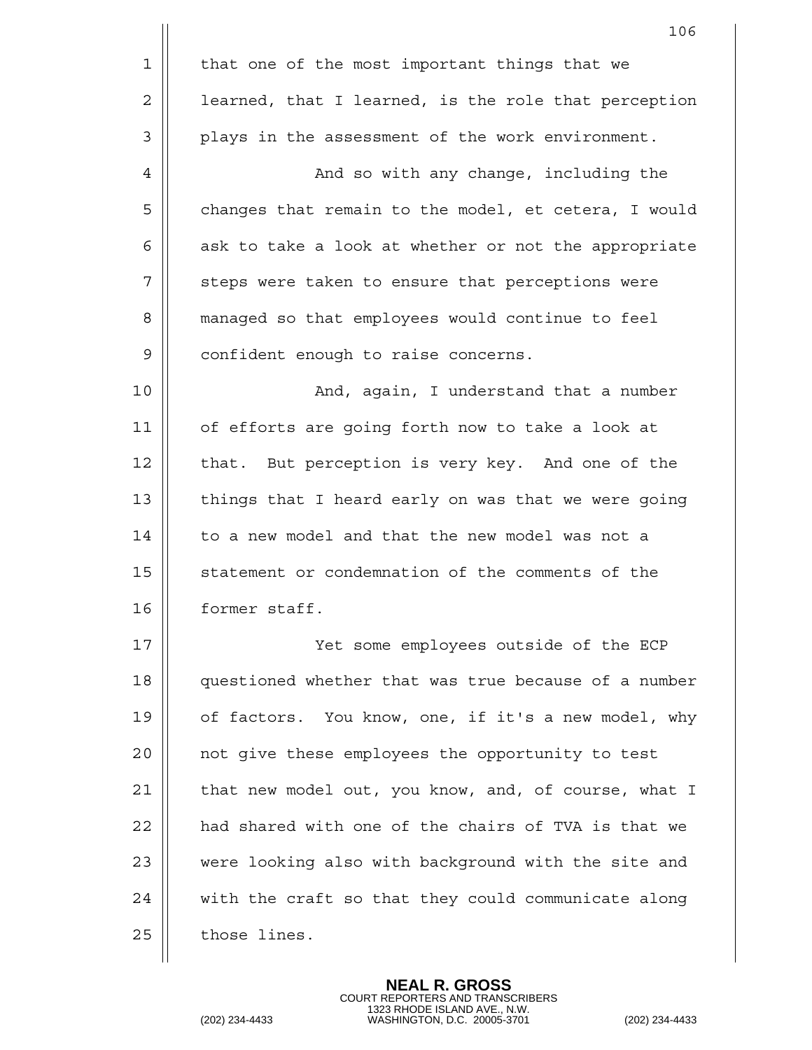that one of the most important things that we learned, that I learned, is the role that perception plays in the assessment of the work environment.

And so with any change, including the changes that remain to the model, et cetera, I would ask to take a look at whether or not the appropriate steps were taken to ensure that perceptions were managed so that employees would continue to feel confident enough to raise concerns.

And, again, I understand that a number of efforts are going forth now to take a look at that. But perception is very key. And one of the things that I heard early on was that we were going to a new model and that the new model was not a statement or condemnation of the comments of the former staff.

Yet some employees outside of the ECP questioned whether that was true because of a number of factors. You know, one, if it's a new model, why not give these employees the opportunity to test that new model out, you know, and, of course, what I had shared with one of the chairs of TVA is that we were looking also with background with the site and with the craft so that they could communicate along those lines.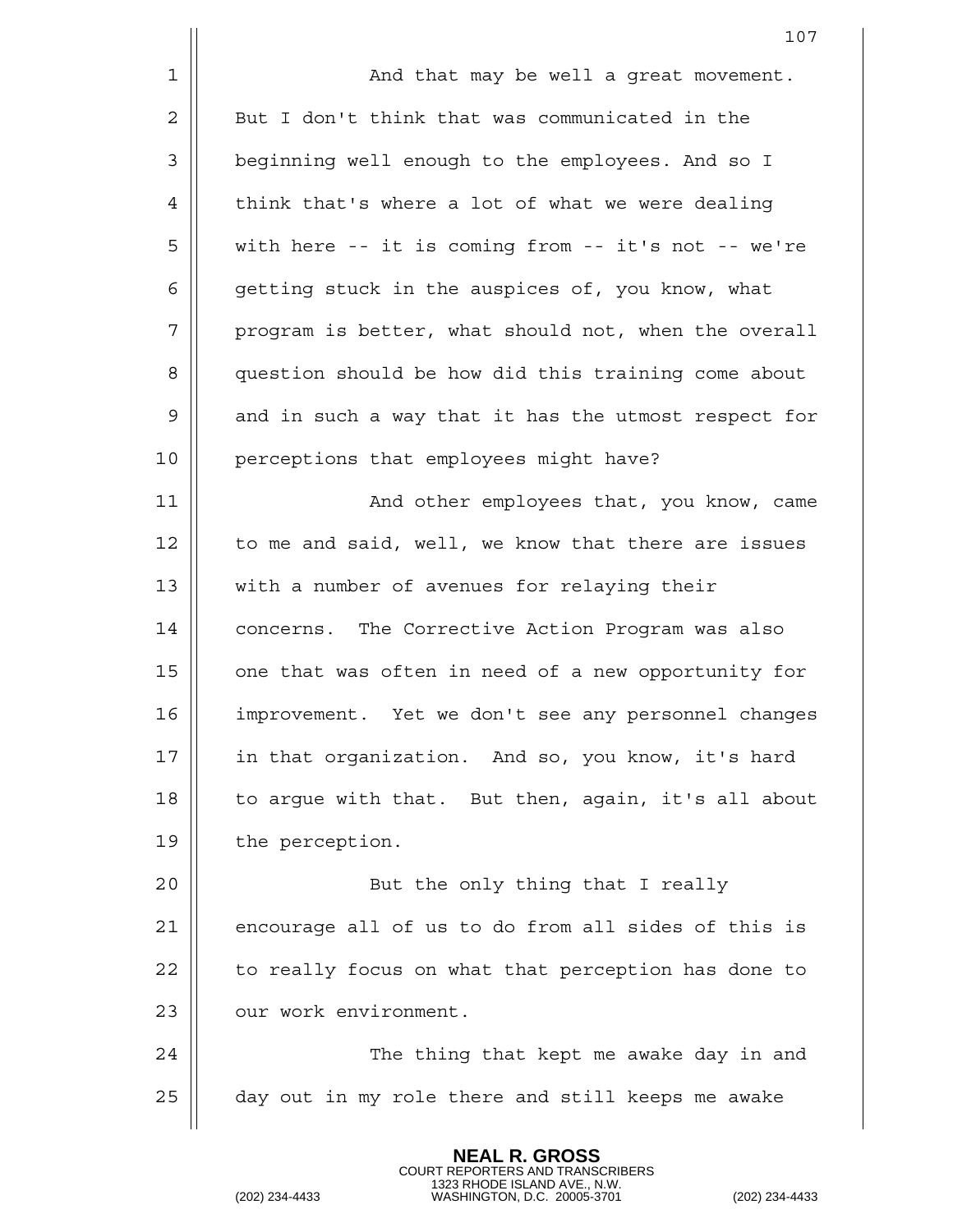And that may be well a great movement. But I don't think that was communicated in the beginning well enough to the employees. And so I think that's where a lot of what we were dealing with here -- it is coming from -- it's not -- we're getting stuck in the auspices of, you know, what program is better, what should not, when the overall question should be how did this training come about and in such a way that it has the utmost respect for perceptions that employees might have?

And other employees that, you know, came to me and said, well, we know that there are issues with a number of avenues for relaying their concerns. The Corrective Action Program was also one that was often in need of a new opportunity for improvement. Yet we don't see any personnel changes in that organization. And so, you know, it's hard to argue with that. But then, again, it's all about the perception.

But the only thing that I really encourage all of us to do from all sides of this is to really focus on what that perception has done to our work environment.

The thing that kept me awake day in and day out in my role there and still keeps me awake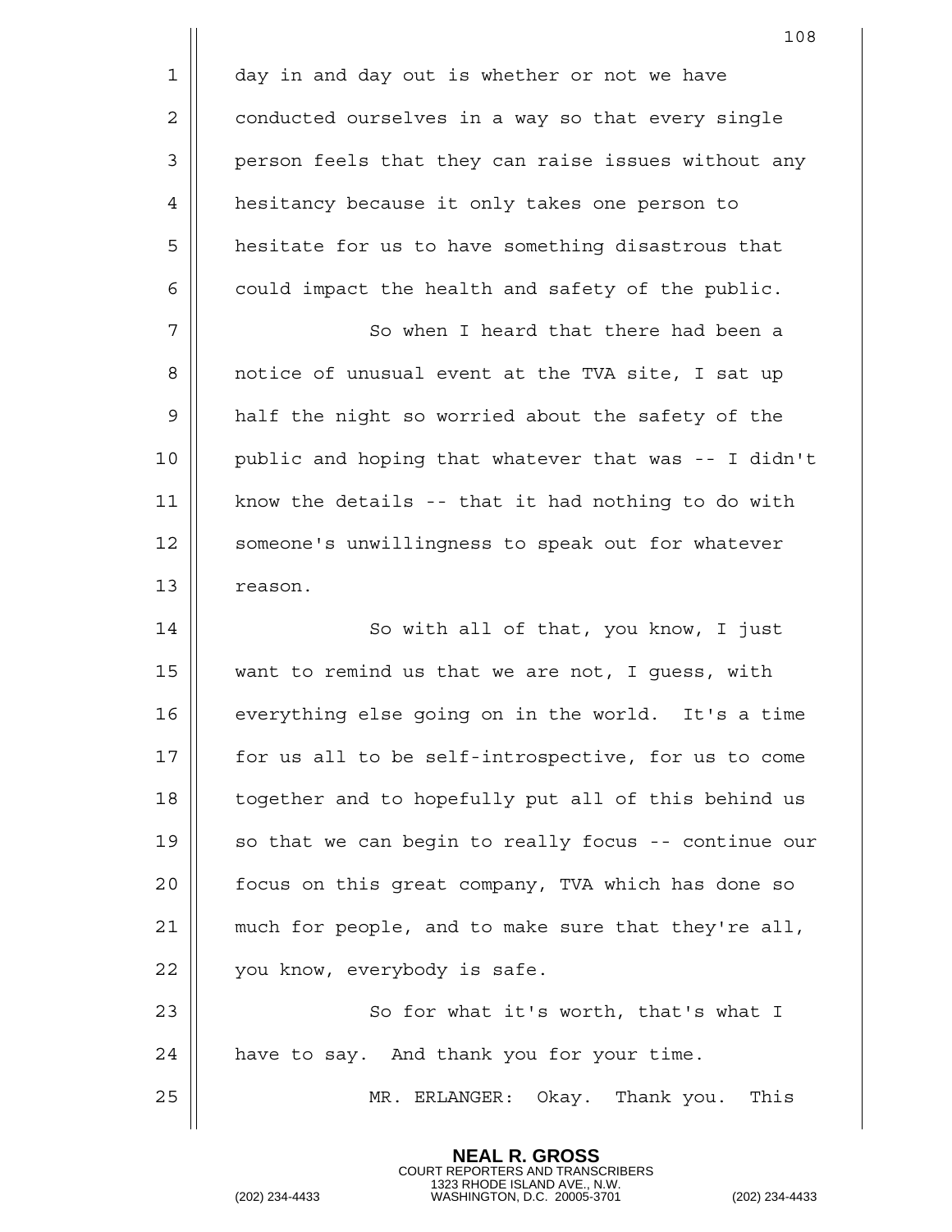day in and day out is whether or not we have conducted ourselves in a way so that every single person feels that they can raise issues without any hesitancy because it only takes one person to hesitate for us to have something disastrous that could impact the health and safety of the public.

So when I heard that there had been a notice of unusual event at the TVA site, I sat up half the night so worried about the safety of the public and hoping that whatever that was -- I didn't know the details -- that it had nothing to do with someone's unwillingness to speak out for whatever reason.

So with all of that, you know, I just want to remind us that we are not, I guess, with everything else going on in the world. It's a time for us all to be self-introspective, for us to come together and to hopefully put all of this behind us so that we can begin to really focus -- continue our focus on this great company, TVA which has done so much for people, and to make sure that they're all, you know, everybody is safe.

So for what it's worth, that's what I have to say. And thank you for your time.

MR. ERLANGER: Okay. Thank you. This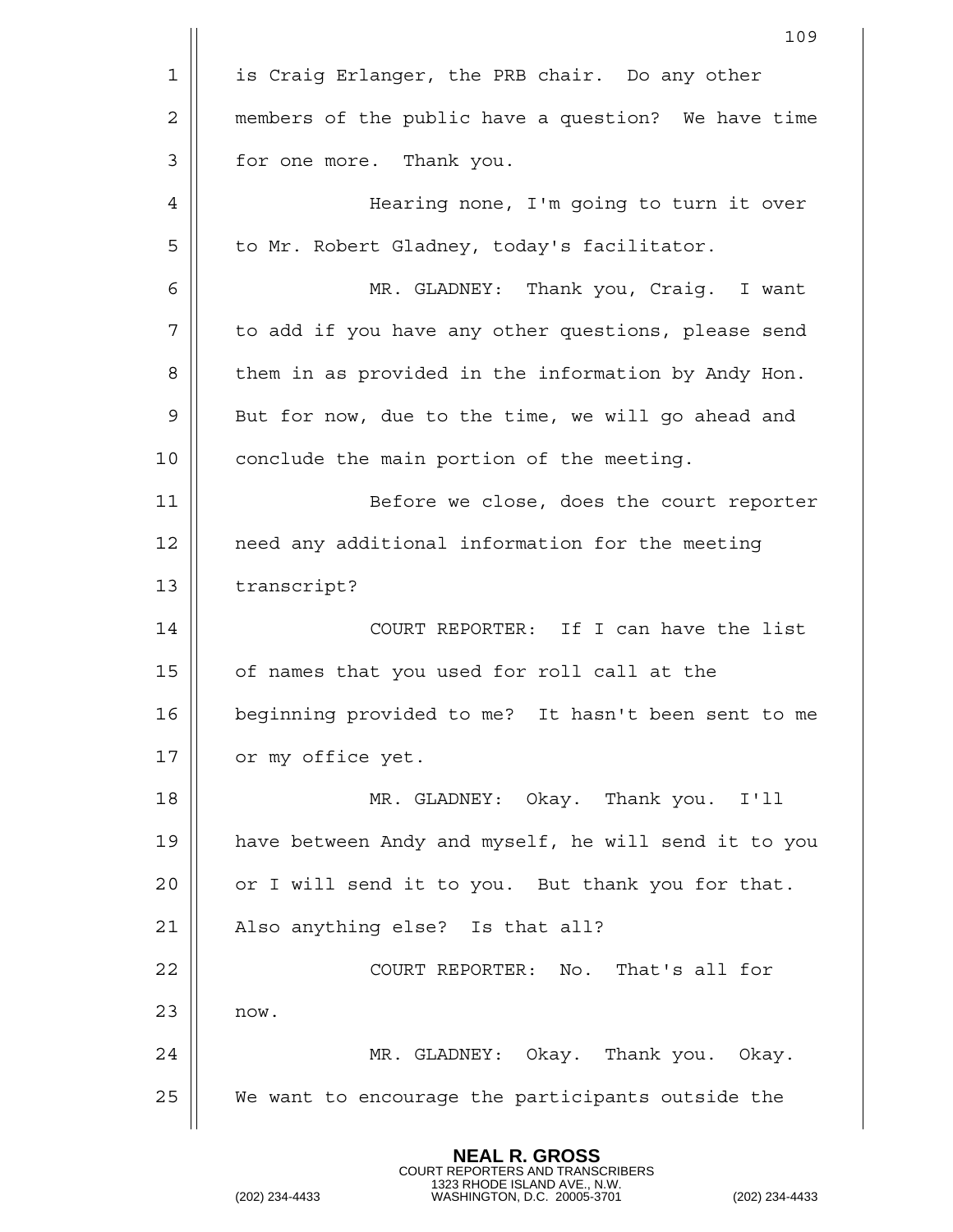is Craig Erlanger, the PRB chair. Do any other members of the public have a question? We have time for one more. Thank you.

Hearing none, I'm going to turn it over to Mr. Robert Gladney, today's facilitator.

MR. GLADNEY: Thank you, Craig. I want to add if you have any other questions, please send them in as provided in the information by Andy Hon. But for now, due to the time, we will go ahead and conclude the main portion of the meeting.

Before we close, does the court reporter need any additional information for the meeting transcript?

COURT REPORTER: If I can have the list of names that you used for roll call at the beginning provided to me? It hasn't been sent to me or my office yet.

MR. GLADNEY: Okay. Thank you. I'll have between Andy and myself, he will send it to you or I will send it to you. But thank you for that. Also anything else? Is that all?

COURT REPORTER: No. That's all for now.

MR. GLADNEY: Okay. Thank you. Okay. We want to encourage the participants outside the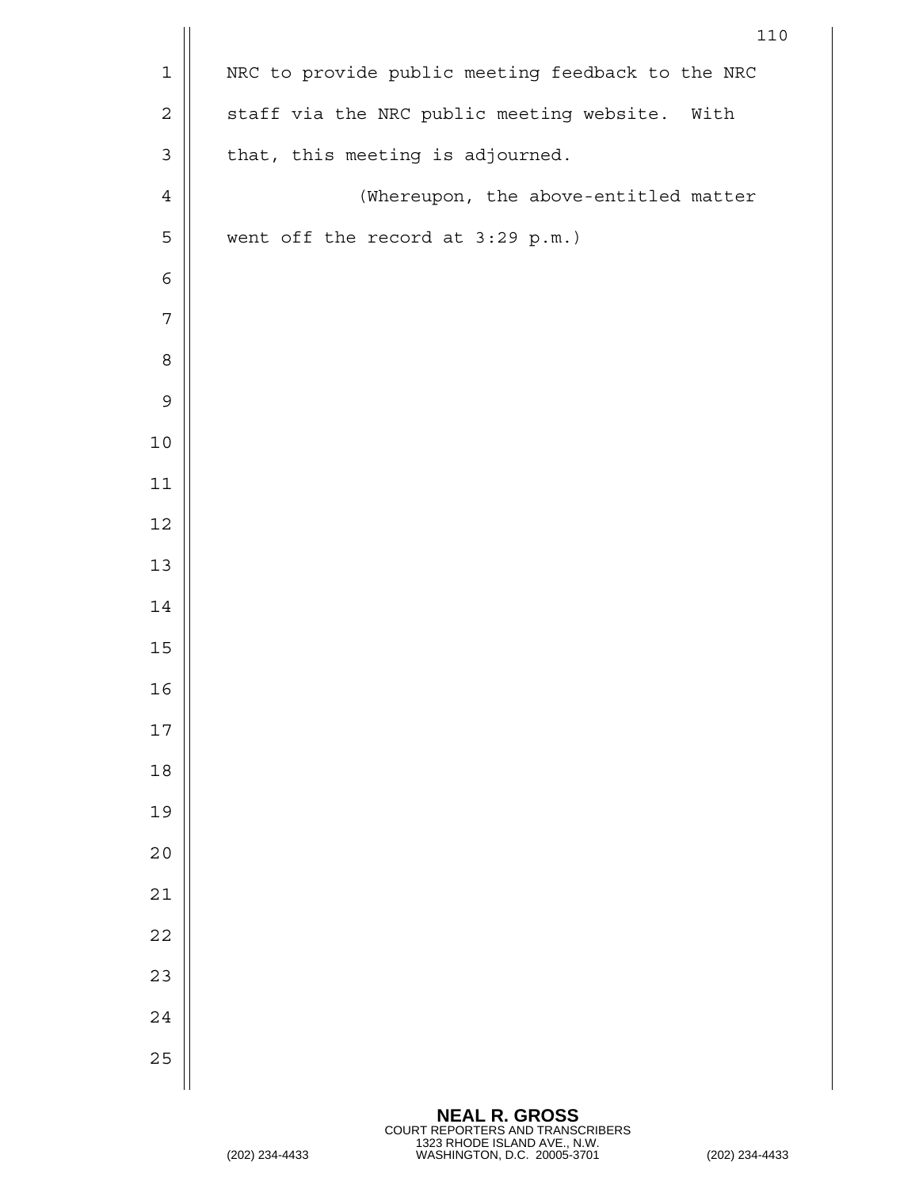NRC to provide public meeting feedback to the NRC staff via the NRC public meeting website. With that, this meeting is adjourned.

(Whereupon, the above-entitled matter went off the record at 3:29 p.m.)